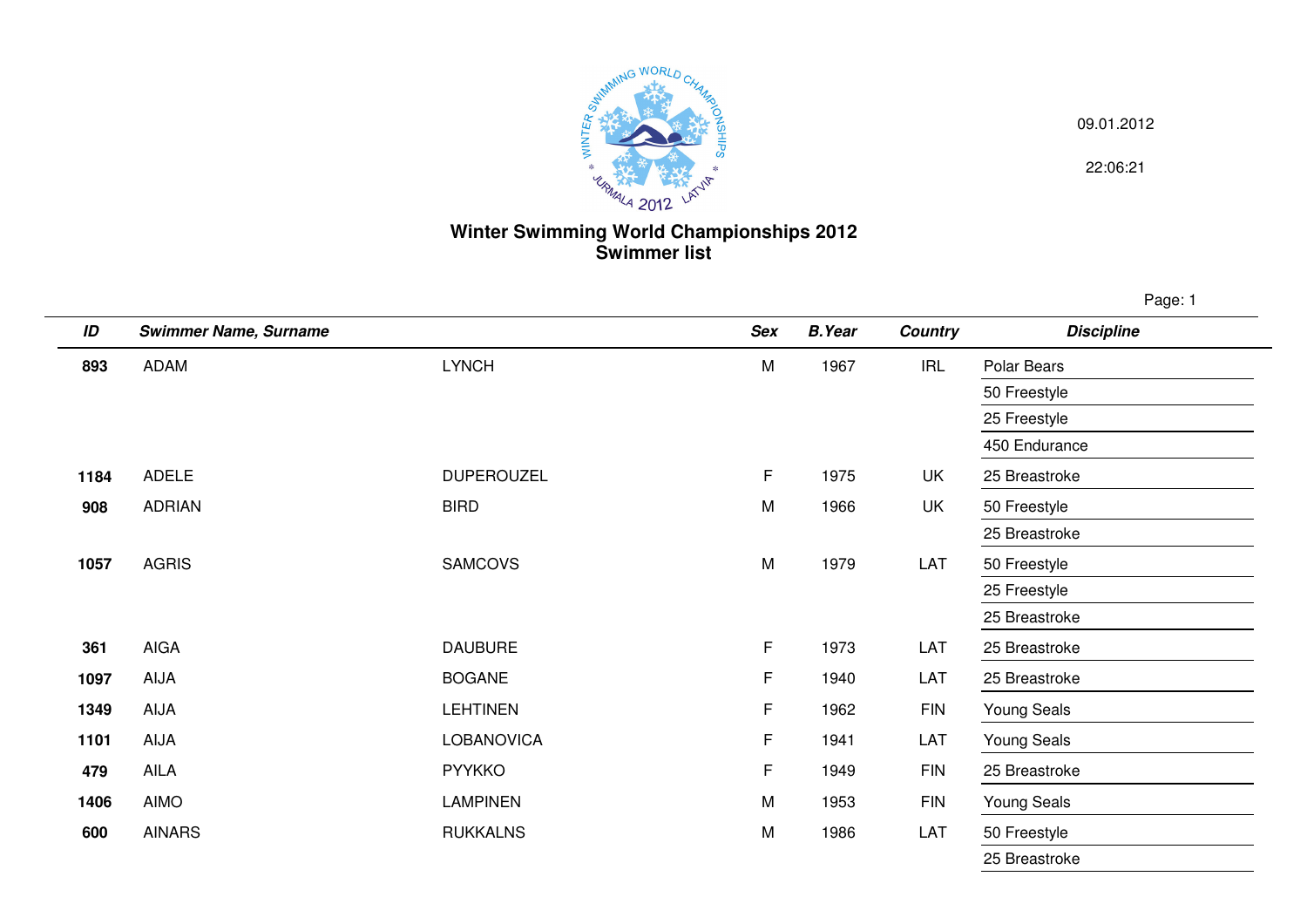# Winter Swimming World Championships 2012
## Swimmer list

09.01.2012

22:06:21

| ID | Swimmer Name, Surname | | Sex | B.Year | Country | Discipline |
|---|---|---|---|---|---|---|
| 893 | ADAM | LYNCH | M | 1967 | IRL | Polar Bears |
| | | | | | | 50 Freestyle |
| | | | | | | 25 Freestyle |
| | | | | | | 450 Endurance |
| 1184 | ADELE | DUPEROUZEL | F | 1975 | UK | 25 Breastroke |
| 908 | ADRIAN | BIRD | M | 1966 | UK | 50 Freestyle |
| | | | | | | 25 Breastroke |
| 1057 | AGRIS | SAMCOVS | M | 1979 | LAT | 50 Freestyle |
| | | | | | | 25 Freestyle |
| | | | | | | 25 Breastroke |
| 361 | AIGA | DAUBURE | F | 1973 | LAT | 25 Breastroke |
| 1097 | AIJA | BOGANE | F | 1940 | LAT | 25 Breastroke |
| 1349 | AIJA | LEHTINEN | F | 1962 | FIN | Young Seals |
| 1101 | AIJA | LOBANOVICA | F | 1941 | LAT | Young Seals |
| 479 | AILA | PYYKKO | F | 1949 | FIN | 25 Breastroke |
| 1406 | AIMO | LAMPINEN | M | 1953 | FIN | Young Seals |
| 600 | AINARS | RUKKALNS | M | 1986 | LAT | 50 Freestyle |
| | | | | | | 25 Breastroke |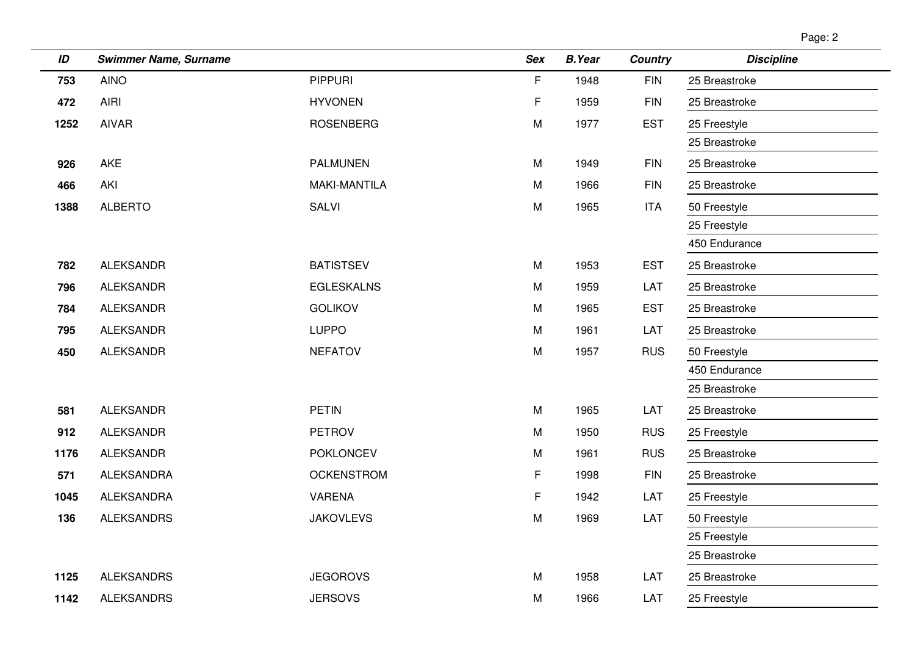| ID | Swimmer Name, Surname | | Sex | B.Year | Country | Discipline |
|---|---|---|---|---|---|---|
| 753 | AINO | PIPPURI | F | 1948 | FIN | 25 Breastroke |
| 472 | AIRI | HYVONEN | F | 1959 | FIN | 25 Breastroke |
| 1252 | AIVAR | ROSENBERG | M | 1977 | EST | 25 Freestyle |
| | | | | | | 25 Breastroke |
| 926 | AKE | PALMUNEN | M | 1949 | FIN | 25 Breastroke |
| 466 | AKI | MAKI-MANTILA | M | 1966 | FIN | 25 Breastroke |
| 1388 | ALBERTO | SALVI | M | 1965 | ITA | 50 Freestyle |
| | | | | | | 25 Freestyle |
| | | | | | | 450 Endurance |
| 782 | ALEKSANDR | BATISTSEV | M | 1953 | EST | 25 Breastroke |
| 796 | ALEKSANDR | EGLESKALNS | M | 1959 | LAT | 25 Breastroke |
| 784 | ALEKSANDR | GOLIKOV | M | 1965 | EST | 25 Breastroke |
| 795 | ALEKSANDR | LUPPO | M | 1961 | LAT | 25 Breastroke |
| 450 | ALEKSANDR | NEFATOV | M | 1957 | RUS | 50 Freestyle |
| | | | | | | 450 Endurance |
| | | | | | | 25 Breastroke |
| 581 | ALEKSANDR | PETIN | M | 1965 | LAT | 25 Breastroke |
| 912 | ALEKSANDR | PETROV | M | 1950 | RUS | 25 Freestyle |
| 1176 | ALEKSANDR | POKLONCEV | M | 1961 | RUS | 25 Breastroke |
| 571 | ALEKSANDRA | OCKENSTROM | F | 1998 | FIN | 25 Breastroke |
| 1045 | ALEKSANDRA | VARENA | F | 1942 | LAT | 25 Freestyle |
| 136 | ALEKSANDRS | JAKOVLEVS | M | 1969 | LAT | 50 Freestyle |
| | | | | | | 25 Freestyle |
| | | | | | | 25 Breastroke |
| 1125 | ALEKSANDRS | JEGOROVS | M | 1958 | LAT | 25 Breastroke |
| 1142 | ALEKSANDRS | JERSOVS | M | 1966 | LAT | 25 Freestyle |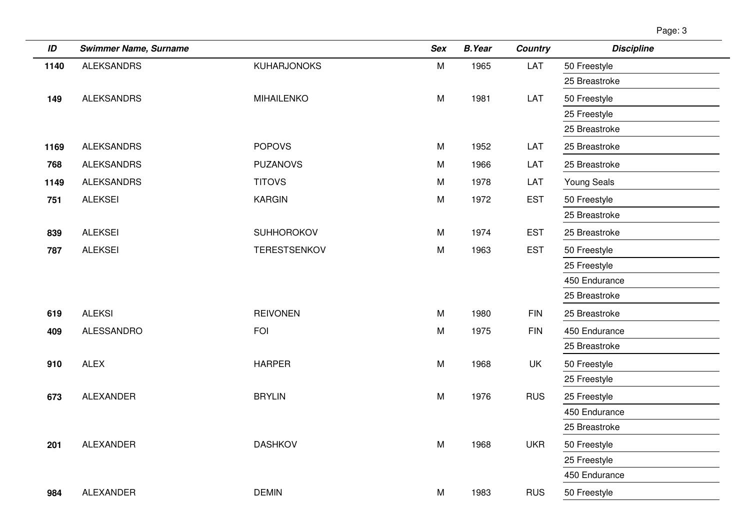| ID | Swimmer Name, Surname | | Sex | B.Year | Country | Discipline |
|---|---|---|---|---|---|---|
| **1140** | ALEKSANDRS | KUHARJONOKS | M | 1965 | LAT | 50 Freestyle |
| | | | | | | 25 Breastroke |
| **149** | ALEKSANDRS | MIHAILENKO | M | 1981 | LAT | 50 Freestyle |
| | | | | | | 25 Freestyle |
| | | | | | | 25 Breastroke |
| **1169** | ALEKSANDRS | POPOVS | M | 1952 | LAT | 25 Breastroke |
| **768** | ALEKSANDRS | PUZANOVS | M | 1966 | LAT | 25 Breastroke |
| **1149** | ALEKSANDRS | TITOVS | M | 1978 | LAT | Young Seals |
| **751** | ALEKSEI | KARGIN | M | 1972 | EST | 50 Freestyle |
| | | | | | | 25 Breastroke |
| **839** | ALEKSEI | SUHHOROKOV | M | 1974 | EST | 25 Breastroke |
| **787** | ALEKSEI | TERESTSENKOV | M | 1963 | EST | 50 Freestyle |
| | | | | | | 25 Freestyle |
| | | | | | | 450 Endurance |
| | | | | | | 25 Breastroke |
| **619** | ALEKSI | REIVONEN | M | 1980 | FIN | 25 Breastroke |
| **409** | ALESSANDRO | FOI | M | 1975 | FIN | 450 Endurance |
| | | | | | | 25 Breastroke |
| **910** | ALEX | HARPER | M | 1968 | UK | 50 Freestyle |
| | | | | | | 25 Freestyle |
| **673** | ALEXANDER | BRYLIN | M | 1976 | RUS | 25 Freestyle |
| | | | | | | 450 Endurance |
| | | | | | | 25 Breastroke |
| **201** | ALEXANDER | DASHKOV | M | 1968 | UKR | 50 Freestyle |
| | | | | | | 25 Freestyle |
| | | | | | | 450 Endurance |
| **984** | ALEXANDER | DEMIN | M | 1983 | RUS | 50 Freestyle |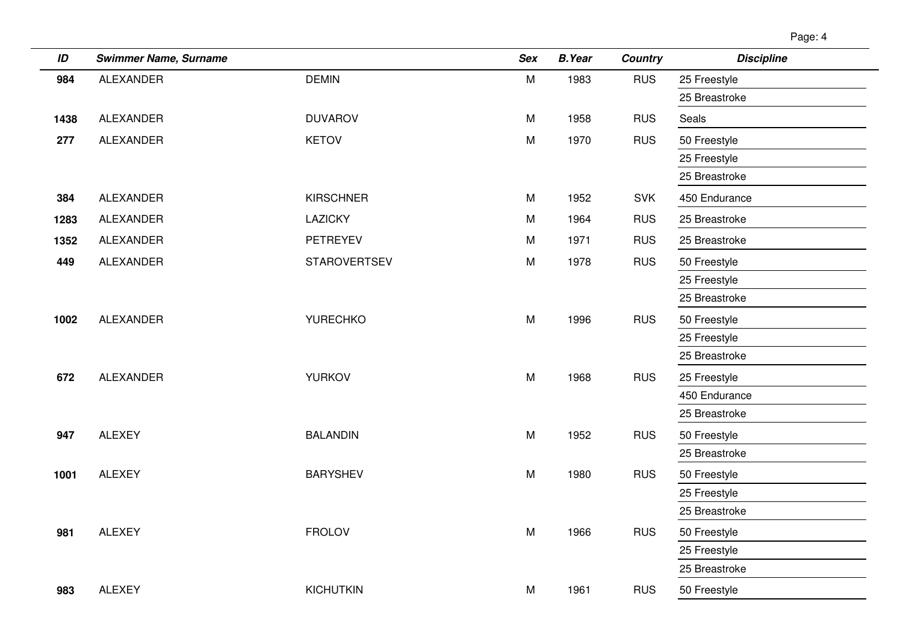| ID | Swimmer Name, Surname | | Sex | B.Year | Country | Discipline |
|---|---|---|---|---|---|---|
| **984** | ALEXANDER | DEMIN | M | 1983 | RUS | 25 Freestyle |
| | | | | | | 25 Breastroke |
| **1438** | ALEXANDER | DUVAROV | M | 1958 | RUS | Seals |
| **277** | ALEXANDER | KETOV | M | 1970 | RUS | 50 Freestyle |
| | | | | | | 25 Freestyle |
| | | | | | | 25 Breastroke |
| **384** | ALEXANDER | KIRSCHNER | M | 1952 | SVK | 450 Endurance |
| **1283** | ALEXANDER | LAZICKY | M | 1964 | RUS | 25 Breastroke |
| **1352** | ALEXANDER | PETREYEV | M | 1971 | RUS | 25 Breastroke |
| **449** | ALEXANDER | STAROVERTSEV | M | 1978 | RUS | 50 Freestyle |
| | | | | | | 25 Freestyle |
| | | | | | | 25 Breastroke |
| **1002** | ALEXANDER | YURECHKO | M | 1996 | RUS | 50 Freestyle |
| | | | | | | 25 Freestyle |
| | | | | | | 25 Breastroke |
| **672** | ALEXANDER | YURKOV | M | 1968 | RUS | 25 Freestyle |
| | | | | | | 450 Endurance |
| | | | | | | 25 Breastroke |
| **947** | ALEXEY | BALANDIN | M | 1952 | RUS | 50 Freestyle |
| | | | | | | 25 Breastroke |
| **1001** | ALEXEY | BARYSHEV | M | 1980 | RUS | 50 Freestyle |
| | | | | | | 25 Freestyle |
| | | | | | | 25 Breastroke |
| **981** | ALEXEY | FROLOV | M | 1966 | RUS | 50 Freestyle |
| | | | | | | 25 Freestyle |
| | | | | | | 25 Breastroke |
| **983** | ALEXEY | KICHUTKIN | M | 1961 | RUS | 50 Freestyle |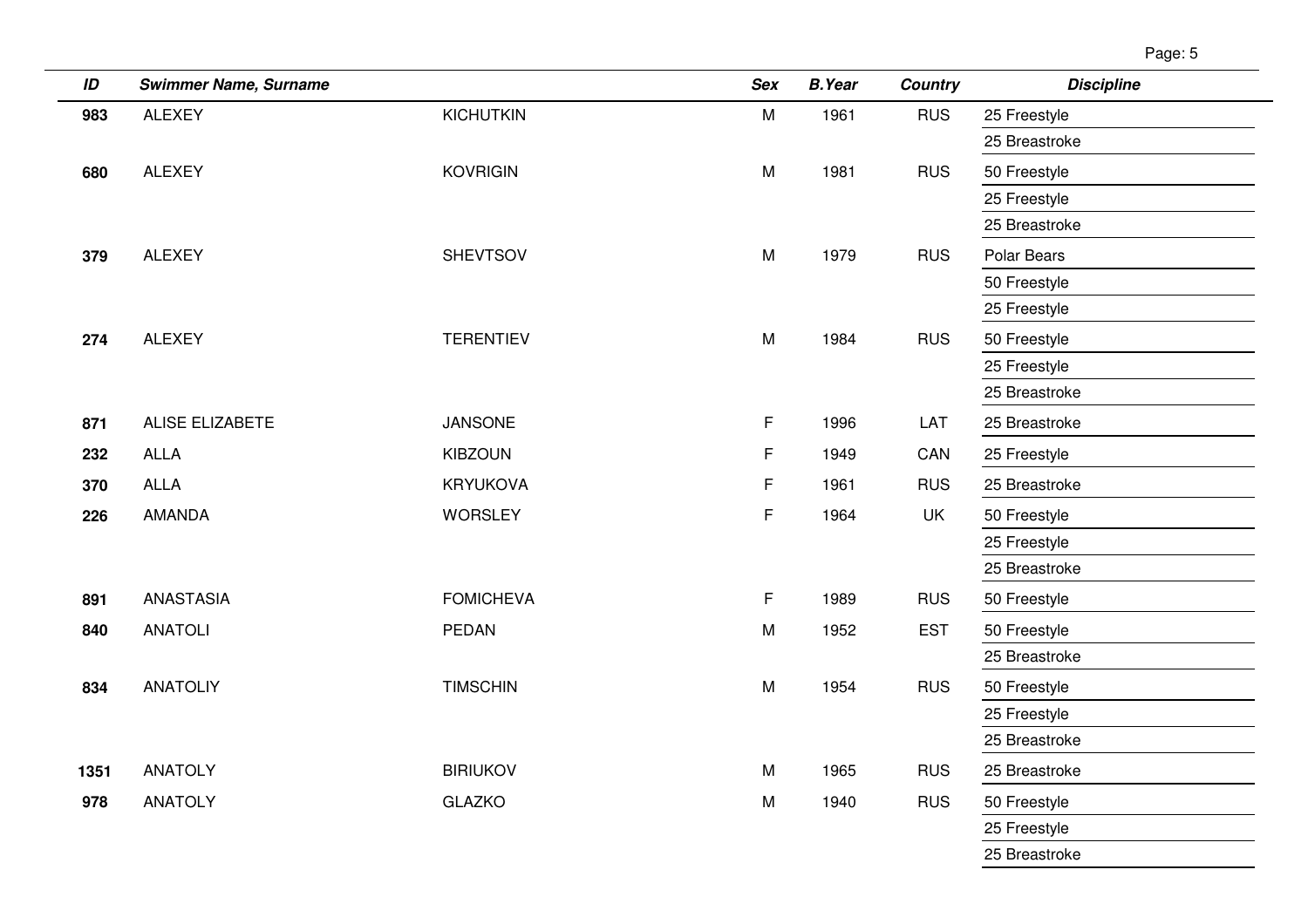| ID | Swimmer Name, Surname | | Sex | B.Year | Country | Discipline |
|---|---|---|---|---|---|---|
| **983** | ALEXEY | KICHUTKIN | M | 1961 | RUS | 25 Freestyle |
| | | | | | | 25 Breastroke |
| **680** | ALEXEY | KOVRIGIN | M | 1981 | RUS | 50 Freestyle |
| | | | | | | 25 Freestyle |
| | | | | | | 25 Breastroke |
| **379** | ALEXEY | SHEVTSOV | M | 1979 | RUS | Polar Bears |
| | | | | | | 50 Freestyle |
| | | | | | | 25 Freestyle |
| **274** | ALEXEY | TERENTIEV | M | 1984 | RUS | 50 Freestyle |
| | | | | | | 25 Freestyle |
| | | | | | | 25 Breastroke |
| **871** | ALISE ELIZABETE | JANSONE | F | 1996 | LAT | 25 Breastroke |
| **232** | ALLA | KIBZOUN | F | 1949 | CAN | 25 Freestyle |
| **370** | ALLA | KRYUKOVA | F | 1961 | RUS | 25 Breastroke |
| **226** | AMANDA | WORSLEY | F | 1964 | UK | 50 Freestyle |
| | | | | | | 25 Freestyle |
| | | | | | | 25 Breastroke |
| **891** | ANASTASIA | FOMICHEVA | F | 1989 | RUS | 50 Freestyle |
| **840** | ANATOLI | PEDAN | M | 1952 | EST | 50 Freestyle |
| | | | | | | 25 Breastroke |
| **834** | ANATOLIY | TIMSCHIN | M | 1954 | RUS | 50 Freestyle |
| | | | | | | 25 Freestyle |
| | | | | | | 25 Breastroke |
| **1351** | ANATOLY | BIRIUKOV | M | 1965 | RUS | 25 Breastroke |
| **978** | ANATOLY | GLAZKO | M | 1940 | RUS | 50 Freestyle |
| | | | | | | 25 Freestyle |
| | | | | | | 25 Breastroke |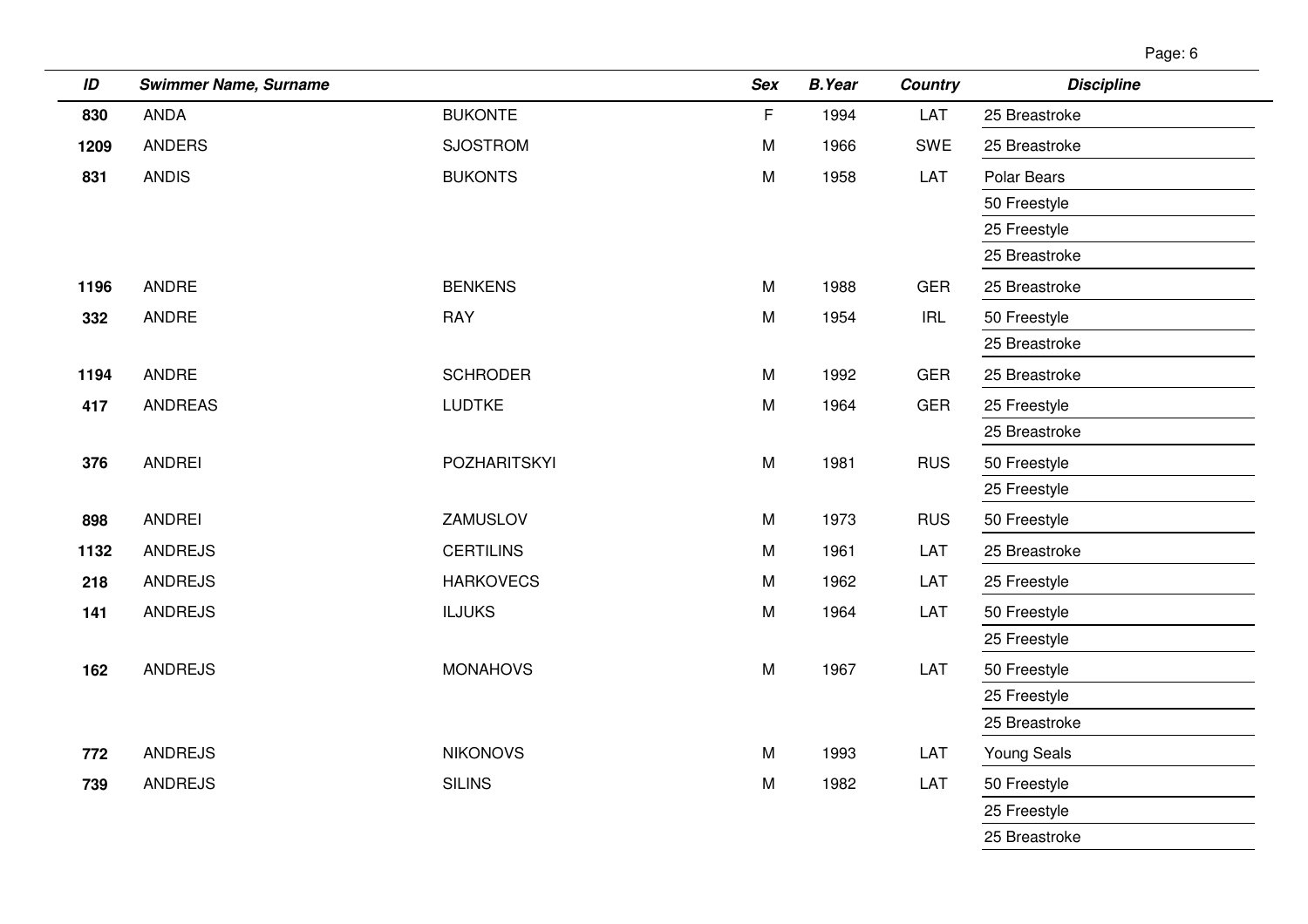| ID | Swimmer Name, Surname | | Sex | B.Year | Country | Discipline |
|---|---|---|---|---|---|---|
| 830 | ANDA | BUKONTE | F | 1994 | LAT | 25 Breastroke |
| 1209 | ANDERS | SJOSTROM | M | 1966 | SWE | 25 Breastroke |
| 831 | ANDIS | BUKONTS | M | 1958 | LAT | Polar Bears |
| | | | | | | 50 Freestyle |
| | | | | | | 25 Freestyle |
| | | | | | | 25 Breastroke |
| 1196 | ANDRE | BENKENS | M | 1988 | GER | 25 Breastroke |
| 332 | ANDRE | RAY | M | 1954 | IRL | 50 Freestyle |
| | | | | | | 25 Breastroke |
| 1194 | ANDRE | SCHRODER | M | 1992 | GER | 25 Breastroke |
| 417 | ANDREAS | LUDTKE | M | 1964 | GER | 25 Freestyle |
| | | | | | | 25 Breastroke |
| 376 | ANDREI | POZHARITSKYI | M | 1981 | RUS | 50 Freestyle |
| | | | | | | 25 Freestyle |
| 898 | ANDREI | ZAMUSLOV | M | 1973 | RUS | 50 Freestyle |
| 1132 | ANDREJS | CERTILINS | M | 1961 | LAT | 25 Breastroke |
| 218 | ANDREJS | HARKOVECS | M | 1962 | LAT | 25 Freestyle |
| 141 | ANDREJS | ILJUKS | M | 1964 | LAT | 50 Freestyle |
| | | | | | | 25 Freestyle |
| 162 | ANDREJS | MONAHOVS | M | 1967 | LAT | 50 Freestyle |
| | | | | | | 25 Freestyle |
| | | | | | | 25 Breastroke |
| 772 | ANDREJS | NIKONOVS | M | 1993 | LAT | Young Seals |
| 739 | ANDREJS | SILINS | M | 1982 | LAT | 50 Freestyle |
| | | | | | | 25 Freestyle |
| | | | | | | 25 Breastroke |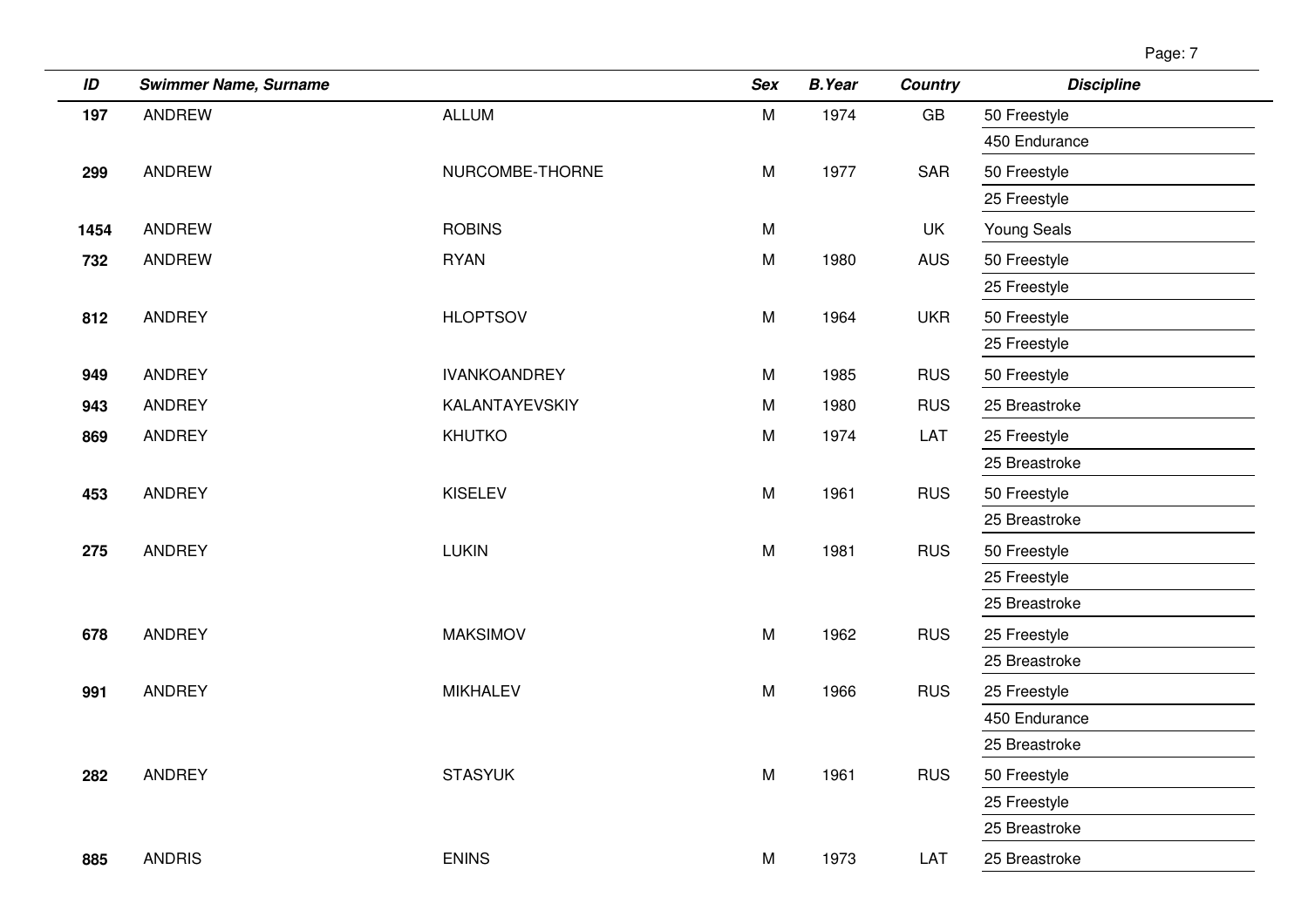| ID | Swimmer Name, Surname | | Sex | B.Year | Country | Discipline |
|---|---|---|---|---|---|---|
| **197** | ANDREW | ALLUM | M | 1974 | GB | 50 Freestyle |
| | | | | | | 450 Endurance |
| **299** | ANDREW | NURCOMBE-THORNE | M | 1977 | SAR | 50 Freestyle |
| | | | | | | 25 Freestyle |
| **1454** | ANDREW | ROBINS | M | | UK | Young Seals |
| **732** | ANDREW | RYAN | M | 1980 | AUS | 50 Freestyle |
| | | | | | | 25 Freestyle |
| **812** | ANDREY | HLOPTSOV | M | 1964 | UKR | 50 Freestyle |
| | | | | | | 25 Freestyle |
| **949** | ANDREY | IVANKOANDREY | M | 1985 | RUS | 50 Freestyle |
| **943** | ANDREY | KALANTAYEVSKIY | M | 1980 | RUS | 25 Breastroke |
| **869** | ANDREY | KHUTKO | M | 1974 | LAT | 25 Freestyle |
| | | | | | | 25 Breastroke |
| **453** | ANDREY | KISELEV | M | 1961 | RUS | 50 Freestyle |
| | | | | | | 25 Breastroke |
| **275** | ANDREY | LUKIN | M | 1981 | RUS | 50 Freestyle |
| | | | | | | 25 Freestyle |
| | | | | | | 25 Breastroke |
| **678** | ANDREY | MAKSIMOV | M | 1962 | RUS | 25 Freestyle |
| | | | | | | 25 Breastroke |
| **991** | ANDREY | MIKHALEV | M | 1966 | RUS | 25 Freestyle |
| | | | | | | 450 Endurance |
| | | | | | | 25 Breastroke |
| **282** | ANDREY | STASYUK | M | 1961 | RUS | 50 Freestyle |
| | | | | | | 25 Freestyle |
| | | | | | | 25 Breastroke |
| **885** | ANDRIS | ENINS | M | 1973 | LAT | 25 Breastroke |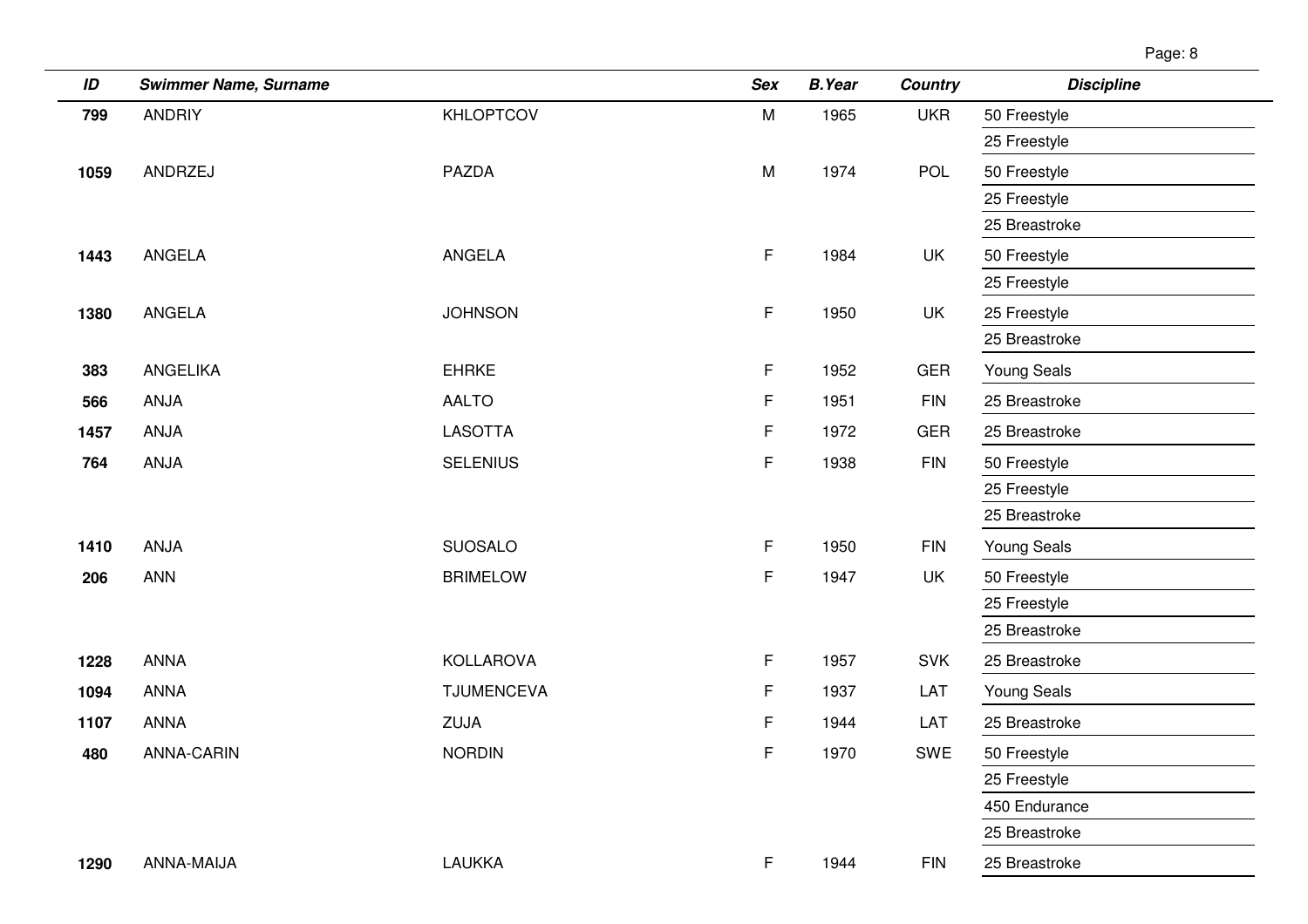| ID | Swimmer Name, Surname | | Sex | B.Year | Country | Discipline |
|---|---|---|---|---|---|---|
| **799** | ANDRIY | KHLOPTCOV | M | 1965 | UKR | 50 Freestyle |
| | | | | | | 25 Freestyle |
| **1059** | ANDRZEJ | PAZDA | M | 1974 | POL | 50 Freestyle |
| | | | | | | 25 Freestyle |
| | | | | | | 25 Breastroke |
| **1443** | ANGELA | ANGELA | F | 1984 | UK | 50 Freestyle |
| | | | | | | 25 Freestyle |
| **1380** | ANGELA | JOHNSON | F | 1950 | UK | 25 Freestyle |
| | | | | | | 25 Breastroke |
| **383** | ANGELIKA | EHRKE | F | 1952 | GER | Young Seals |
| **566** | ANJA | AALTO | F | 1951 | FIN | 25 Breastroke |
| **1457** | ANJA | LASOTTA | F | 1972 | GER | 25 Breastroke |
| **764** | ANJA | SELENIUS | F | 1938 | FIN | 50 Freestyle |
| | | | | | | 25 Freestyle |
| | | | | | | 25 Breastroke |
| **1410** | ANJA | SUOSALO | F | 1950 | FIN | Young Seals |
| **206** | ANN | BRIMELOW | F | 1947 | UK | 50 Freestyle |
| | | | | | | 25 Freestyle |
| | | | | | | 25 Breastroke |
| **1228** | ANNA | KOLLAROVA | F | 1957 | SVK | 25 Breastroke |
| **1094** | ANNA | TJUMENCEVA | F | 1937 | LAT | Young Seals |
| **1107** | ANNA | ZUJA | F | 1944 | LAT | 25 Breastroke |
| **480** | ANNA-CARIN | NORDIN | F | 1970 | SWE | 50 Freestyle |
| | | | | | | 25 Freestyle |
| | | | | | | 450 Endurance |
| | | | | | | 25 Breastroke |
| **1290** | ANNA-MAIJA | LAUKKA | F | 1944 | FIN | 25 Breastroke |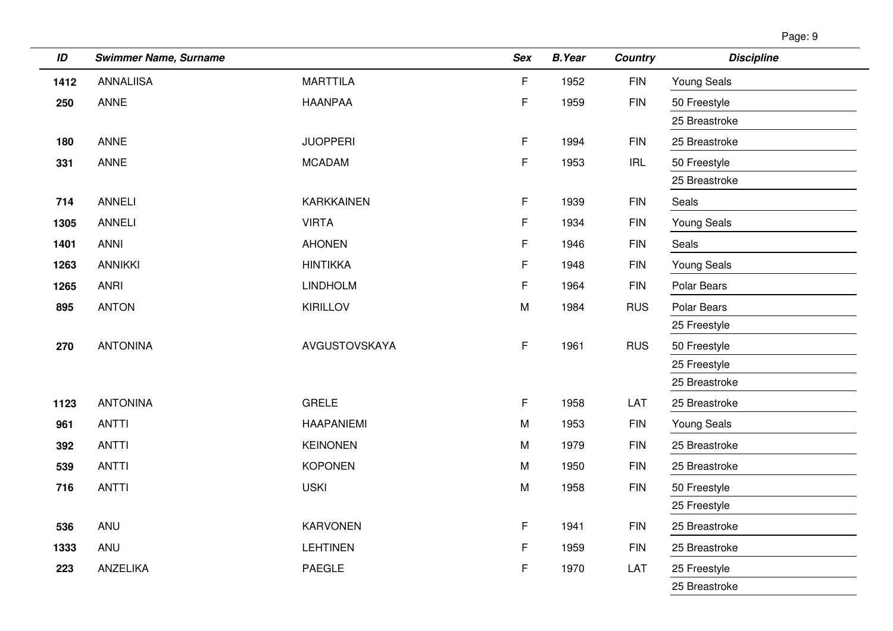| ID | Swimmer Name, Surname | | Sex | B.Year | Country | Discipline |
|---|---|---|---|---|---|---|
| **1412** | ANNALIISA | MARTTILA | F | 1952 | FIN | Young Seals |
| **250** | ANNE | HAANPAA | F | 1959 | FIN | 50 Freestyle |
| | | | | | | 25 Breastroke |
| **180** | ANNE | JUOPPERI | F | 1994 | FIN | 25 Breastroke |
| **331** | ANNE | MCADAM | F | 1953 | IRL | 50 Freestyle |
| | | | | | | 25 Breastroke |
| **714** | ANNELI | KARKKAINEN | F | 1939 | FIN | Seals |
| **1305** | ANNELI | VIRTA | F | 1934 | FIN | Young Seals |
| **1401** | ANNI | AHONEN | F | 1946 | FIN | Seals |
| **1263** | ANNIKKI | HINTIKKA | F | 1948 | FIN | Young Seals |
| **1265** | ANRI | LINDHOLM | F | 1964 | FIN | Polar Bears |
| **895** | ANTON | KIRILLOV | M | 1984 | RUS | Polar Bears |
| | | | | | | 25 Freestyle |
| **270** | ANTONINA | AVGUSTOVSKAYA | F | 1961 | RUS | 50 Freestyle |
| | | | | | | 25 Freestyle |
| | | | | | | 25 Breastroke |
| **1123** | ANTONINA | GRELE | F | 1958 | LAT | 25 Breastroke |
| **961** | ANTTI | HAAPANIEMI | M | 1953 | FIN | Young Seals |
| **392** | ANTTI | KEINONEN | M | 1979 | FIN | 25 Breastroke |
| **539** | ANTTI | KOPONEN | M | 1950 | FIN | 25 Breastroke |
| **716** | ANTTI | USKI | M | 1958 | FIN | 50 Freestyle |
| | | | | | | 25 Freestyle |
| **536** | ANU | KARVONEN | F | 1941 | FIN | 25 Breastroke |
| **1333** | ANU | LEHTINEN | F | 1959 | FIN | 25 Breastroke |
| **223** | ANZELIKA | PAEGLE | F | 1970 | LAT | 25 Freestyle |
| | | | | | | 25 Breastroke |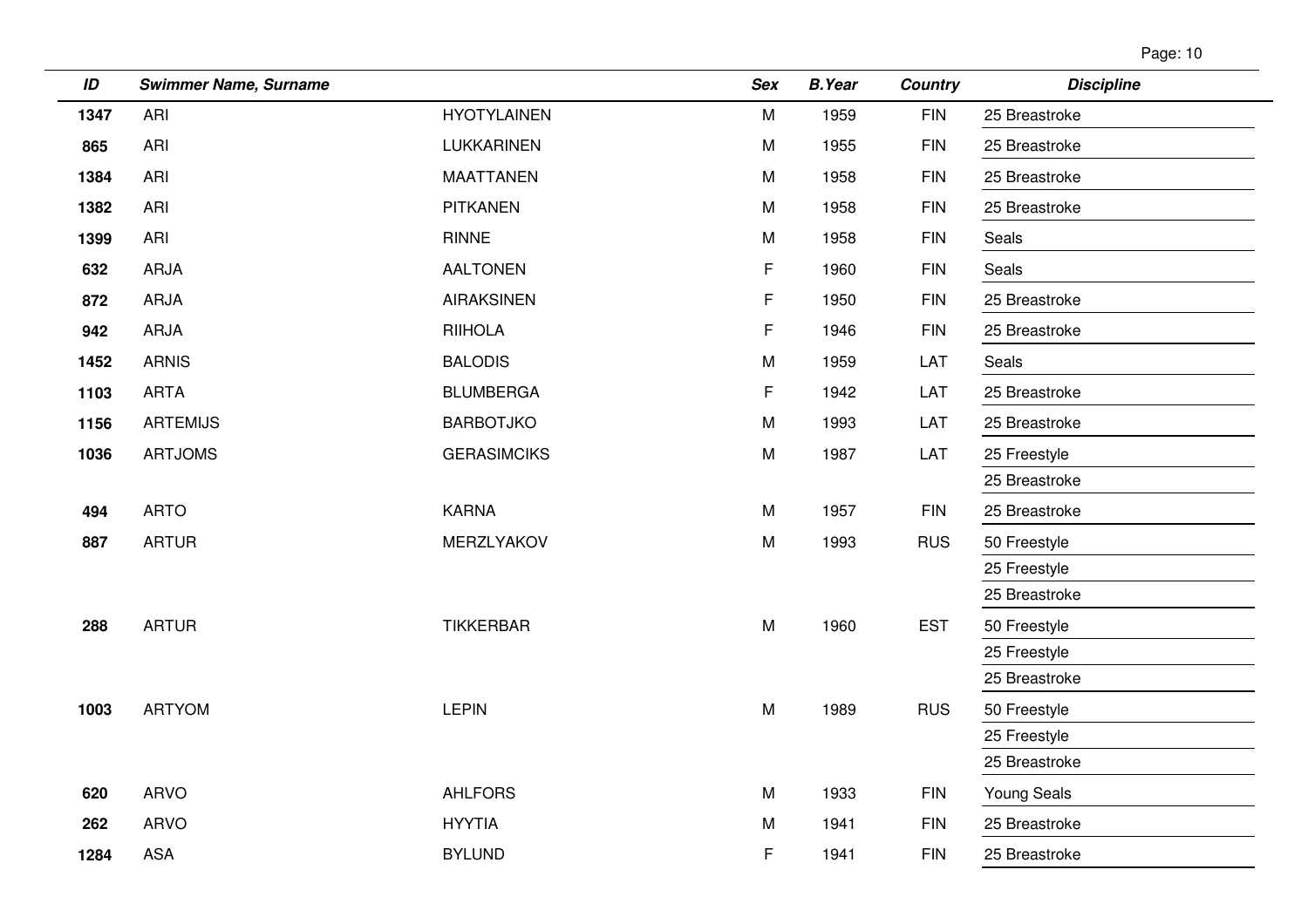| ID | Swimmer Name, Surname | | Sex | B.Year | Country | Discipline |
|---|---|---|---|---|---|---|
| 1347 | ARI | HYOTYLAINEN | M | 1959 | FIN | 25 Breastroke |
| 865 | ARI | LUKKARINEN | M | 1955 | FIN | 25 Breastroke |
| 1384 | ARI | MAATTANEN | M | 1958 | FIN | 25 Breastroke |
| 1382 | ARI | PITKANEN | M | 1958 | FIN | 25 Breastroke |
| 1399 | ARI | RINNE | M | 1958 | FIN | Seals |
| 632 | ARJA | AALTONEN | F | 1960 | FIN | Seals |
| 872 | ARJA | AIRAKSINEN | F | 1950 | FIN | 25 Breastroke |
| 942 | ARJA | RIIHOLA | F | 1946 | FIN | 25 Breastroke |
| 1452 | ARNIS | BALODIS | M | 1959 | LAT | Seals |
| 1103 | ARTA | BLUMBERGA | F | 1942 | LAT | 25 Breastroke |
| 1156 | ARTEMIJS | BARBOTJKO | M | 1993 | LAT | 25 Breastroke |
| 1036 | ARTJOMS | GERASIMCIKS | M | 1987 | LAT | 25 Freestyle |
| | | | | | | 25 Breastroke |
| 494 | ARTO | KARNA | M | 1957 | FIN | 25 Breastroke |
| 887 | ARTUR | MERZLYAKOV | M | 1993 | RUS | 50 Freestyle |
| | | | | | | 25 Freestyle |
| | | | | | | 25 Breastroke |
| 288 | ARTUR | TIKKERBAR | M | 1960 | EST | 50 Freestyle |
| | | | | | | 25 Freestyle |
| | | | | | | 25 Breastroke |
| 1003 | ARTYOM | LEPIN | M | 1989 | RUS | 50 Freestyle |
| | | | | | | 25 Freestyle |
| | | | | | | 25 Breastroke |
| 620 | ARVO | AHLFORS | M | 1933 | FIN | Young Seals |
| 262 | ARVO | HYYTIA | M | 1941 | FIN | 25 Breastroke |
| 1284 | ASA | BYLUND | F | 1941 | FIN | 25 Breastroke |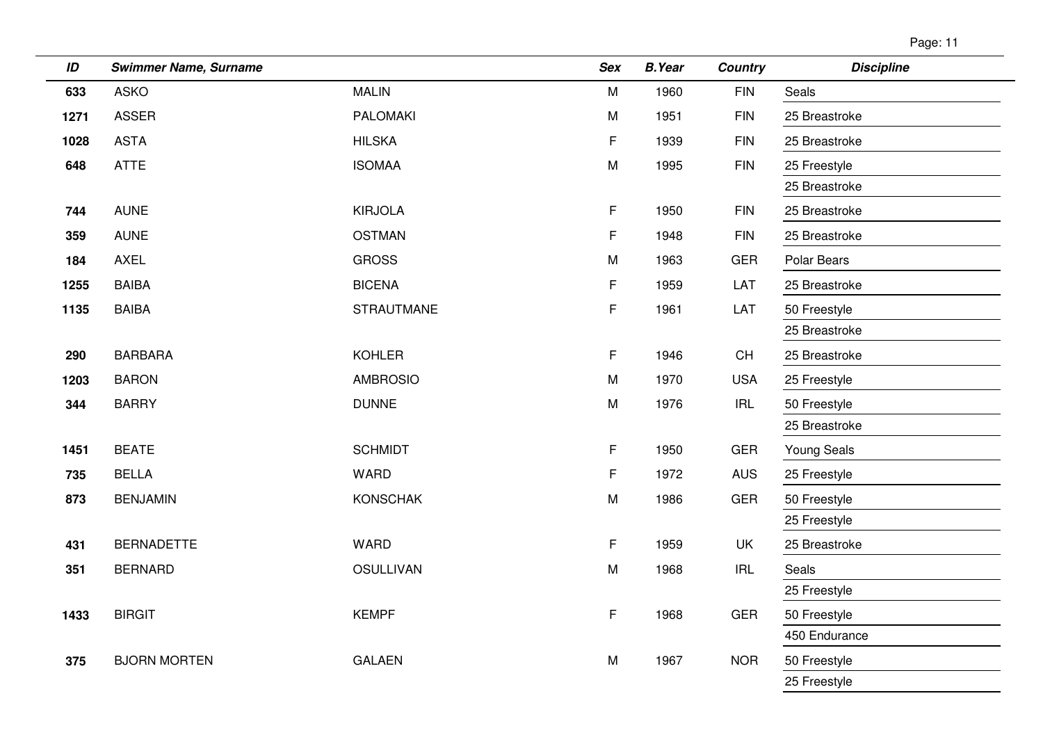| ID | Swimmer Name, Surname | | Sex | B.Year | Country | Discipline |
|---|---|---|---|---|---|---|
| 633 | ASKO | MALIN | M | 1960 | FIN | Seals |
| 1271 | ASSER | PALOMAKI | M | 1951 | FIN | 25 Breastroke |
| 1028 | ASTA | HILSKA | F | 1939 | FIN | 25 Breastroke |
| 648 | ATTE | ISOMAA | M | 1995 | FIN | 25 Freestyle |
| | | | | | | 25 Breastroke |
| 744 | AUNE | KIRJOLA | F | 1950 | FIN | 25 Breastroke |
| 359 | AUNE | OSTMAN | F | 1948 | FIN | 25 Breastroke |
| 184 | AXEL | GROSS | M | 1963 | GER | Polar Bears |
| 1255 | BAIBA | BICENA | F | 1959 | LAT | 25 Breastroke |
| 1135 | BAIBA | STRAUTMANE | F | 1961 | LAT | 50 Freestyle |
| | | | | | | 25 Breastroke |
| 290 | BARBARA | KOHLER | F | 1946 | CH | 25 Breastroke |
| 1203 | BARON | AMBROSIO | M | 1970 | USA | 25 Freestyle |
| 344 | BARRY | DUNNE | M | 1976 | IRL | 50 Freestyle |
| | | | | | | 25 Breastroke |
| 1451 | BEATE | SCHMIDT | F | 1950 | GER | Young Seals |
| 735 | BELLA | WARD | F | 1972 | AUS | 25 Freestyle |
| 873 | BENJAMIN | KONSCHAK | M | 1986 | GER | 50 Freestyle |
| | | | | | | 25 Freestyle |
| 431 | BERNADETTE | WARD | F | 1959 | UK | 25 Breastroke |
| 351 | BERNARD | OSULLIVAN | M | 1968 | IRL | Seals |
| | | | | | | 25 Freestyle |
| 1433 | BIRGIT | KEMPF | F | 1968 | GER | 50 Freestyle |
| | | | | | | 450 Endurance |
| 375 | BJORN MORTEN | GALAEN | M | 1967 | NOR | 50 Freestyle |
| | | | | | | 25 Freestyle |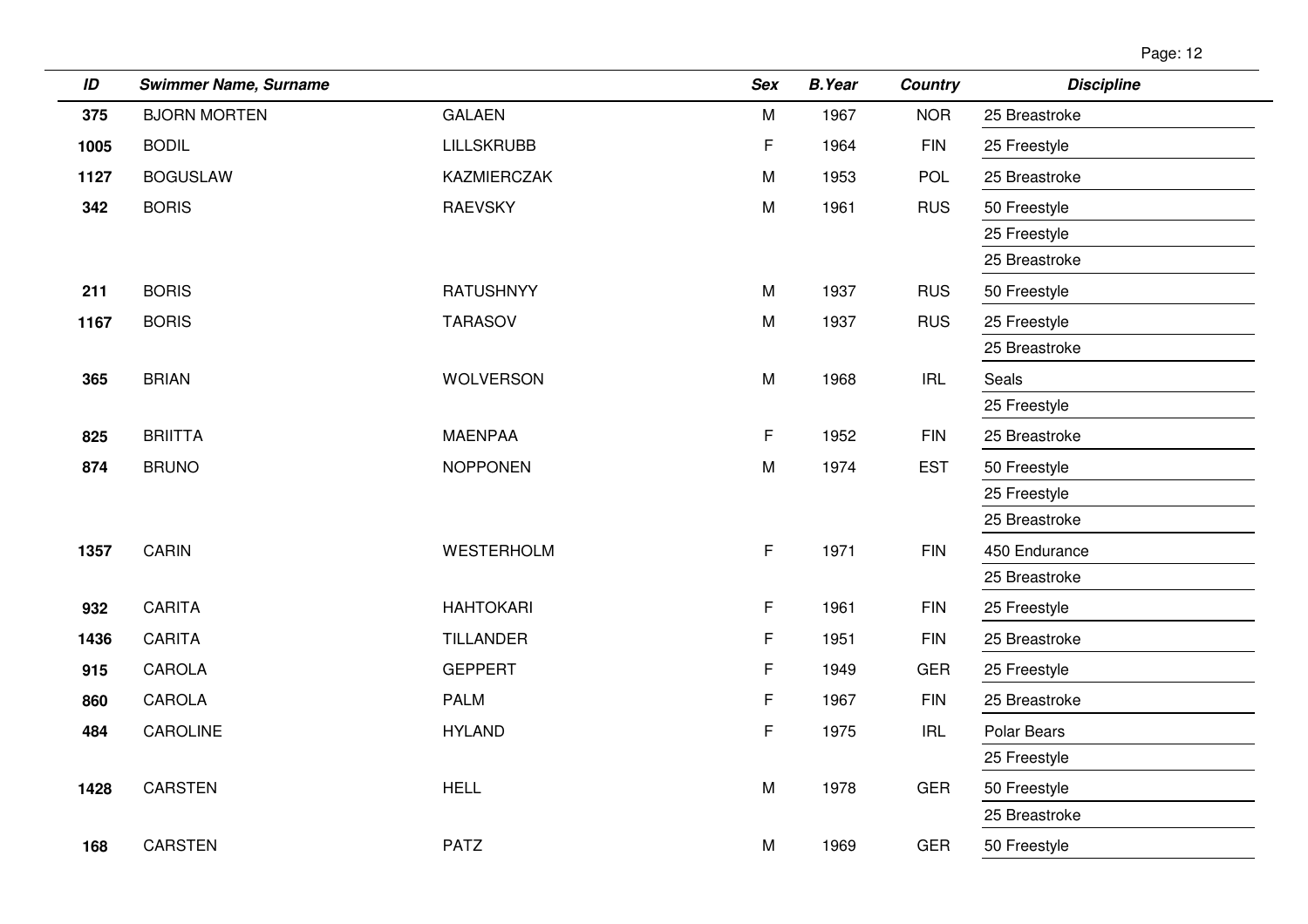| ID | Swimmer Name, Surname | | Sex | B.Year | Country | Discipline |
|---|---|---|---|---|---|---|
| 375 | BJORN MORTEN | GALAEN | M | 1967 | NOR | 25 Breastroke |
| 1005 | BODIL | LILLSKRUBB | F | 1964 | FIN | 25 Freestyle |
| 1127 | BOGUSLAW | KAZMIERCZAK | M | 1953 | POL | 25 Breastroke |
| 342 | BORIS | RAEVSKY | M | 1961 | RUS | 50 Freestyle |
| | | | | | | 25 Freestyle |
| | | | | | | 25 Breastroke |
| 211 | BORIS | RATUSHNYY | M | 1937 | RUS | 50 Freestyle |
| 1167 | BORIS | TARASOV | M | 1937 | RUS | 25 Freestyle |
| | | | | | | 25 Breastroke |
| 365 | BRIAN | WOLVERSON | M | 1968 | IRL | Seals |
| | | | | | | 25 Freestyle |
| 825 | BRIITTA | MAENPAA | F | 1952 | FIN | 25 Breastroke |
| 874 | BRUNO | NOPPONEN | M | 1974 | EST | 50 Freestyle |
| | | | | | | 25 Freestyle |
| | | | | | | 25 Breastroke |
| 1357 | CARIN | WESTERHOLM | F | 1971 | FIN | 450 Endurance |
| | | | | | | 25 Breastroke |
| 932 | CARITA | HAHTOKARI | F | 1961 | FIN | 25 Freestyle |
| 1436 | CARITA | TILLANDER | F | 1951 | FIN | 25 Breastroke |
| 915 | CAROLA | GEPPERT | F | 1949 | GER | 25 Freestyle |
| 860 | CAROLA | PALM | F | 1967 | FIN | 25 Breastroke |
| 484 | CAROLINE | HYLAND | F | 1975 | IRL | Polar Bears |
| | | | | | | 25 Freestyle |
| 1428 | CARSTEN | HELL | M | 1978 | GER | 50 Freestyle |
| | | | | | | 25 Breastroke |
| 168 | CARSTEN | PATZ | M | 1969 | GER | 50 Freestyle |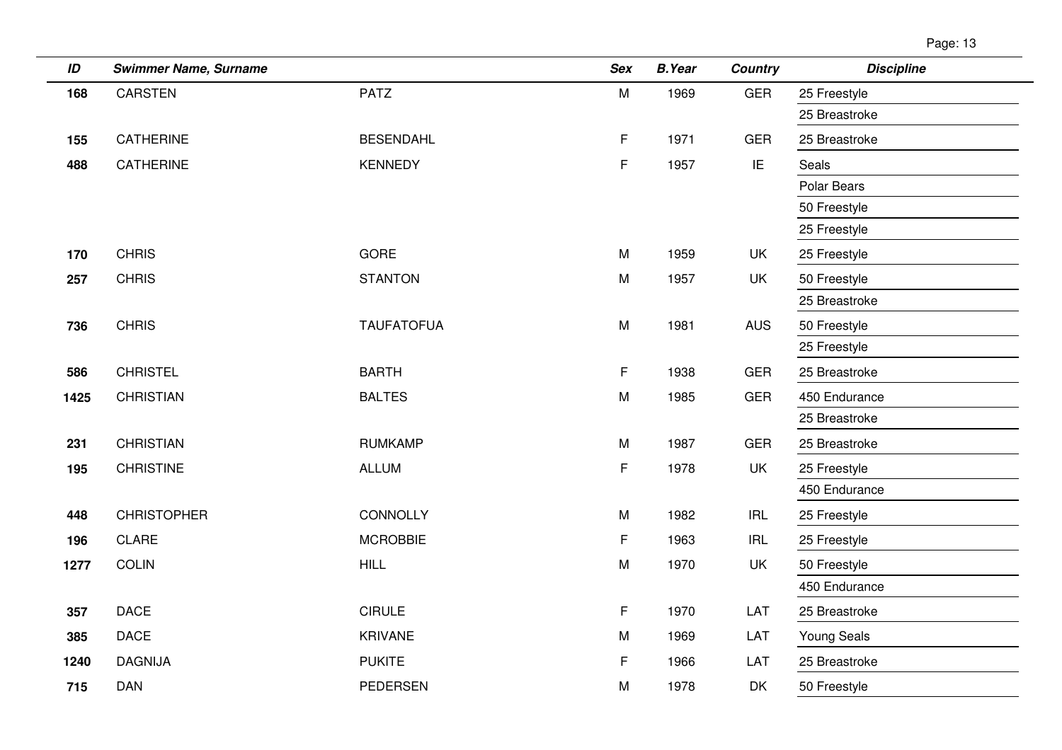| ID | Swimmer Name, Surname | | Sex | B.Year | Country | Discipline |
|---|---|---|---|---|---|---|
| 168 | CARSTEN | PATZ | M | 1969 | GER | 25 Freestyle |
| | | | | | | 25 Breastroke |
| 155 | CATHERINE | BESENDAHL | F | 1971 | GER | 25 Breastroke |
| 488 | CATHERINE | KENNEDY | F | 1957 | IE | Seals |
| | | | | | | Polar Bears |
| | | | | | | 50 Freestyle |
| | | | | | | 25 Freestyle |
| 170 | CHRIS | GORE | M | 1959 | UK | 25 Freestyle |
| 257 | CHRIS | STANTON | M | 1957 | UK | 50 Freestyle |
| | | | | | | 25 Breastroke |
| 736 | CHRIS | TAUFATOFUA | M | 1981 | AUS | 50 Freestyle |
| | | | | | | 25 Freestyle |
| 586 | CHRISTEL | BARTH | F | 1938 | GER | 25 Breastroke |
| 1425 | CHRISTIAN | BALTES | M | 1985 | GER | 450 Endurance |
| | | | | | | 25 Breastroke |
| 231 | CHRISTIAN | RUMKAMP | M | 1987 | GER | 25 Breastroke |
| 195 | CHRISTINE | ALLUM | F | 1978 | UK | 25 Freestyle |
| | | | | | | 450 Endurance |
| 448 | CHRISTOPHER | CONNOLLY | M | 1982 | IRL | 25 Freestyle |
| 196 | CLARE | MCROBBIE | F | 1963 | IRL | 25 Freestyle |
| 1277 | COLIN | HILL | M | 1970 | UK | 50 Freestyle |
| | | | | | | 450 Endurance |
| 357 | DACE | CIRULE | F | 1970 | LAT | 25 Breastroke |
| 385 | DACE | KRIVANE | M | 1969 | LAT | Young Seals |
| 1240 | DAGNIJA | PUKITE | F | 1966 | LAT | 25 Breastroke |
| 715 | DAN | PEDERSEN | M | 1978 | DK | 50 Freestyle |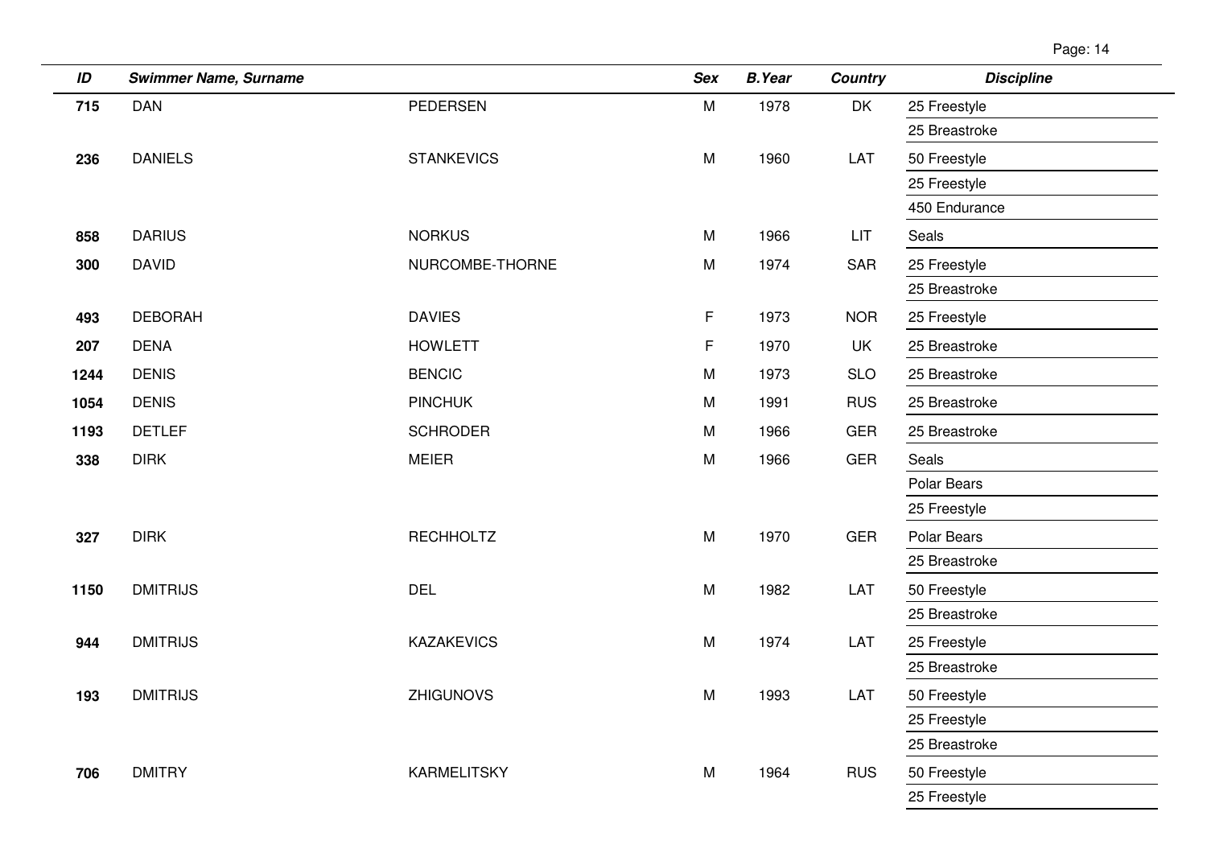| ID | Swimmer Name, Surname | | Sex | B.Year | Country | Discipline |
|---|---|---|---|---|---|---|
| 715 | DAN | PEDERSEN | M | 1978 | DK | 25 Freestyle |
| | | | | | | 25 Breastroke |
| 236 | DANIELS | STANKEVICS | M | 1960 | LAT | 50 Freestyle |
| | | | | | | 25 Freestyle |
| | | | | | | 450 Endurance |
| 858 | DARIUS | NORKUS | M | 1966 | LIT | Seals |
| 300 | DAVID | NURCOMBE-THORNE | M | 1974 | SAR | 25 Freestyle |
| | | | | | | 25 Breastroke |
| 493 | DEBORAH | DAVIES | F | 1973 | NOR | 25 Freestyle |
| 207 | DENA | HOWLETT | F | 1970 | UK | 25 Breastroke |
| 1244 | DENIS | BENCIC | M | 1973 | SLO | 25 Breastroke |
| 1054 | DENIS | PINCHUK | M | 1991 | RUS | 25 Breastroke |
| 1193 | DETLEF | SCHRODER | M | 1966 | GER | 25 Breastroke |
| 338 | DIRK | MEIER | M | 1966 | GER | Seals |
| | | | | | | Polar Bears |
| | | | | | | 25 Freestyle |
| 327 | DIRK | RECHHOLTZ | M | 1970 | GER | Polar Bears |
| | | | | | | 25 Breastroke |
| 1150 | DMITRIJS | DEL | M | 1982 | LAT | 50 Freestyle |
| | | | | | | 25 Breastroke |
| 944 | DMITRIJS | KAZAKEVICS | M | 1974 | LAT | 25 Freestyle |
| | | | | | | 25 Breastroke |
| 193 | DMITRIJS | ZHIGUNOVS | M | 1993 | LAT | 50 Freestyle |
| | | | | | | 25 Freestyle |
| | | | | | | 25 Breastroke |
| 706 | DMITRY | KARMELITSKY | M | 1964 | RUS | 50 Freestyle |
| | | | | | | 25 Freestyle |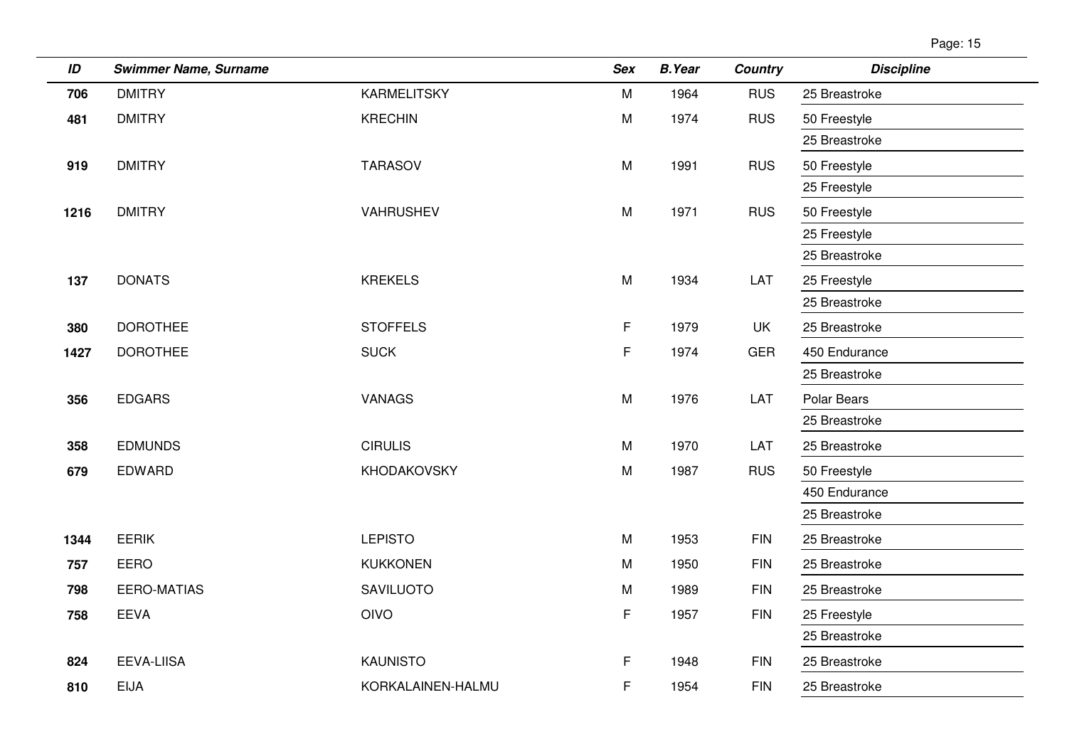| ID | Swimmer Name, Surname | | Sex | B.Year | Country | Discipline |
|---|---|---|---|---|---|---|
| **706** | DMITRY | KARMELITSKY | M | 1964 | RUS | 25 Breastroke |
| **481** | DMITRY | KRECHIN | M | 1974 | RUS | 50 Freestyle |
| | | | | | | 25 Breastroke |
| **919** | DMITRY | TARASOV | M | 1991 | RUS | 50 Freestyle |
| | | | | | | 25 Freestyle |
| **1216** | DMITRY | VAHRUSHEV | M | 1971 | RUS | 50 Freestyle |
| | | | | | | 25 Freestyle |
| | | | | | | 25 Breastroke |
| **137** | DONATS | KREKELS | M | 1934 | LAT | 25 Freestyle |
| | | | | | | 25 Breastroke |
| **380** | DOROTHEE | STOFFELS | F | 1979 | UK | 25 Breastroke |
| **1427** | DOROTHEE | SUCK | F | 1974 | GER | 450 Endurance |
| | | | | | | 25 Breastroke |
| **356** | EDGARS | VANAGS | M | 1976 | LAT | Polar Bears |
| | | | | | | 25 Breastroke |
| **358** | EDMUNDS | CIRULIS | M | 1970 | LAT | 25 Breastroke |
| **679** | EDWARD | KHODAKOVSKY | M | 1987 | RUS | 50 Freestyle |
| | | | | | | 450 Endurance |
| | | | | | | 25 Breastroke |
| **1344** | EERIK | LEPISTO | M | 1953 | FIN | 25 Breastroke |
| **757** | EERO | KUKKONEN | M | 1950 | FIN | 25 Breastroke |
| **798** | EERO-MATIAS | SAVILUOTO | M | 1989 | FIN | 25 Breastroke |
| **758** | EEVA | OIVO | F | 1957 | FIN | 25 Freestyle |
| | | | | | | 25 Breastroke |
| **824** | EEVA-LIISA | KAUNISTO | F | 1948 | FIN | 25 Breastroke |
| **810** | EIJA | KORKALAINEN-HALMU | F | 1954 | FIN | 25 Breastroke |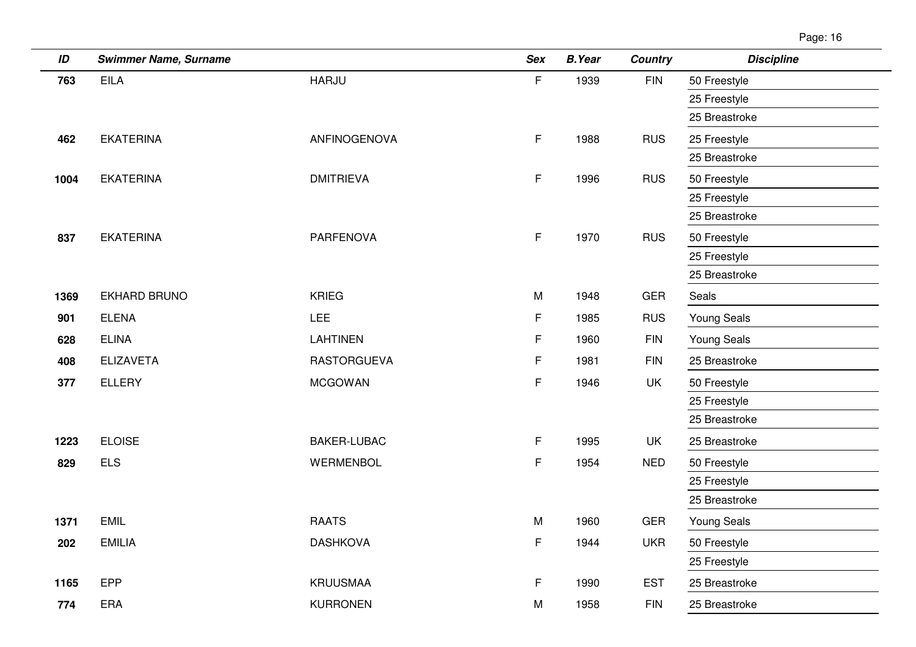| ID | Swimmer Name, Surname | | Sex | B.Year | Country | Discipline |
|---|---|---|---|---|---|---|
| **763** | EILA | HARJU | F | 1939 | FIN | 50 Freestyle |
| | | | | | | 25 Freestyle |
| | | | | | | 25 Breastroke |
| **462** | EKATERINA | ANFINOGENOVA | F | 1988 | RUS | 25 Freestyle |
| | | | | | | 25 Breastroke |
| **1004** | EKATERINA | DMITRIEVA | F | 1996 | RUS | 50 Freestyle |
| | | | | | | 25 Freestyle |
| | | | | | | 25 Breastroke |
| **837** | EKATERINA | PARFENOVA | F | 1970 | RUS | 50 Freestyle |
| | | | | | | 25 Freestyle |
| | | | | | | 25 Breastroke |
| **1369** | EKHARD BRUNO | KRIEG | M | 1948 | GER | Seals |
| **901** | ELENA | LEE | F | 1985 | RUS | Young Seals |
| **628** | ELINA | LAHTINEN | F | 1960 | FIN | Young Seals |
| **408** | ELIZAVETA | RASTORGUEVA | F | 1981 | FIN | 25 Breastroke |
| **377** | ELLERY | MCGOWAN | F | 1946 | UK | 50 Freestyle |
| | | | | | | 25 Freestyle |
| | | | | | | 25 Breastroke |
| **1223** | ELOISE | BAKER-LUBAC | F | 1995 | UK | 25 Breastroke |
| **829** | ELS | WERMENBOL | F | 1954 | NED | 50 Freestyle |
| | | | | | | 25 Freestyle |
| | | | | | | 25 Breastroke |
| **1371** | EMIL | RAATS | M | 1960 | GER | Young Seals |
| **202** | EMILIA | DASHKOVA | F | 1944 | UKR | 50 Freestyle |
| | | | | | | 25 Freestyle |
| **1165** | EPP | KRUUSMAA | F | 1990 | EST | 25 Breastroke |
| **774** | ERA | KURRONEN | M | 1958 | FIN | 25 Breastroke |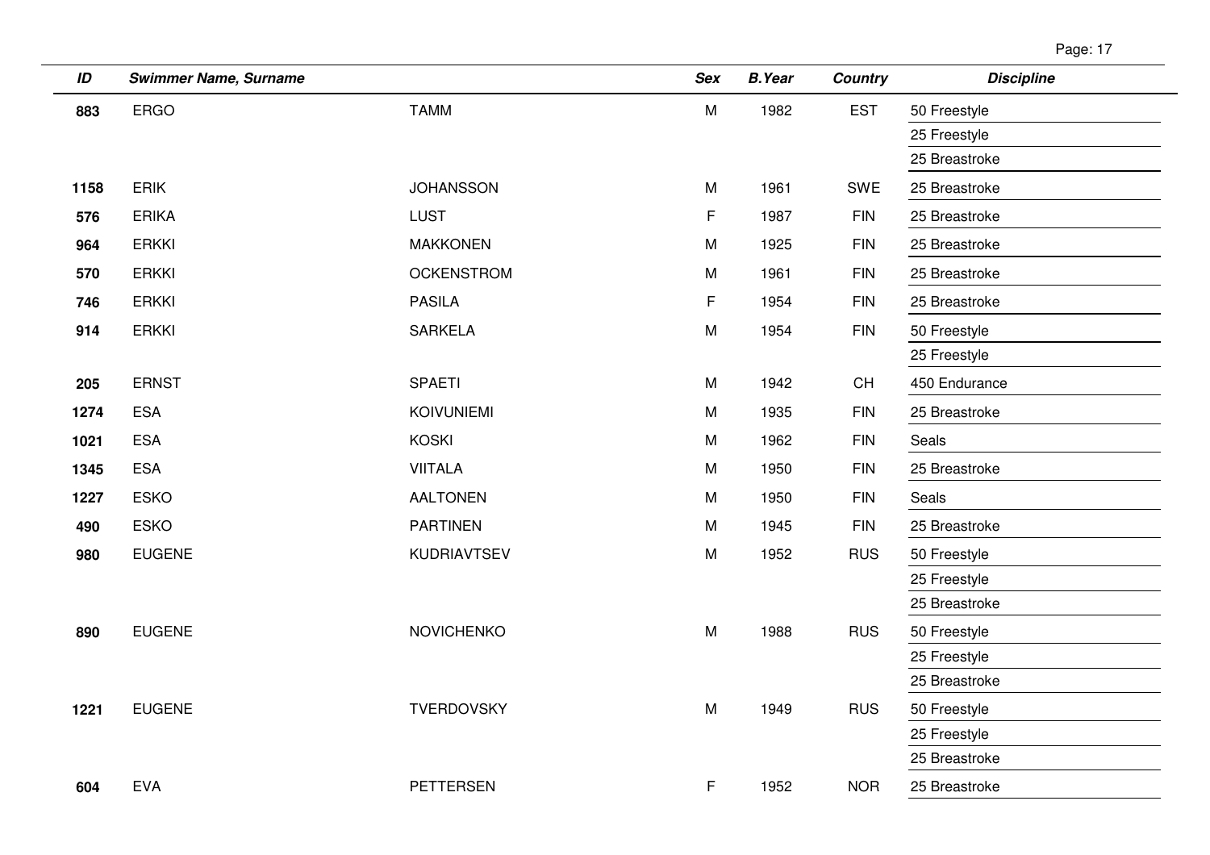| ID | Swimmer Name, Surname | | Sex | B.Year | Country | Discipline |
|---|---|---|---|---|---|---|
| 883 | ERGO | TAMM | M | 1982 | EST | 50 Freestyle |
| | | | | | | 25 Freestyle |
| | | | | | | 25 Breastroke |
| 1158 | ERIK | JOHANSSON | M | 1961 | SWE | 25 Breastroke |
| 576 | ERIKA | LUST | F | 1987 | FIN | 25 Breastroke |
| 964 | ERKKI | MAKKONEN | M | 1925 | FIN | 25 Breastroke |
| 570 | ERKKI | OCKENSTROM | M | 1961 | FIN | 25 Breastroke |
| 746 | ERKKI | PASILA | F | 1954 | FIN | 25 Breastroke |
| 914 | ERKKI | SARKELA | M | 1954 | FIN | 50 Freestyle |
| | | | | | | 25 Freestyle |
| 205 | ERNST | SPAETI | M | 1942 | CH | 450 Endurance |
| 1274 | ESA | KOIVUNIEMI | M | 1935 | FIN | 25 Breastroke |
| 1021 | ESA | KOSKI | M | 1962 | FIN | Seals |
| 1345 | ESA | VIITALA | M | 1950 | FIN | 25 Breastroke |
| 1227 | ESKO | AALTONEN | M | 1950 | FIN | Seals |
| 490 | ESKO | PARTINEN | M | 1945 | FIN | 25 Breastroke |
| 980 | EUGENE | KUDRIAVTSEV | M | 1952 | RUS | 50 Freestyle |
| | | | | | | 25 Freestyle |
| | | | | | | 25 Breastroke |
| 890 | EUGENE | NOVICHENKO | M | 1988 | RUS | 50 Freestyle |
| | | | | | | 25 Freestyle |
| | | | | | | 25 Breastroke |
| 1221 | EUGENE | TVERDOVSKY | M | 1949 | RUS | 50 Freestyle |
| | | | | | | 25 Freestyle |
| | | | | | | 25 Breastroke |
| 604 | EVA | PETTERSEN | F | 1952 | NOR | 25 Breastroke |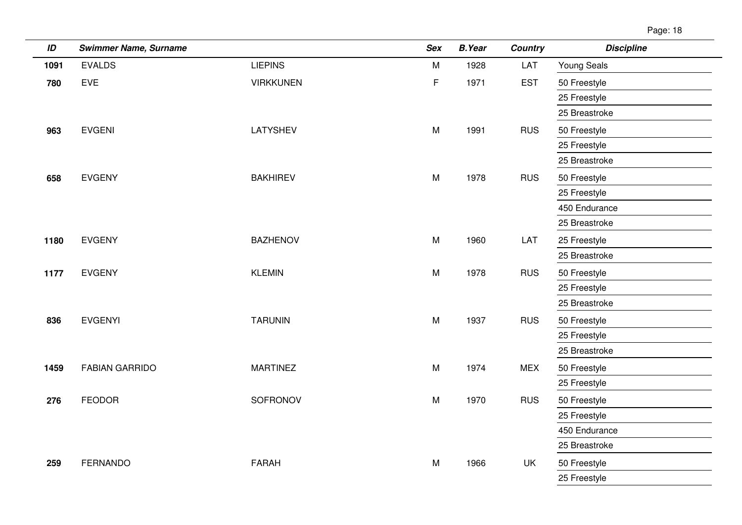| ID | Swimmer Name, Surname | | Sex | B.Year | Country | Discipline |
|---|---|---|---|---|---|---|
| **1091** | EVALDS | LIEPINS | M | 1928 | LAT | Young Seals |
| **780** | EVE | VIRKKUNEN | F | 1971 | EST | 50 Freestyle |
| | | | | | | 25 Freestyle |
| | | | | | | 25 Breastroke |
| **963** | EVGENI | LATYSHEV | M | 1991 | RUS | 50 Freestyle |
| | | | | | | 25 Freestyle |
| | | | | | | 25 Breastroke |
| **658** | EVGENY | BAKHIREV | M | 1978 | RUS | 50 Freestyle |
| | | | | | | 25 Freestyle |
| | | | | | | 450 Endurance |
| | | | | | | 25 Breastroke |
| **1180** | EVGENY | BAZHENOV | M | 1960 | LAT | 25 Freestyle |
| | | | | | | 25 Breastroke |
| **1177** | EVGENY | KLEMIN | M | 1978 | RUS | 50 Freestyle |
| | | | | | | 25 Freestyle |
| | | | | | | 25 Breastroke |
| **836** | EVGENYI | TARUNIN | M | 1937 | RUS | 50 Freestyle |
| | | | | | | 25 Freestyle |
| | | | | | | 25 Breastroke |
| **1459** | FABIAN GARRIDO | MARTINEZ | M | 1974 | MEX | 50 Freestyle |
| | | | | | | 25 Freestyle |
| **276** | FEODOR | SOFRONOV | M | 1970 | RUS | 50 Freestyle |
| | | | | | | 25 Freestyle |
| | | | | | | 450 Endurance |
| | | | | | | 25 Breastroke |
| **259** | FERNANDO | FARAH | M | 1966 | UK | 50 Freestyle |
| | | | | | | 25 Freestyle |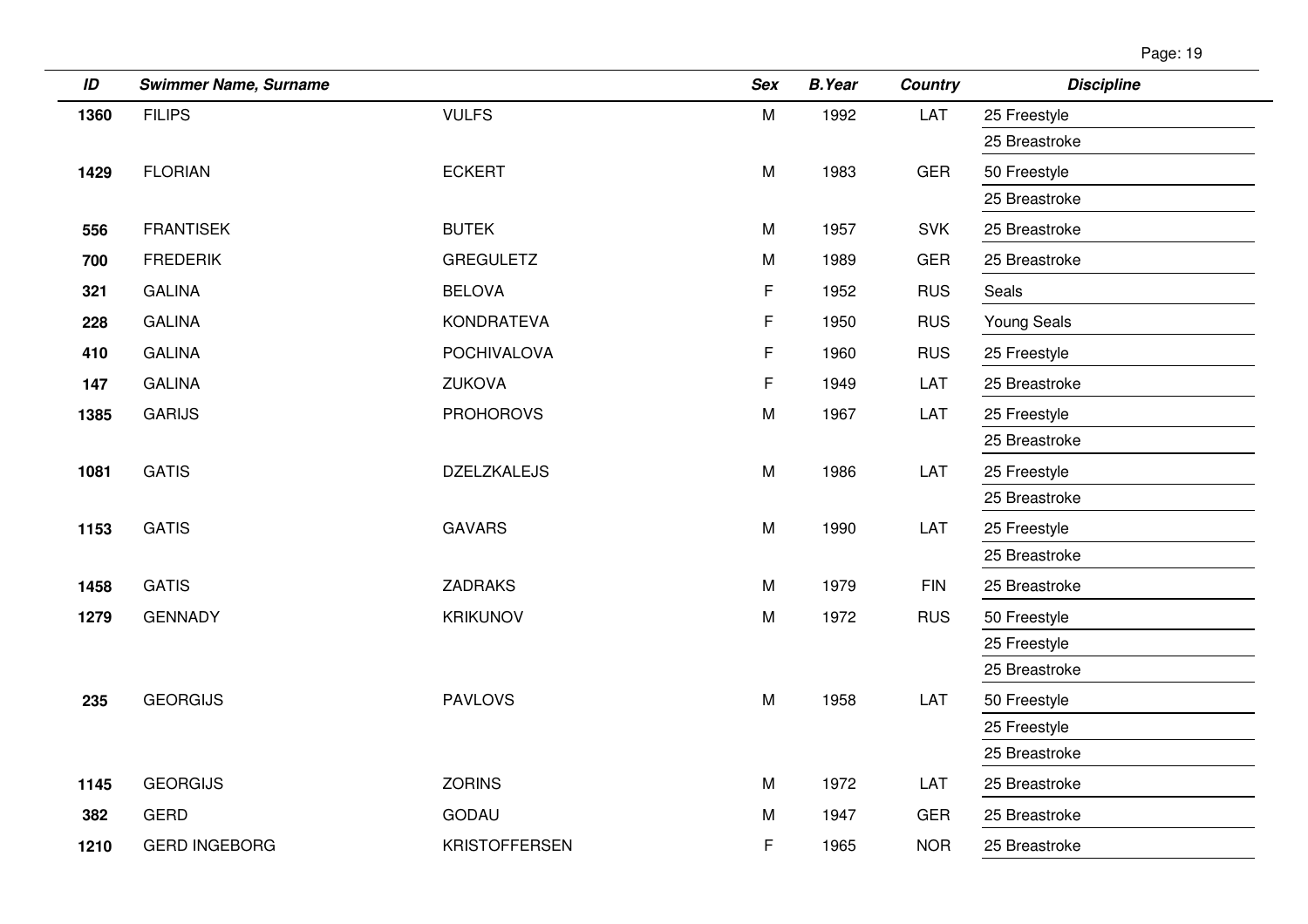| ID | Swimmer Name, Surname | | Sex | B.Year | Country | Discipline |
|---|---|---|---|---|---|---|
| 1360 | FILIPS | VULFS | M | 1992 | LAT | 25 Freestyle |
| | | | | | | 25 Breastroke |
| 1429 | FLORIAN | ECKERT | M | 1983 | GER | 50 Freestyle |
| | | | | | | 25 Breastroke |
| 556 | FRANTISEK | BUTEK | M | 1957 | SVK | 25 Breastroke |
| 700 | FREDERIK | GREGULETZ | M | 1989 | GER | 25 Breastroke |
| 321 | GALINA | BELOVA | F | 1952 | RUS | Seals |
| 228 | GALINA | KONDRATEVA | F | 1950 | RUS | Young Seals |
| 410 | GALINA | POCHIVALOVA | F | 1960 | RUS | 25 Freestyle |
| 147 | GALINA | ZUKOVA | F | 1949 | LAT | 25 Breastroke |
| 1385 | GARIJS | PROHOROVS | M | 1967 | LAT | 25 Freestyle |
| | | | | | | 25 Breastroke |
| 1081 | GATIS | DZELZKALEJS | M | 1986 | LAT | 25 Freestyle |
| | | | | | | 25 Breastroke |
| 1153 | GATIS | GAVARS | M | 1990 | LAT | 25 Freestyle |
| | | | | | | 25 Breastroke |
| 1458 | GATIS | ZADRAKS | M | 1979 | FIN | 25 Breastroke |
| 1279 | GENNADY | KRIKUNOV | M | 1972 | RUS | 50 Freestyle |
| | | | | | | 25 Freestyle |
| | | | | | | 25 Breastroke |
| 235 | GEORGIJS | PAVLOVS | M | 1958 | LAT | 50 Freestyle |
| | | | | | | 25 Freestyle |
| | | | | | | 25 Breastroke |
| 1145 | GEORGIJS | ZORINS | M | 1972 | LAT | 25 Breastroke |
| 382 | GERD | GODAU | M | 1947 | GER | 25 Breastroke |
| 1210 | GERD INGEBORG | KRISTOFFERSEN | F | 1965 | NOR | 25 Breastroke |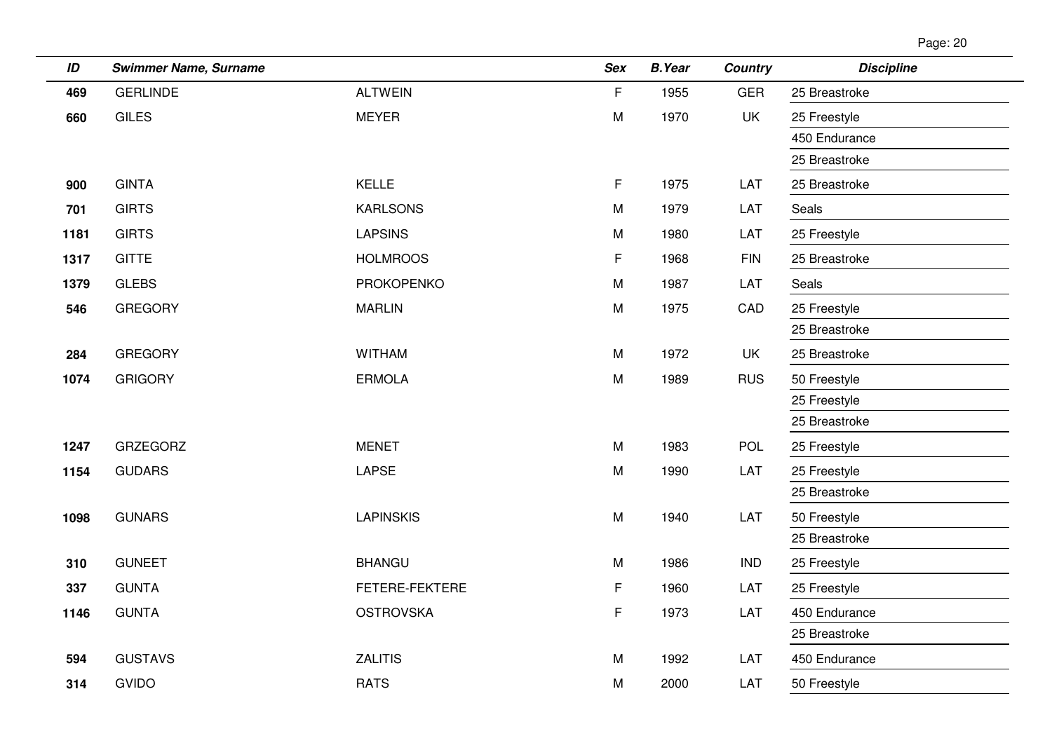| ID | Swimmer Name, Surname | | Sex | B.Year | Country | Discipline |
|---|---|---|---|---|---|---|
| 469 | GERLINDE | ALTWEIN | F | 1955 | GER | 25 Breastroke |
| 660 | GILES | MEYER | M | 1970 | UK | 25 Freestyle |
| | | | | | | 450 Endurance |
| | | | | | | 25 Breastroke |
| 900 | GINTA | KELLE | F | 1975 | LAT | 25 Breastroke |
| 701 | GIRTS | KARLSONS | M | 1979 | LAT | Seals |
| 1181 | GIRTS | LAPSINS | M | 1980 | LAT | 25 Freestyle |
| 1317 | GITTE | HOLMROOS | F | 1968 | FIN | 25 Breastroke |
| 1379 | GLEBS | PROKOPENKO | M | 1987 | LAT | Seals |
| 546 | GREGORY | MARLIN | M | 1975 | CAD | 25 Freestyle |
| | | | | | | 25 Breastroke |
| 284 | GREGORY | WITHAM | M | 1972 | UK | 25 Breastroke |
| 1074 | GRIGORY | ERMOLA | M | 1989 | RUS | 50 Freestyle |
| | | | | | | 25 Freestyle |
| | | | | | | 25 Breastroke |
| 1247 | GRZEGORZ | MENET | M | 1983 | POL | 25 Freestyle |
| 1154 | GUDARS | LAPSE | M | 1990 | LAT | 25 Freestyle |
| | | | | | | 25 Breastroke |
| 1098 | GUNARS | LAPINSKIS | M | 1940 | LAT | 50 Freestyle |
| | | | | | | 25 Breastroke |
| 310 | GUNEET | BHANGU | M | 1986 | IND | 25 Freestyle |
| 337 | GUNTA | FETERE-FEKTERE | F | 1960 | LAT | 25 Freestyle |
| 1146 | GUNTA | OSTROVSKA | F | 1973 | LAT | 450 Endurance |
| | | | | | | 25 Breastroke |
| 594 | GUSTAVS | ZALITIS | M | 1992 | LAT | 450 Endurance |
| 314 | GVIDO | RATS | M | 2000 | LAT | 50 Freestyle |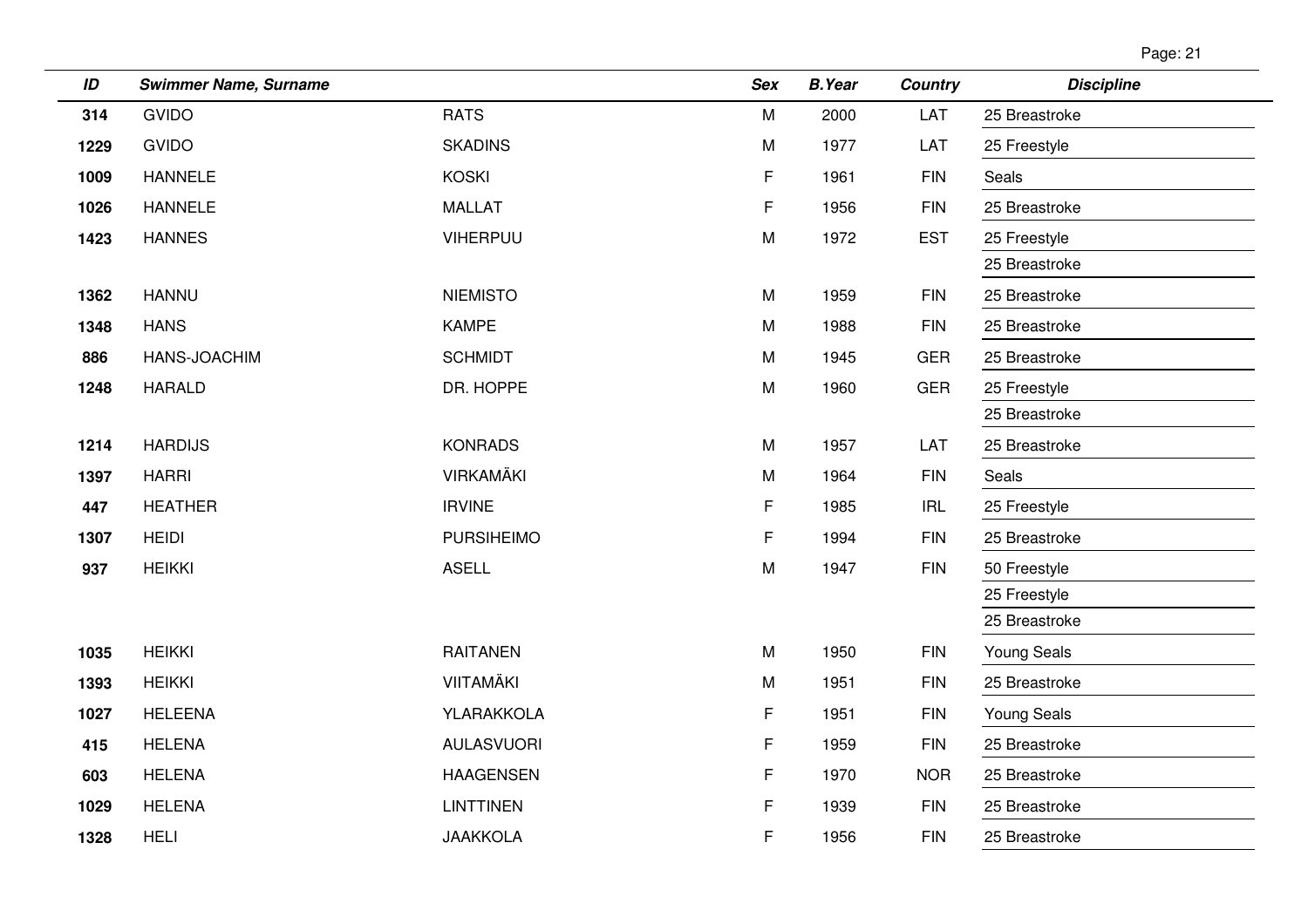| ID | Swimmer Name, Surname | | Sex | B.Year | Country | Discipline |
|---|---|---|---|---|---|---|
| 314 | GVIDO | RATS | M | 2000 | LAT | 25 Breastroke |
| 1229 | GVIDO | SKADINS | M | 1977 | LAT | 25 Freestyle |
| 1009 | HANNELE | KOSKI | F | 1961 | FIN | Seals |
| 1026 | HANNELE | MALLAT | F | 1956 | FIN | 25 Breastroke |
| 1423 | HANNES | VIHERPUU | M | 1972 | EST | 25 Freestyle |
| | | | | | | 25 Breastroke |
| 1362 | HANNU | NIEMISTO | M | 1959 | FIN | 25 Breastroke |
| 1348 | HANS | KAMPE | M | 1988 | FIN | 25 Breastroke |
| 886 | HANS-JOACHIM | SCHMIDT | M | 1945 | GER | 25 Breastroke |
| 1248 | HARALD | DR. HOPPE | M | 1960 | GER | 25 Freestyle |
| | | | | | | 25 Breastroke |
| 1214 | HARDIJS | KONRADS | M | 1957 | LAT | 25 Breastroke |
| 1397 | HARRI | VIRKAMÄKI | M | 1964 | FIN | Seals |
| 447 | HEATHER | IRVINE | F | 1985 | IRL | 25 Freestyle |
| 1307 | HEIDI | PURSIHEIMO | F | 1994 | FIN | 25 Breastroke |
| 937 | HEIKKI | ASELL | M | 1947 | FIN | 50 Freestyle |
| | | | | | | 25 Freestyle |
| | | | | | | 25 Breastroke |
| 1035 | HEIKKI | RAITANEN | M | 1950 | FIN | Young Seals |
| 1393 | HEIKKI | VIITAMÄKI | M | 1951 | FIN | 25 Breastroke |
| 1027 | HELEENA | YLARAKKOLA | F | 1951 | FIN | Young Seals |
| 415 | HELENA | AULASVUORI | F | 1959 | FIN | 25 Breastroke |
| 603 | HELENA | HAAGENSEN | F | 1970 | NOR | 25 Breastroke |
| 1029 | HELENA | LINTTINEN | F | 1939 | FIN | 25 Breastroke |
| 1328 | HELI | JAAKKOLA | F | 1956 | FIN | 25 Breastroke |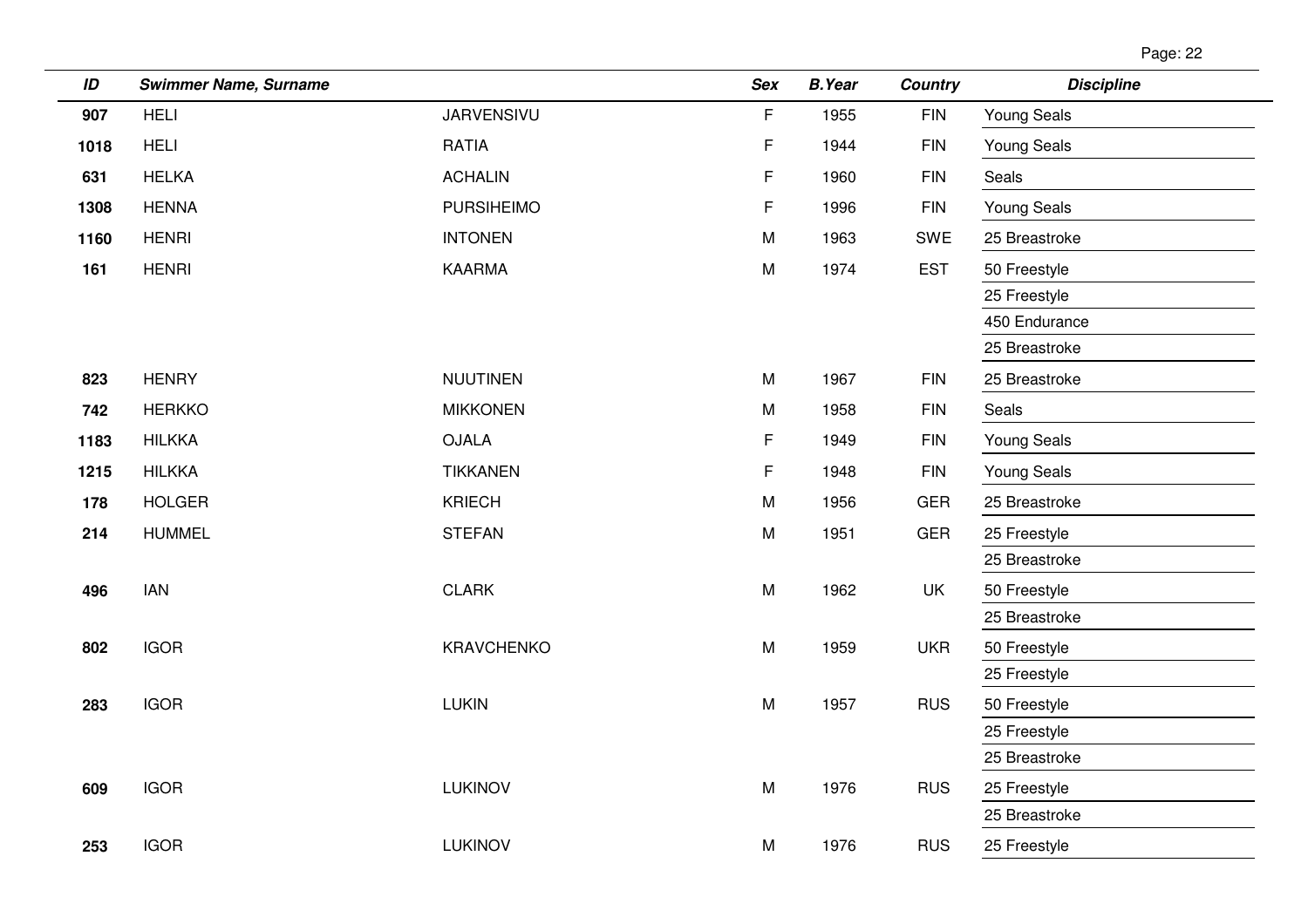| ID | Swimmer Name, Surname | | Sex | B.Year | Country | Discipline |
|---|---|---|---|---|---|---|
| 907 | HELI | JARVENSIVU | F | 1955 | FIN | Young Seals |
| 1018 | HELI | RATIA | F | 1944 | FIN | Young Seals |
| 631 | HELKA | ACHALIN | F | 1960 | FIN | Seals |
| 1308 | HENNA | PURSIHEIMO | F | 1996 | FIN | Young Seals |
| 1160 | HENRI | INTONEN | M | 1963 | SWE | 25 Breastroke |
| 161 | HENRI | KAARMA | M | 1974 | EST | 50 Freestyle |
| | | | | | | 25 Freestyle |
| | | | | | | 450 Endurance |
| | | | | | | 25 Breastroke |
| 823 | HENRY | NUUTINEN | M | 1967 | FIN | 25 Breastroke |
| 742 | HERKKO | MIKKONEN | M | 1958 | FIN | Seals |
| 1183 | HILKKA | OJALA | F | 1949 | FIN | Young Seals |
| 1215 | HILKKA | TIKKANEN | F | 1948 | FIN | Young Seals |
| 178 | HOLGER | KRIECH | M | 1956 | GER | 25 Breastroke |
| 214 | HUMMEL | STEFAN | M | 1951 | GER | 25 Freestyle |
| | | | | | | 25 Breastroke |
| 496 | IAN | CLARK | M | 1962 | UK | 50 Freestyle |
| | | | | | | 25 Breastroke |
| 802 | IGOR | KRAVCHENKO | M | 1959 | UKR | 50 Freestyle |
| | | | | | | 25 Freestyle |
| 283 | IGOR | LUKIN | M | 1957 | RUS | 50 Freestyle |
| | | | | | | 25 Freestyle |
| | | | | | | 25 Breastroke |
| 609 | IGOR | LUKINOV | M | 1976 | RUS | 25 Freestyle |
| | | | | | | 25 Breastroke |
| 253 | IGOR | LUKINOV | M | 1976 | RUS | 25 Freestyle |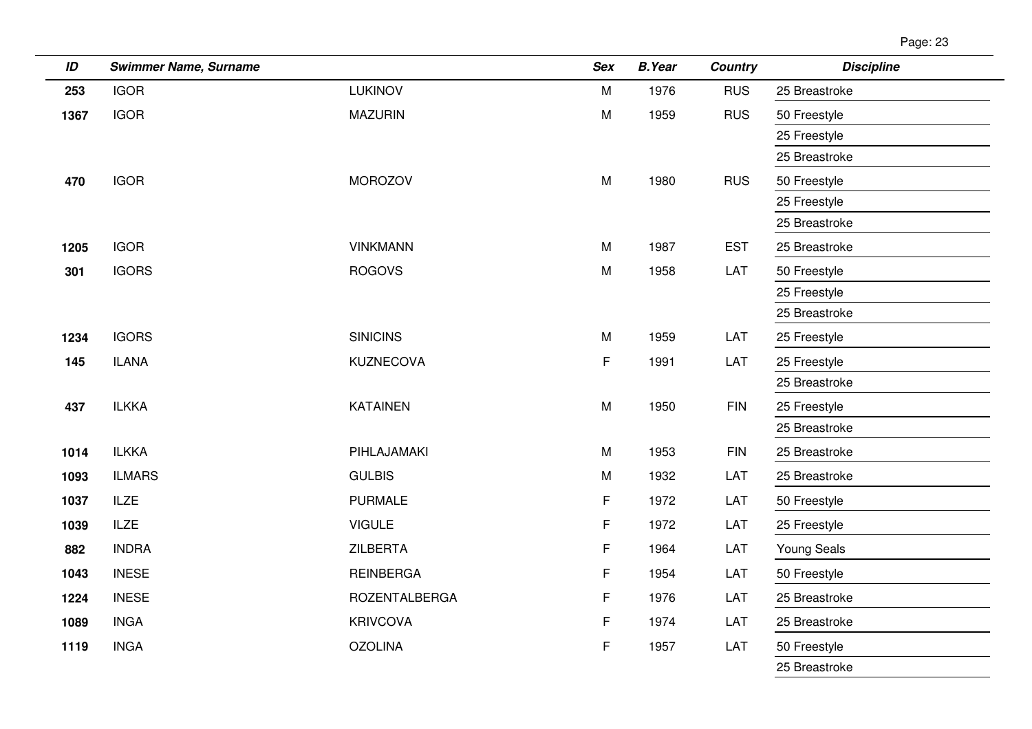| ID | Swimmer Name, Surname | | Sex | B.Year | Country | Discipline |
|---|---|---|---|---|---|---|
| 253 | IGOR | LUKINOV | M | 1976 | RUS | 25 Breastroke |
| 1367 | IGOR | MAZURIN | M | 1959 | RUS | 50 Freestyle |
| | | | | | | 25 Freestyle |
| | | | | | | 25 Breastroke |
| 470 | IGOR | MOROZOV | M | 1980 | RUS | 50 Freestyle |
| | | | | | | 25 Freestyle |
| | | | | | | 25 Breastroke |
| 1205 | IGOR | VINKMANN | M | 1987 | EST | 25 Breastroke |
| 301 | IGORS | ROGOVS | M | 1958 | LAT | 50 Freestyle |
| | | | | | | 25 Freestyle |
| | | | | | | 25 Breastroke |
| 1234 | IGORS | SINICINS | M | 1959 | LAT | 25 Freestyle |
| 145 | ILANA | KUZNECOVA | F | 1991 | LAT | 25 Freestyle |
| | | | | | | 25 Breastroke |
| 437 | ILKKA | KATAINEN | M | 1950 | FIN | 25 Freestyle |
| | | | | | | 25 Breastroke |
| 1014 | ILKKA | PIHLAJAMAKI | M | 1953 | FIN | 25 Breastroke |
| 1093 | ILMARS | GULBIS | M | 1932 | LAT | 25 Breastroke |
| 1037 | ILZE | PURMALE | F | 1972 | LAT | 50 Freestyle |
| 1039 | ILZE | VIGULE | F | 1972 | LAT | 25 Freestyle |
| 882 | INDRA | ZILBERTA | F | 1964 | LAT | Young Seals |
| 1043 | INESE | REINBERGA | F | 1954 | LAT | 50 Freestyle |
| 1224 | INESE | ROZENTALBERGA | F | 1976 | LAT | 25 Breastroke |
| 1089 | INGA | KRIVCOVA | F | 1974 | LAT | 25 Breastroke |
| 1119 | INGA | OZOLINA | F | 1957 | LAT | 50 Freestyle |
| | | | | | | 25 Breastroke |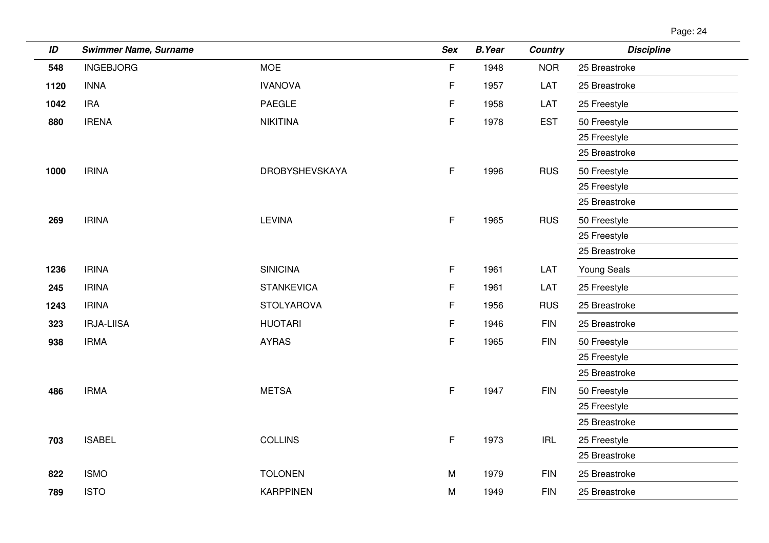| ID | Swimmer Name, Surname | | Sex | B.Year | Country | Discipline |
|---|---|---|---|---|---|---|
| 548 | INGEBJORG | MOE | F | 1948 | NOR | 25 Breastroke |
| 1120 | INNA | IVANOVA | F | 1957 | LAT | 25 Breastroke |
| 1042 | IRA | PAEGLE | F | 1958 | LAT | 25 Freestyle |
| 880 | IRENA | NIKITINA | F | 1978 | EST | 50 Freestyle |
| | | | | | | 25 Freestyle |
| | | | | | | 25 Breastroke |
| 1000 | IRINA | DROBYSHEVSKAYA | F | 1996 | RUS | 50 Freestyle |
| | | | | | | 25 Freestyle |
| | | | | | | 25 Breastroke |
| 269 | IRINA | LEVINA | F | 1965 | RUS | 50 Freestyle |
| | | | | | | 25 Freestyle |
| | | | | | | 25 Breastroke |
| 1236 | IRINA | SINICINA | F | 1961 | LAT | Young Seals |
| 245 | IRINA | STANKEVICA | F | 1961 | LAT | 25 Freestyle |
| 1243 | IRINA | STOLYAROVA | F | 1956 | RUS | 25 Breastroke |
| 323 | IRJA-LIISA | HUOTARI | F | 1946 | FIN | 25 Breastroke |
| 938 | IRMA | AYRAS | F | 1965 | FIN | 50 Freestyle |
| | | | | | | 25 Freestyle |
| | | | | | | 25 Breastroke |
| 486 | IRMA | METSA | F | 1947 | FIN | 50 Freestyle |
| | | | | | | 25 Freestyle |
| | | | | | | 25 Breastroke |
| 703 | ISABEL | COLLINS | F | 1973 | IRL | 25 Freestyle |
| | | | | | | 25 Breastroke |
| 822 | ISMO | TOLONEN | M | 1979 | FIN | 25 Breastroke |
| 789 | ISTO | KARPPINEN | M | 1949 | FIN | 25 Breastroke |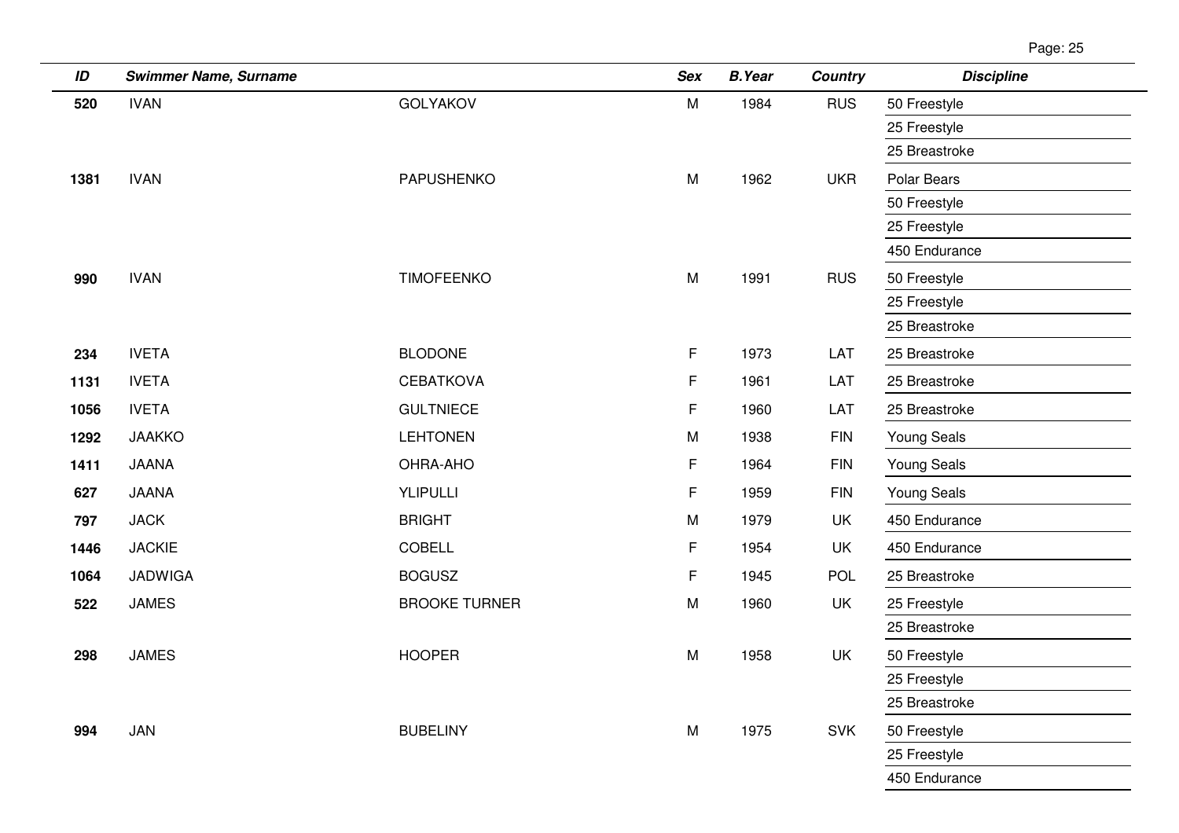| ID | Swimmer Name, Surname | | Sex | B.Year | Country | Discipline |
|---|---|---|---|---|---|---|
| 520 | IVAN | GOLYAKOV | M | 1984 | RUS | 50 Freestyle |
| | | | | | | 25 Freestyle |
| | | | | | | 25 Breastroke |
| 1381 | IVAN | PAPUSHENKO | M | 1962 | UKR | Polar Bears |
| | | | | | | 50 Freestyle |
| | | | | | | 25 Freestyle |
| | | | | | | 450 Endurance |
| 990 | IVAN | TIMOFEENKO | M | 1991 | RUS | 50 Freestyle |
| | | | | | | 25 Freestyle |
| | | | | | | 25 Breastroke |
| 234 | IVETA | BLODONE | F | 1973 | LAT | 25 Breastroke |
| 1131 | IVETA | CEBATKOVA | F | 1961 | LAT | 25 Breastroke |
| 1056 | IVETA | GULTNIECE | F | 1960 | LAT | 25 Breastroke |
| 1292 | JAAKKO | LEHTONEN | M | 1938 | FIN | Young Seals |
| 1411 | JAANA | OHRA-AHO | F | 1964 | FIN | Young Seals |
| 627 | JAANA | YLIPULLI | F | 1959 | FIN | Young Seals |
| 797 | JACK | BRIGHT | M | 1979 | UK | 450 Endurance |
| 1446 | JACKIE | COBELL | F | 1954 | UK | 450 Endurance |
| 1064 | JADWIGA | BOGUSZ | F | 1945 | POL | 25 Breastroke |
| 522 | JAMES | BROOKE TURNER | M | 1960 | UK | 25 Freestyle |
| | | | | | | 25 Breastroke |
| 298 | JAMES | HOOPER | M | 1958 | UK | 50 Freestyle |
| | | | | | | 25 Freestyle |
| | | | | | | 25 Breastroke |
| 994 | JAN | BUBELINY | M | 1975 | SVK | 50 Freestyle |
| | | | | | | 25 Freestyle |
| | | | | | | 450 Endurance |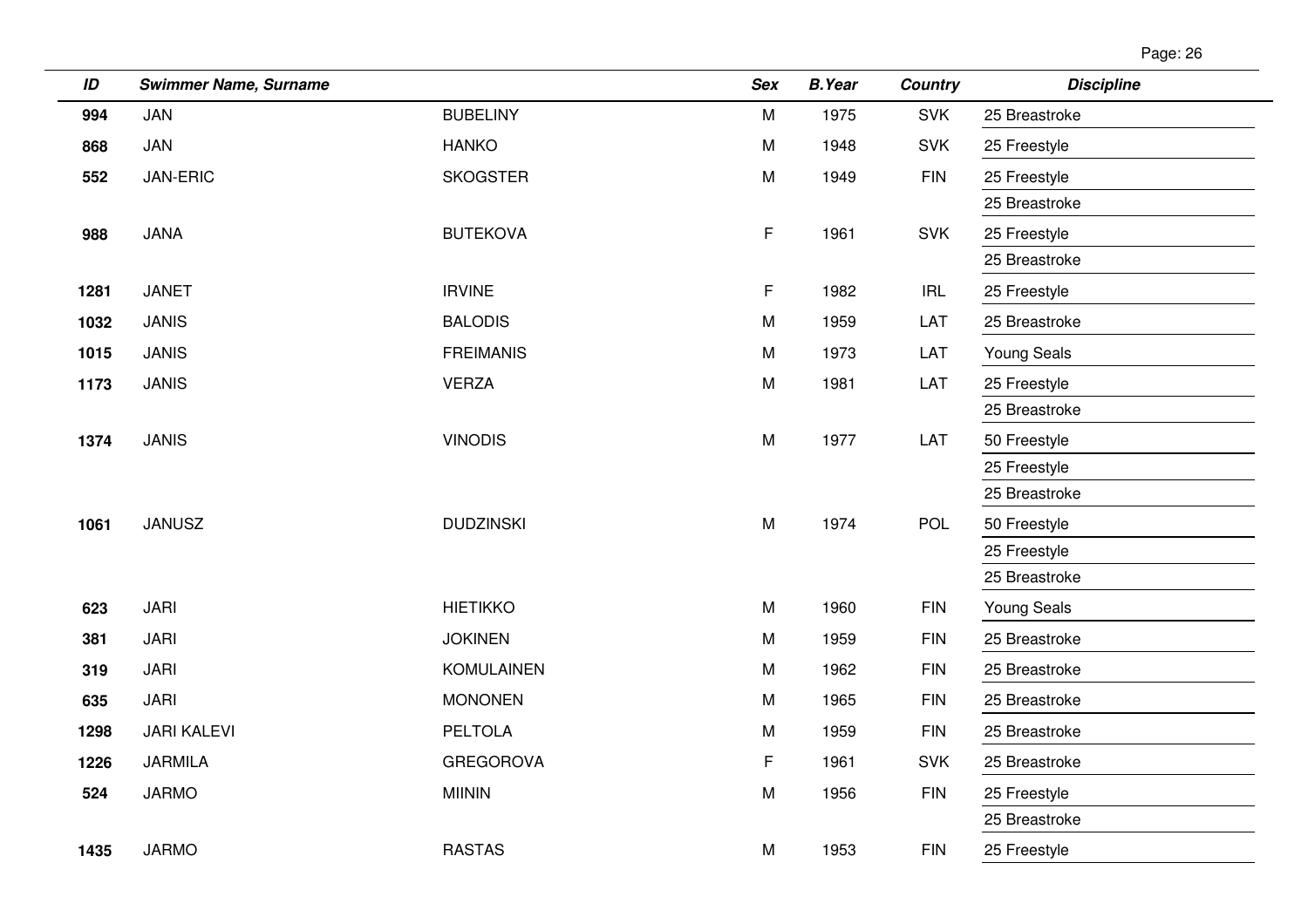| ID | Swimmer Name, Surname | | Sex | B.Year | Country | Discipline |
|---|---|---|---|---|---|---|
| 994 | JAN | BUBELINY | M | 1975 | SVK | 25 Breastroke |
| 868 | JAN | HANKO | M | 1948 | SVK | 25 Freestyle |
| 552 | JAN-ERIC | SKOGSTER | M | 1949 | FIN | 25 Freestyle |
| | | | | | | 25 Breastroke |
| 988 | JANA | BUTEKOVA | F | 1961 | SVK | 25 Freestyle |
| | | | | | | 25 Breastroke |
| 1281 | JANET | IRVINE | F | 1982 | IRL | 25 Freestyle |
| 1032 | JANIS | BALODIS | M | 1959 | LAT | 25 Breastroke |
| 1015 | JANIS | FREIMANIS | M | 1973 | LAT | Young Seals |
| 1173 | JANIS | VERZA | M | 1981 | LAT | 25 Freestyle |
| | | | | | | 25 Breastroke |
| 1374 | JANIS | VINODIS | M | 1977 | LAT | 50 Freestyle |
| | | | | | | 25 Freestyle |
| | | | | | | 25 Breastroke |
| 1061 | JANUSZ | DUDZINSKI | M | 1974 | POL | 50 Freestyle |
| | | | | | | 25 Freestyle |
| | | | | | | 25 Breastroke |
| 623 | JARI | HIETIKKO | M | 1960 | FIN | Young Seals |
| 381 | JARI | JOKINEN | M | 1959 | FIN | 25 Breastroke |
| 319 | JARI | KOMULAINEN | M | 1962 | FIN | 25 Breastroke |
| 635 | JARI | MONONEN | M | 1965 | FIN | 25 Breastroke |
| 1298 | JARI KALEVI | PELTOLA | M | 1959 | FIN | 25 Breastroke |
| 1226 | JARMILA | GREGOROVA | F | 1961 | SVK | 25 Breastroke |
| 524 | JARMO | MIININ | M | 1956 | FIN | 25 Freestyle |
| | | | | | | 25 Breastroke |
| 1435 | JARMO | RASTAS | M | 1953 | FIN | 25 Freestyle |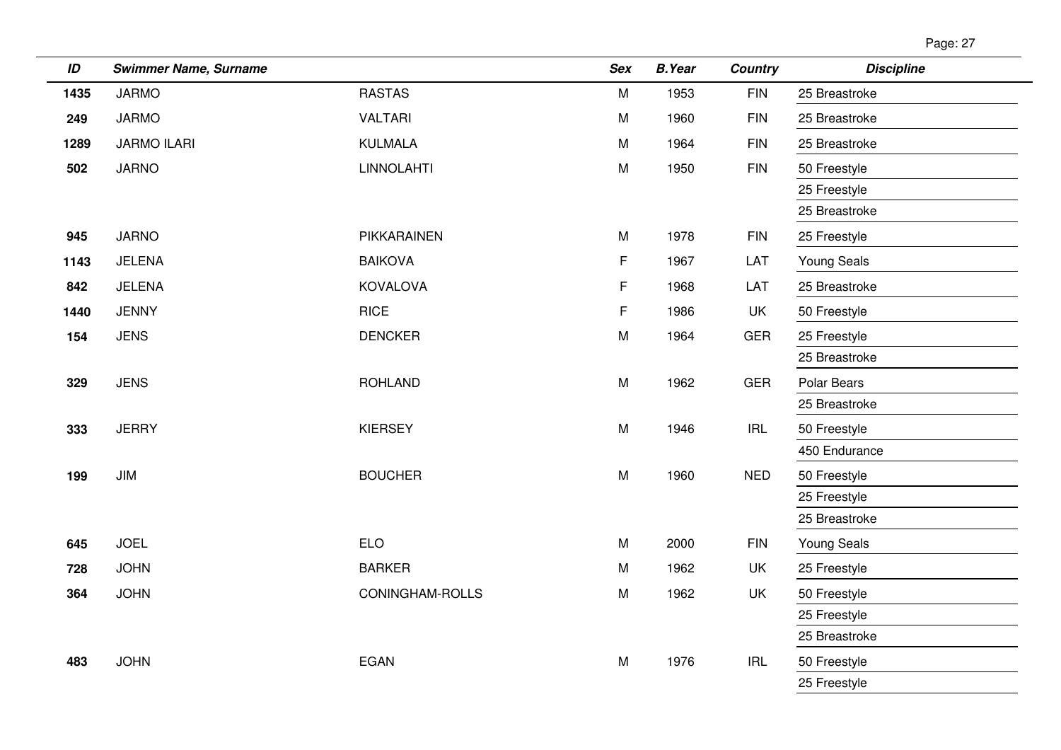| ID | Swimmer Name, Surname | | Sex | B.Year | Country | Discipline |
|---|---|---|---|---|---|---|
| 1435 | JARMO | RASTAS | M | 1953 | FIN | 25 Breastroke |
| 249 | JARMO | VALTARI | M | 1960 | FIN | 25 Breastroke |
| 1289 | JARMO ILARI | KULMALA | M | 1964 | FIN | 25 Breastroke |
| 502 | JARNO | LINNOLAHTI | M | 1950 | FIN | 50 Freestyle |
| | | | | | | 25 Freestyle |
| | | | | | | 25 Breastroke |
| 945 | JARNO | PIKKARAINEN | M | 1978 | FIN | 25 Freestyle |
| 1143 | JELENA | BAIKOVA | F | 1967 | LAT | Young Seals |
| 842 | JELENA | KOVALOVA | F | 1968 | LAT | 25 Breastroke |
| 1440 | JENNY | RICE | F | 1986 | UK | 50 Freestyle |
| 154 | JENS | DENCKER | M | 1964 | GER | 25 Freestyle |
| | | | | | | 25 Breastroke |
| 329 | JENS | ROHLAND | M | 1962 | GER | Polar Bears |
| | | | | | | 25 Breastroke |
| 333 | JERRY | KIERSEY | M | 1946 | IRL | 50 Freestyle |
| | | | | | | 450 Endurance |
| 199 | JIM | BOUCHER | M | 1960 | NED | 50 Freestyle |
| | | | | | | 25 Freestyle |
| | | | | | | 25 Breastroke |
| 645 | JOEL | ELO | M | 2000 | FIN | Young Seals |
| 728 | JOHN | BARKER | M | 1962 | UK | 25 Freestyle |
| 364 | JOHN | CONINGHAM-ROLLS | M | 1962 | UK | 50 Freestyle |
| | | | | | | 25 Freestyle |
| | | | | | | 25 Breastroke |
| 483 | JOHN | EGAN | M | 1976 | IRL | 50 Freestyle |
| | | | | | | 25 Freestyle |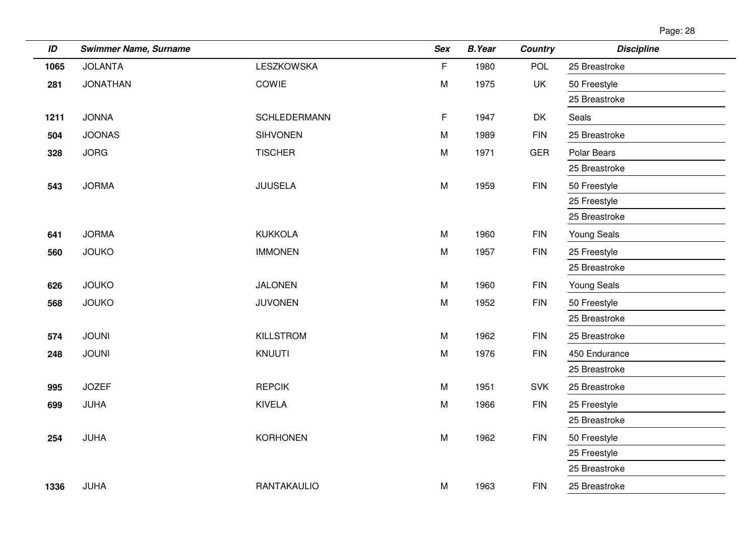| ID | Swimmer Name, Surname | | Sex | B.Year | Country | Discipline |
|---|---|---|---|---|---|---|
| 1065 | JOLANTA | LESZKOWSKA | F | 1980 | POL | 25 Breastroke |
| 281 | JONATHAN | COWIE | M | 1975 | UK | 50 Freestyle |
| | | | | | | 25 Breastroke |
| 1211 | JONNA | SCHLEDERMANN | F | 1947 | DK | Seals |
| 504 | JOONAS | SIHVONEN | M | 1989 | FIN | 25 Breastroke |
| 328 | JORG | TISCHER | M | 1971 | GER | Polar Bears |
| | | | | | | 25 Breastroke |
| 543 | JORMA | JUUSELA | M | 1959 | FIN | 50 Freestyle |
| | | | | | | 25 Freestyle |
| | | | | | | 25 Breastroke |
| 641 | JORMA | KUKKOLA | M | 1960 | FIN | Young Seals |
| 560 | JOUKO | IMMONEN | M | 1957 | FIN | 25 Freestyle |
| | | | | | | 25 Breastroke |
| 626 | JOUKO | JALONEN | M | 1960 | FIN | Young Seals |
| 568 | JOUKO | JUVONEN | M | 1952 | FIN | 50 Freestyle |
| | | | | | | 25 Breastroke |
| 574 | JOUNI | KILLSTROM | M | 1962 | FIN | 25 Breastroke |
| 248 | JOUNI | KNUUTI | M | 1976 | FIN | 450 Endurance |
| | | | | | | 25 Breastroke |
| 995 | JOZEF | REPCIK | M | 1951 | SVK | 25 Breastroke |
| 699 | JUHA | KIVELA | M | 1966 | FIN | 25 Freestyle |
| | | | | | | 25 Breastroke |
| 254 | JUHA | KORHONEN | M | 1962 | FIN | 50 Freestyle |
| | | | | | | 25 Freestyle |
| | | | | | | 25 Breastroke |
| 1336 | JUHA | RANTAKAULIO | M | 1963 | FIN | 25 Breastroke |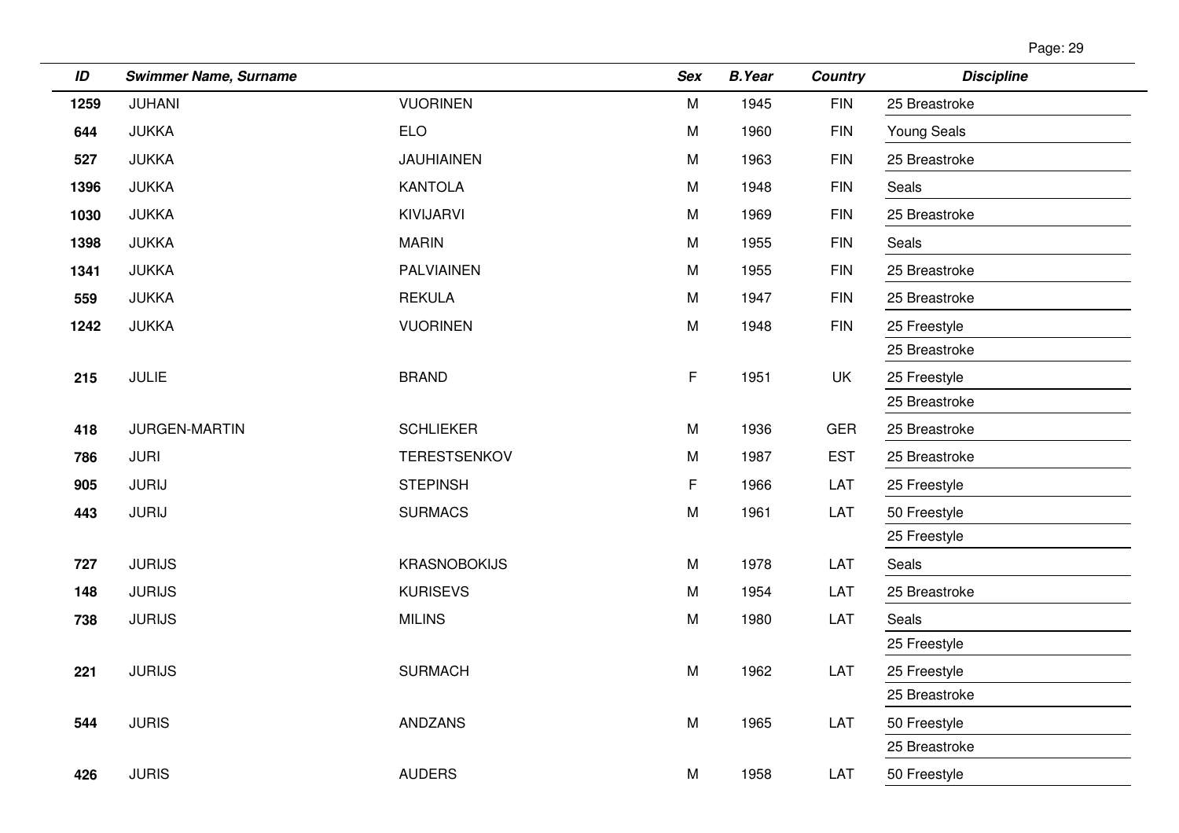| ID | Swimmer Name, Surname | | Sex | B.Year | Country | Discipline |
|---|---|---|---|---|---|---|
| 1259 | JUHANI | VUORINEN | M | 1945 | FIN | 25 Breastroke |
| 644 | JUKKA | ELO | M | 1960 | FIN | Young Seals |
| 527 | JUKKA | JAUHIAINEN | M | 1963 | FIN | 25 Breastroke |
| 1396 | JUKKA | KANTOLA | M | 1948 | FIN | Seals |
| 1030 | JUKKA | KIVIJARVI | M | 1969 | FIN | 25 Breastroke |
| 1398 | JUKKA | MARIN | M | 1955 | FIN | Seals |
| 1341 | JUKKA | PALVIAINEN | M | 1955 | FIN | 25 Breastroke |
| 559 | JUKKA | REKULA | M | 1947 | FIN | 25 Breastroke |
| 1242 | JUKKA | VUORINEN | M | 1948 | FIN | 25 Freestyle |
| | | | | | | 25 Breastroke |
| 215 | JULIE | BRAND | F | 1951 | UK | 25 Freestyle |
| | | | | | | 25 Breastroke |
| 418 | JURGEN-MARTIN | SCHLIEKER | M | 1936 | GER | 25 Breastroke |
| 786 | JURI | TERESTSENKOV | M | 1987 | EST | 25 Breastroke |
| 905 | JURIJ | STEPINSH | F | 1966 | LAT | 25 Freestyle |
| 443 | JURIJ | SURMACS | M | 1961 | LAT | 50 Freestyle |
| | | | | | | 25 Freestyle |
| 727 | JURIJS | KRASNOBOKIJS | M | 1978 | LAT | Seals |
| 148 | JURIJS | KURISEVS | M | 1954 | LAT | 25 Breastroke |
| 738 | JURIJS | MILINS | M | 1980 | LAT | Seals |
| | | | | | | 25 Freestyle |
| 221 | JURIJS | SURMACH | M | 1962 | LAT | 25 Freestyle |
| | | | | | | 25 Breastroke |
| 544 | JURIS | ANDZANS | M | 1965 | LAT | 50 Freestyle |
| | | | | | | 25 Breastroke |
| 426 | JURIS | AUDERS | M | 1958 | LAT | 50 Freestyle |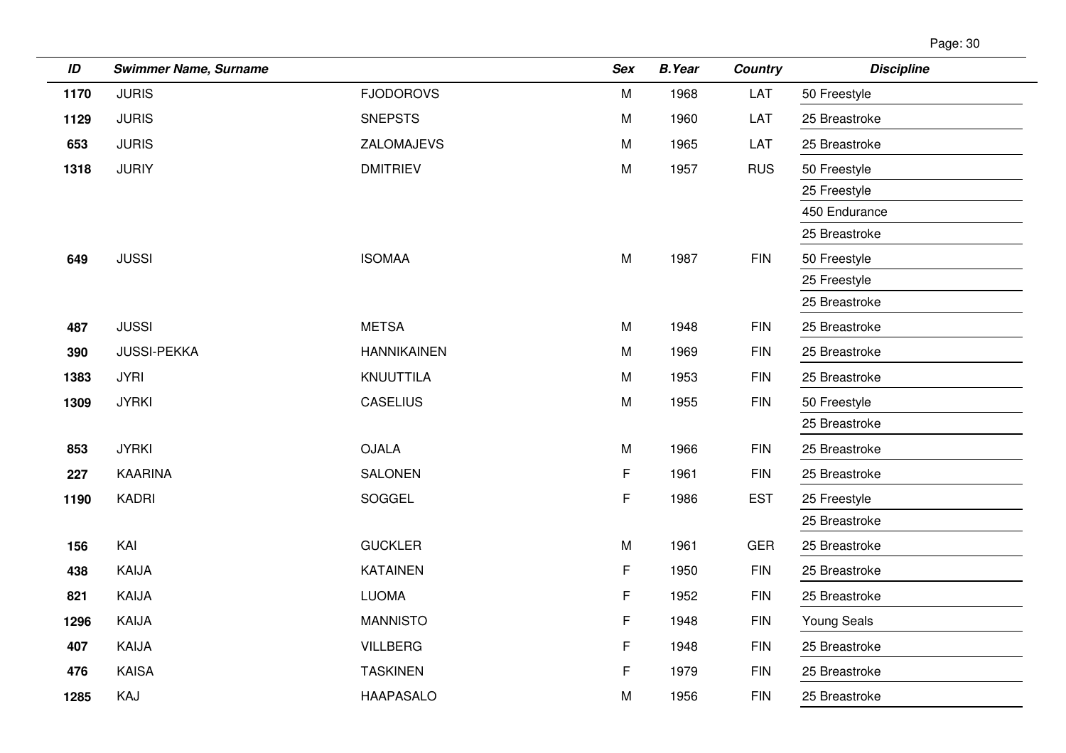| ID | Swimmer Name, Surname | | Sex | B.Year | Country | Discipline |
|---|---|---|---|---|---|---|
| 1170 | JURIS | FJODOROVS | M | 1968 | LAT | 50 Freestyle |
| 1129 | JURIS | SNEPSTS | M | 1960 | LAT | 25 Breastroke |
| 653 | JURIS | ZALOMAJEVS | M | 1965 | LAT | 25 Breastroke |
| 1318 | JURIY | DMITRIEV | M | 1957 | RUS | 50 Freestyle |
| | | | | | | 25 Freestyle |
| | | | | | | 450 Endurance |
| | | | | | | 25 Breastroke |
| 649 | JUSSI | ISOMAA | M | 1987 | FIN | 50 Freestyle |
| | | | | | | 25 Freestyle |
| | | | | | | 25 Breastroke |
| 487 | JUSSI | METSA | M | 1948 | FIN | 25 Breastroke |
| 390 | JUSSI-PEKKA | HANNIKAINEN | M | 1969 | FIN | 25 Breastroke |
| 1383 | JYRI | KNUUTTILA | M | 1953 | FIN | 25 Breastroke |
| 1309 | JYRKI | CASELIUS | M | 1955 | FIN | 50 Freestyle |
| | | | | | | 25 Breastroke |
| 853 | JYRKI | OJALA | M | 1966 | FIN | 25 Breastroke |
| 227 | KAARINA | SALONEN | F | 1961 | FIN | 25 Breastroke |
| 1190 | KADRI | SOGGEL | F | 1986 | EST | 25 Freestyle |
| | | | | | | 25 Breastroke |
| 156 | KAI | GUCKLER | M | 1961 | GER | 25 Breastroke |
| 438 | KAIJA | KATAINEN | F | 1950 | FIN | 25 Breastroke |
| 821 | KAIJA | LUOMA | F | 1952 | FIN | 25 Breastroke |
| 1296 | KAIJA | MANNISTO | F | 1948 | FIN | Young Seals |
| 407 | KAIJA | VILLBERG | F | 1948 | FIN | 25 Breastroke |
| 476 | KAISA | TASKINEN | F | 1979 | FIN | 25 Breastroke |
| 1285 | KAJ | HAAPASALO | M | 1956 | FIN | 25 Breastroke |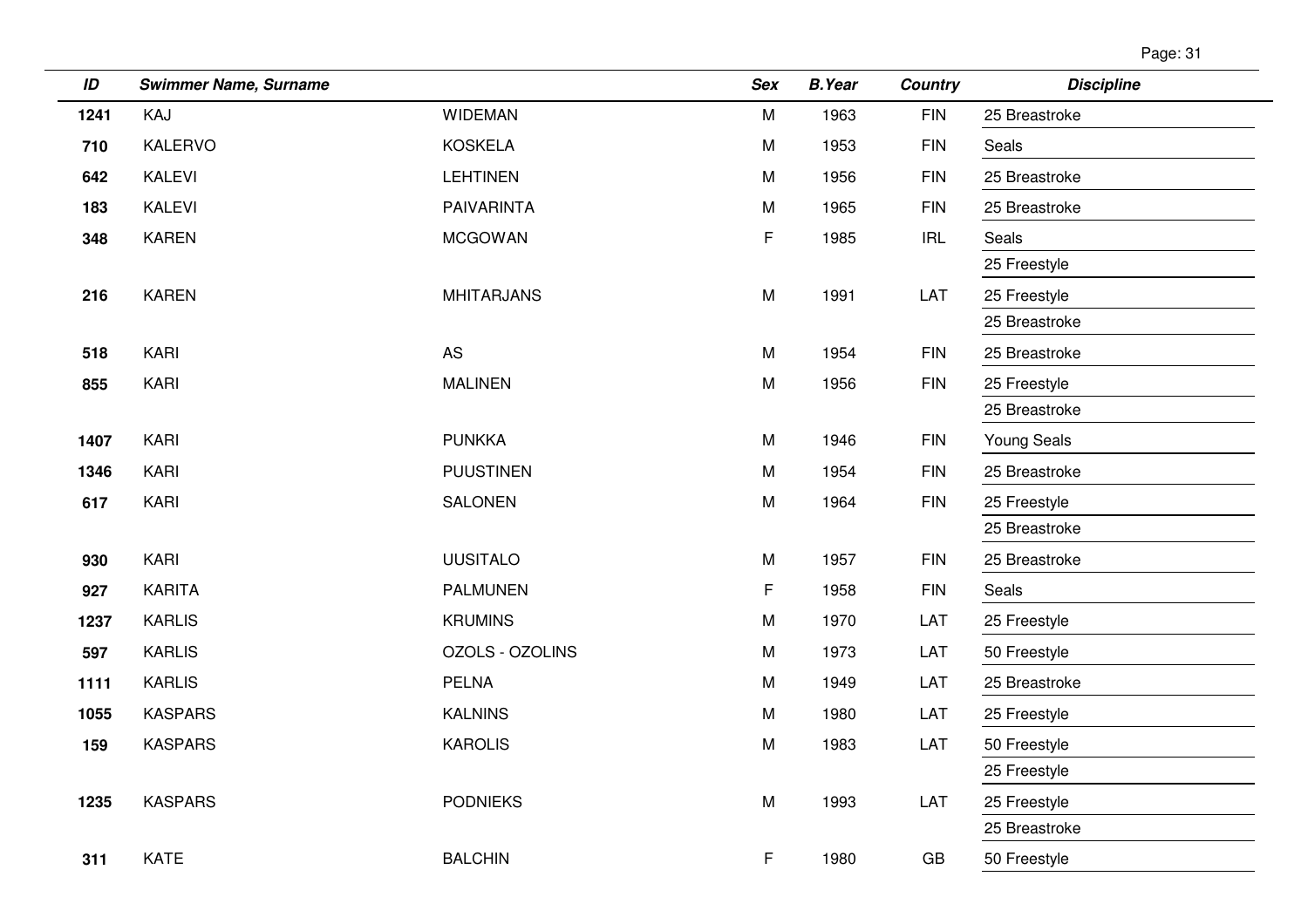| ID | Swimmer Name, Surname | | Sex | B.Year | Country | Discipline |
|---|---|---|---|---|---|---|
| 1241 | KAJ | WIDEMAN | M | 1963 | FIN | 25 Breastroke |
| 710 | KALERVO | KOSKELA | M | 1953 | FIN | Seals |
| 642 | KALEVI | LEHTINEN | M | 1956 | FIN | 25 Breastroke |
| 183 | KALEVI | PAIVARINTA | M | 1965 | FIN | 25 Breastroke |
| 348 | KAREN | MCGOWAN | F | 1985 | IRL | Seals |
| | | | | | | 25 Freestyle |
| 216 | KAREN | MHITARJANS | M | 1991 | LAT | 25 Freestyle |
| | | | | | | 25 Breastroke |
| 518 | KARI | AS | M | 1954 | FIN | 25 Breastroke |
| 855 | KARI | MALINEN | M | 1956 | FIN | 25 Freestyle |
| | | | | | | 25 Breastroke |
| 1407 | KARI | PUNKKA | M | 1946 | FIN | Young Seals |
| 1346 | KARI | PUUSTINEN | M | 1954 | FIN | 25 Breastroke |
| 617 | KARI | SALONEN | M | 1964 | FIN | 25 Freestyle |
| | | | | | | 25 Breastroke |
| 930 | KARI | UUSITALO | M | 1957 | FIN | 25 Breastroke |
| 927 | KARITA | PALMUNEN | F | 1958 | FIN | Seals |
| 1237 | KARLIS | KRUMINS | M | 1970 | LAT | 25 Freestyle |
| 597 | KARLIS | OZOLS - OZOLINS | M | 1973 | LAT | 50 Freestyle |
| 1111 | KARLIS | PELNA | M | 1949 | LAT | 25 Breastroke |
| 1055 | KASPARS | KALNINS | M | 1980 | LAT | 25 Freestyle |
| 159 | KASPARS | KAROLIS | M | 1983 | LAT | 50 Freestyle |
| | | | | | | 25 Freestyle |
| 1235 | KASPARS | PODNIEKS | M | 1993 | LAT | 25 Freestyle |
| | | | | | | 25 Breastroke |
| 311 | KATE | BALCHIN | F | 1980 | GB | 50 Freestyle |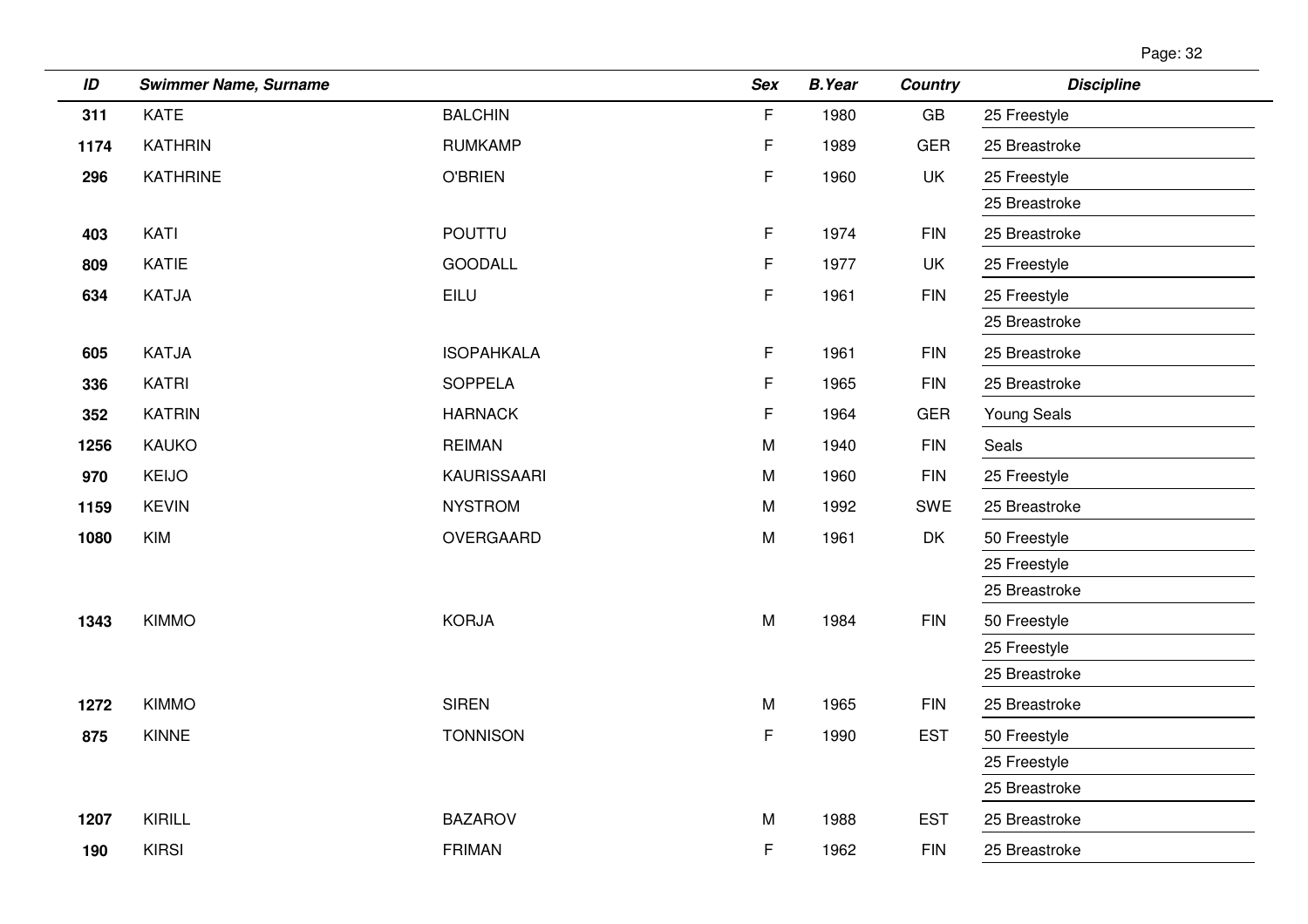| ID | Swimmer Name, Surname | | Sex | B.Year | Country | Discipline |
|---|---|---|---|---|---|---|
| 311 | KATE | BALCHIN | F | 1980 | GB | 25 Freestyle |
| 1174 | KATHRIN | RUMKAMP | F | 1989 | GER | 25 Breastroke |
| 296 | KATHRINE | O'BRIEN | F | 1960 | UK | 25 Freestyle |
| | | | | | | 25 Breastroke |
| 403 | KATI | POUTTU | F | 1974 | FIN | 25 Breastroke |
| 809 | KATIE | GOODALL | F | 1977 | UK | 25 Freestyle |
| 634 | KATJA | EILU | F | 1961 | FIN | 25 Freestyle |
| | | | | | | 25 Breastroke |
| 605 | KATJA | ISOPAHKALA | F | 1961 | FIN | 25 Breastroke |
| 336 | KATRI | SOPPELA | F | 1965 | FIN | 25 Breastroke |
| 352 | KATRIN | HARNACK | F | 1964 | GER | Young Seals |
| 1256 | KAUKO | REIMAN | M | 1940 | FIN | Seals |
| 970 | KEIJO | KAURISSAARI | M | 1960 | FIN | 25 Freestyle |
| 1159 | KEVIN | NYSTROM | M | 1992 | SWE | 25 Breastroke |
| 1080 | KIM | OVERGAARD | M | 1961 | DK | 50 Freestyle |
| | | | | | | 25 Freestyle |
| | | | | | | 25 Breastroke |
| 1343 | KIMMO | KORJA | M | 1984 | FIN | 50 Freestyle |
| | | | | | | 25 Freestyle |
| | | | | | | 25 Breastroke |
| 1272 | KIMMO | SIREN | M | 1965 | FIN | 25 Breastroke |
| 875 | KINNE | TONNISON | F | 1990 | EST | 50 Freestyle |
| | | | | | | 25 Freestyle |
| | | | | | | 25 Breastroke |
| 1207 | KIRILL | BAZAROV | M | 1988 | EST | 25 Breastroke |
| 190 | KIRSI | FRIMAN | F | 1962 | FIN | 25 Breastroke |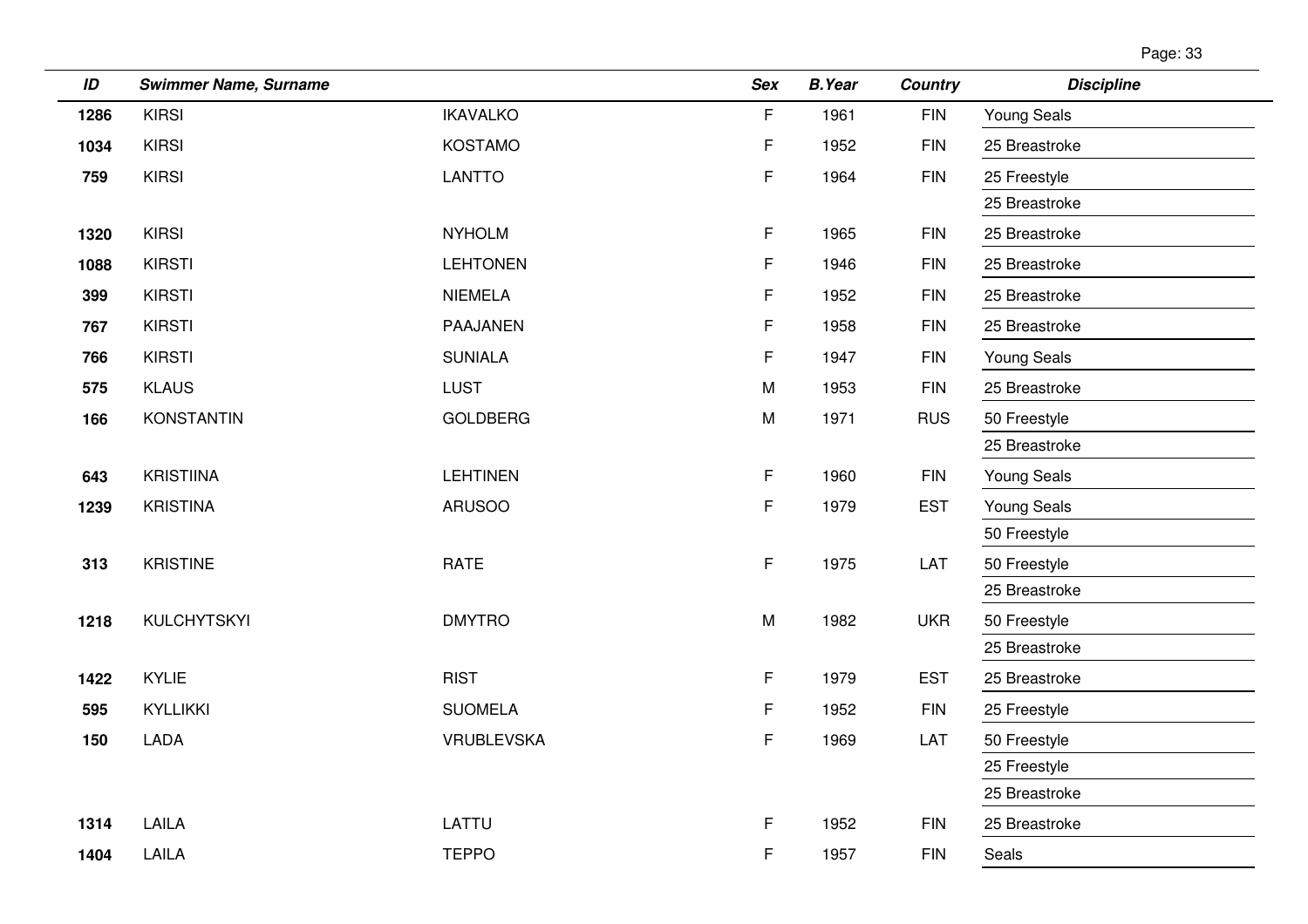| ID | Swimmer Name, Surname | | Sex | B.Year | Country | Discipline |
|---|---|---|---|---|---|---|
| 1286 | KIRSI | IKAVALKO | F | 1961 | FIN | Young Seals |
| 1034 | KIRSI | KOSTAMO | F | 1952 | FIN | 25 Breastroke |
| 759 | KIRSI | LANTTO | F | 1964 | FIN | 25 Freestyle |
| | | | | | | 25 Breastroke |
| 1320 | KIRSI | NYHOLM | F | 1965 | FIN | 25 Breastroke |
| 1088 | KIRSTI | LEHTONEN | F | 1946 | FIN | 25 Breastroke |
| 399 | KIRSTI | NIEMELA | F | 1952 | FIN | 25 Breastroke |
| 767 | KIRSTI | PAAJANEN | F | 1958 | FIN | 25 Breastroke |
| 766 | KIRSTI | SUNIALA | F | 1947 | FIN | Young Seals |
| 575 | KLAUS | LUST | M | 1953 | FIN | 25 Breastroke |
| 166 | KONSTANTIN | GOLDBERG | M | 1971 | RUS | 50 Freestyle |
| | | | | | | 25 Breastroke |
| 643 | KRISTIINA | LEHTINEN | F | 1960 | FIN | Young Seals |
| 1239 | KRISTINA | ARUSOO | F | 1979 | EST | Young Seals |
| | | | | | | 50 Freestyle |
| 313 | KRISTINE | RATE | F | 1975 | LAT | 50 Freestyle |
| | | | | | | 25 Breastroke |
| 1218 | KULCHYTSKYI | DMYTRO | M | 1982 | UKR | 50 Freestyle |
| | | | | | | 25 Breastroke |
| 1422 | KYLIE | RIST | F | 1979 | EST | 25 Breastroke |
| 595 | KYLLIKKI | SUOMELA | F | 1952 | FIN | 25 Freestyle |
| 150 | LADA | VRUBLEVSKA | F | 1969 | LAT | 50 Freestyle |
| | | | | | | 25 Freestyle |
| | | | | | | 25 Breastroke |
| 1314 | LAILA | LATTU | F | 1952 | FIN | 25 Breastroke |
| 1404 | LAILA | TEPPO | F | 1957 | FIN | Seals |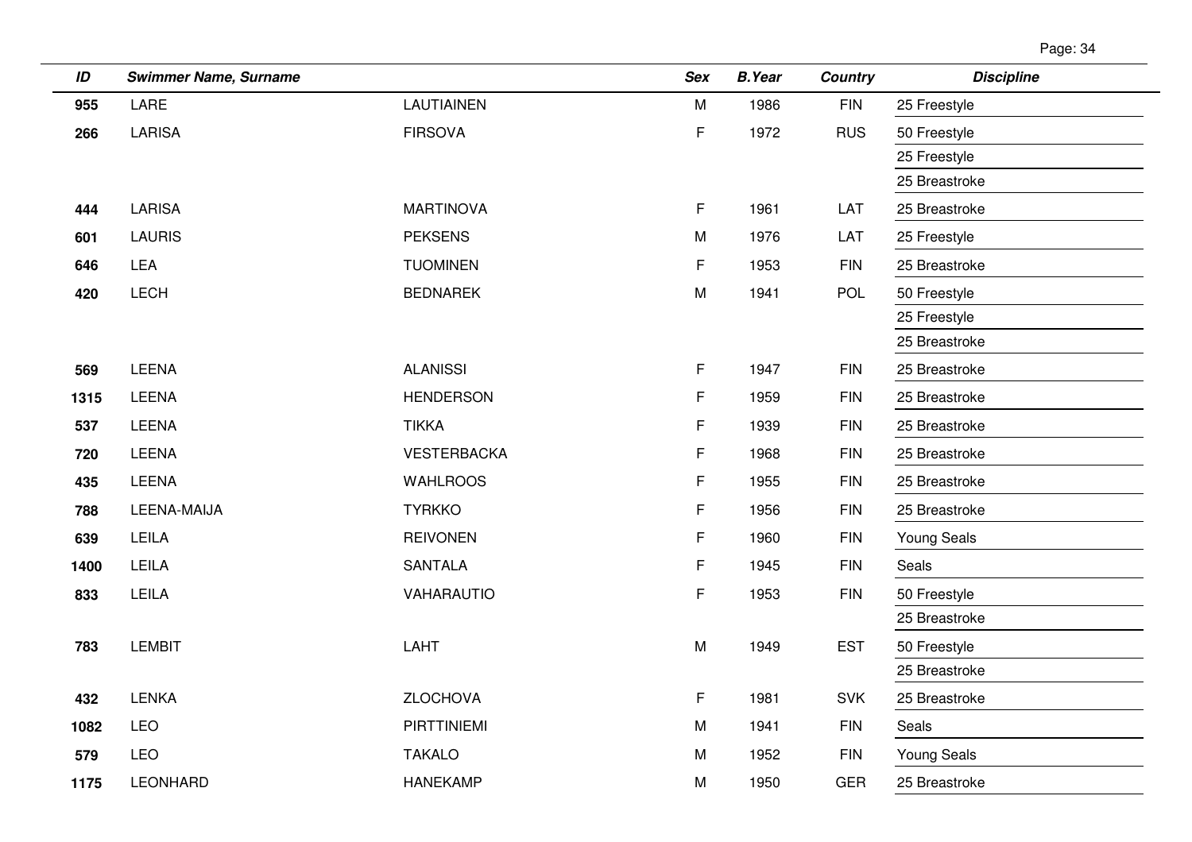| ID | Swimmer Name, Surname | | Sex | B.Year | Country | Discipline |
|---|---|---|---|---|---|---|
| 955 | LARE | LAUTIAINEN | M | 1986 | FIN | 25 Freestyle |
| 266 | LARISA | FIRSOVA | F | 1972 | RUS | 50 Freestyle |
| | | | | | | 25 Freestyle |
| | | | | | | 25 Breastroke |
| 444 | LARISA | MARTINOVA | F | 1961 | LAT | 25 Breastroke |
| 601 | LAURIS | PEKSENS | M | 1976 | LAT | 25 Freestyle |
| 646 | LEA | TUOMINEN | F | 1953 | FIN | 25 Breastroke |
| 420 | LECH | BEDNAREK | M | 1941 | POL | 50 Freestyle |
| | | | | | | 25 Freestyle |
| | | | | | | 25 Breastroke |
| 569 | LEENA | ALANISSI | F | 1947 | FIN | 25 Breastroke |
| 1315 | LEENA | HENDERSON | F | 1959 | FIN | 25 Breastroke |
| 537 | LEENA | TIKKA | F | 1939 | FIN | 25 Breastroke |
| 720 | LEENA | VESTERBACKA | F | 1968 | FIN | 25 Breastroke |
| 435 | LEENA | WAHLROOS | F | 1955 | FIN | 25 Breastroke |
| 788 | LEENA-MAIJA | TYRKKO | F | 1956 | FIN | 25 Breastroke |
| 639 | LEILA | REIVONEN | F | 1960 | FIN | Young Seals |
| 1400 | LEILA | SANTALA | F | 1945 | FIN | Seals |
| 833 | LEILA | VAHARAUTIO | F | 1953 | FIN | 50 Freestyle |
| | | | | | | 25 Breastroke |
| 783 | LEMBIT | LAHT | M | 1949 | EST | 50 Freestyle |
| | | | | | | 25 Breastroke |
| 432 | LENKA | ZLOCHOVA | F | 1981 | SVK | 25 Breastroke |
| 1082 | LEO | PIRTTINIEMI | M | 1941 | FIN | Seals |
| 579 | LEO | TAKALO | M | 1952 | FIN | Young Seals |
| 1175 | LEONHARD | HANEKAMP | M | 1950 | GER | 25 Breastroke |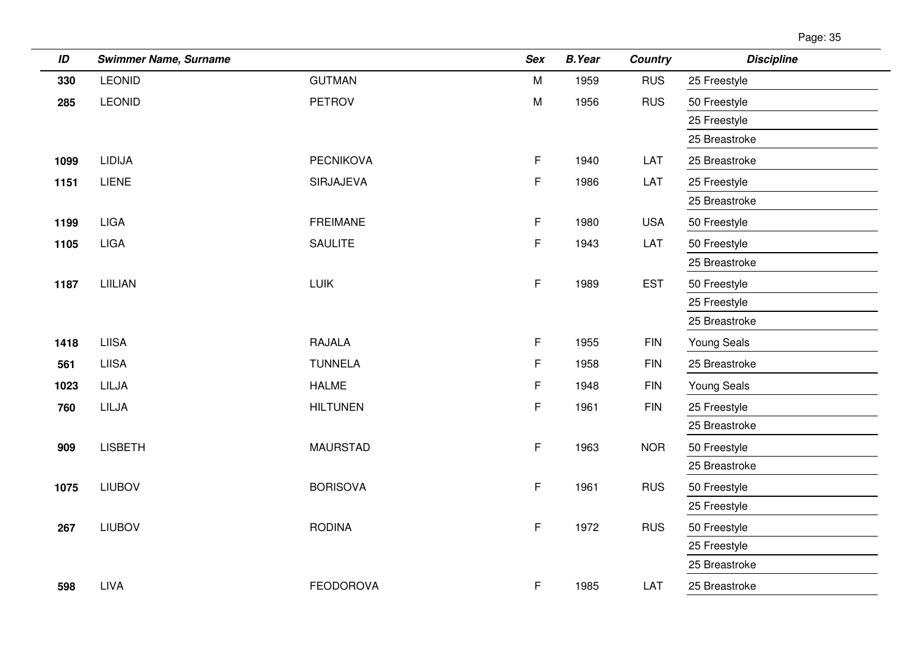| ID | Swimmer Name, Surname | | Sex | B.Year | Country | Discipline |
|---|---|---|---|---|---|---|
| **330** | LEONID | GUTMAN | M | 1959 | RUS | 25 Freestyle |
| **285** | LEONID | PETROV | M | 1956 | RUS | 50 Freestyle |
| | | | | | | 25 Freestyle |
| | | | | | | 25 Breastroke |
| **1099** | LIDIJA | PECNIKOVA | F | 1940 | LAT | 25 Breastroke |
| **1151** | LIENE | SIRJAJEVA | F | 1986 | LAT | 25 Freestyle |
| | | | | | | 25 Breastroke |
| **1199** | LIGA | FREIMANE | F | 1980 | USA | 50 Freestyle |
| **1105** | LIGA | SAULITE | F | 1943 | LAT | 50 Freestyle |
| | | | | | | 25 Breastroke |
| **1187** | LIILIAN | LUIK | F | 1989 | EST | 50 Freestyle |
| | | | | | | 25 Freestyle |
| | | | | | | 25 Breastroke |
| **1418** | LIISA | RAJALA | F | 1955 | FIN | Young Seals |
| **561** | LIISA | TUNNELA | F | 1958 | FIN | 25 Breastroke |
| **1023** | LILJA | HALME | F | 1948 | FIN | Young Seals |
| **760** | LILJA | HILTUNEN | F | 1961 | FIN | 25 Freestyle |
| | | | | | | 25 Breastroke |
| **909** | LISBETH | MAURSTAD | F | 1963 | NOR | 50 Freestyle |
| | | | | | | 25 Breastroke |
| **1075** | LIUBOV | BORISOVA | F | 1961 | RUS | 50 Freestyle |
| | | | | | | 25 Freestyle |
| **267** | LIUBOV | RODINA | F | 1972 | RUS | 50 Freestyle |
| | | | | | | 25 Freestyle |
| | | | | | | 25 Breastroke |
| **598** | LIVA | FEODOROVA | F | 1985 | LAT | 25 Breastroke |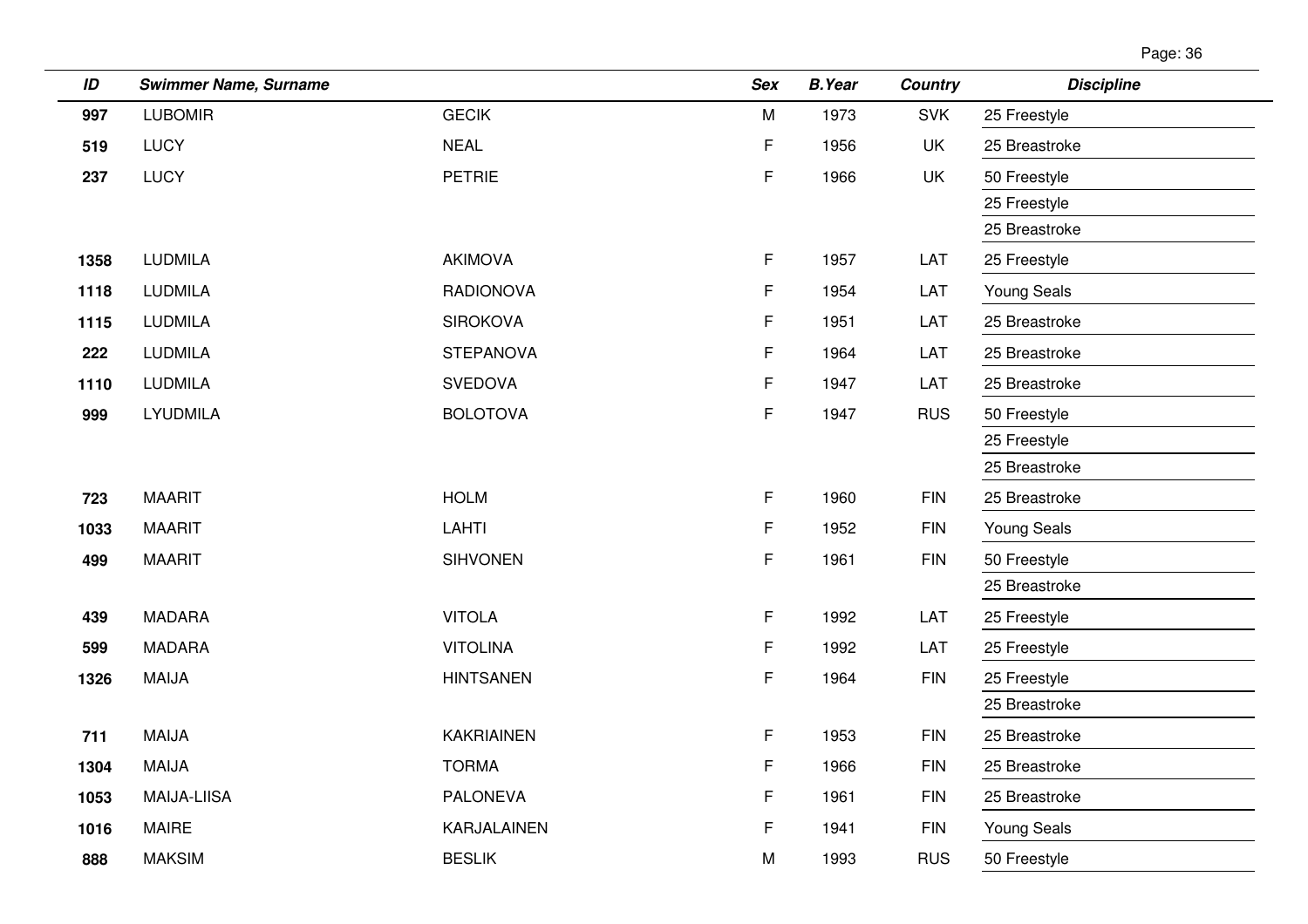| ID | Swimmer Name, Surname | | Sex | B.Year | Country | Discipline |
|---|---|---|---|---|---|---|
| 997 | LUBOMIR | GECIK | M | 1973 | SVK | 25 Freestyle |
| 519 | LUCY | NEAL | F | 1956 | UK | 25 Breastroke |
| 237 | LUCY | PETRIE | F | 1966 | UK | 50 Freestyle |
| | | | | | | 25 Freestyle |
| | | | | | | 25 Breastroke |
| 1358 | LUDMILA | AKIMOVA | F | 1957 | LAT | 25 Freestyle |
| 1118 | LUDMILA | RADIONOVA | F | 1954 | LAT | Young Seals |
| 1115 | LUDMILA | SIROKOVA | F | 1951 | LAT | 25 Breastroke |
| 222 | LUDMILA | STEPANOVA | F | 1964 | LAT | 25 Breastroke |
| 1110 | LUDMILA | SVEDOVA | F | 1947 | LAT | 25 Breastroke |
| 999 | LYUDMILA | BOLOTOVA | F | 1947 | RUS | 50 Freestyle |
| | | | | | | 25 Freestyle |
| | | | | | | 25 Breastroke |
| 723 | MAARIT | HOLM | F | 1960 | FIN | 25 Breastroke |
| 1033 | MAARIT | LAHTI | F | 1952 | FIN | Young Seals |
| 499 | MAARIT | SIHVONEN | F | 1961 | FIN | 50 Freestyle |
| | | | | | | 25 Breastroke |
| 439 | MADARA | VITOLA | F | 1992 | LAT | 25 Freestyle |
| 599 | MADARA | VITOLINA | F | 1992 | LAT | 25 Freestyle |
| 1326 | MAIJA | HINTSANEN | F | 1964 | FIN | 25 Freestyle |
| | | | | | | 25 Breastroke |
| 711 | MAIJA | KAKRIAINEN | F | 1953 | FIN | 25 Breastroke |
| 1304 | MAIJA | TORMA | F | 1966 | FIN | 25 Breastroke |
| 1053 | MAIJA-LIISA | PALONEVA | F | 1961 | FIN | 25 Breastroke |
| 1016 | MAIRE | KARJALAINEN | F | 1941 | FIN | Young Seals |
| 888 | MAKSIM | BESLIK | M | 1993 | RUS | 50 Freestyle |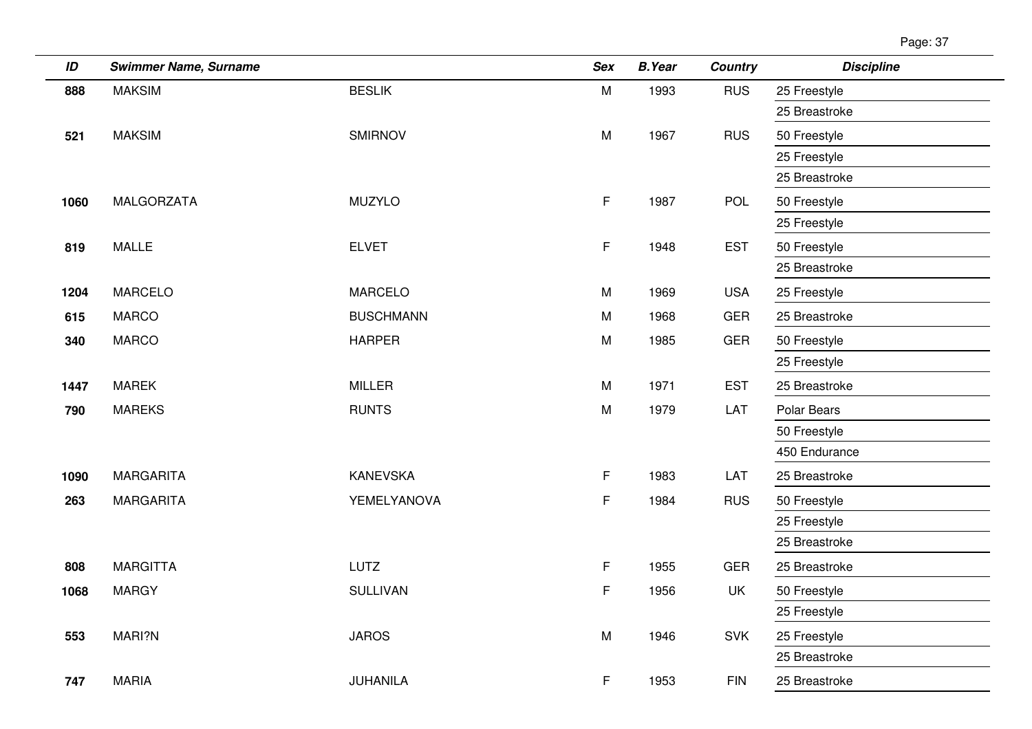| ID | Swimmer Name, Surname | | Sex | B.Year | Country | Discipline |
|---|---|---|---|---|---|---|
| **888** | MAKSIM | BESLIK | M | 1993 | RUS | 25 Freestyle |
| | | | | | | 25 Breastroke |
| **521** | MAKSIM | SMIRNOV | M | 1967 | RUS | 50 Freestyle |
| | | | | | | 25 Freestyle |
| | | | | | | 25 Breastroke |
| **1060** | MALGORZATA | MUZYLO | F | 1987 | POL | 50 Freestyle |
| | | | | | | 25 Freestyle |
| **819** | MALLE | ELVET | F | 1948 | EST | 50 Freestyle |
| | | | | | | 25 Breastroke |
| **1204** | MARCELO | MARCELO | M | 1969 | USA | 25 Freestyle |
| **615** | MARCO | BUSCHMANN | M | 1968 | GER | 25 Breastroke |
| **340** | MARCO | HARPER | M | 1985 | GER | 50 Freestyle |
| | | | | | | 25 Freestyle |
| **1447** | MAREK | MILLER | M | 1971 | EST | 25 Breastroke |
| **790** | MAREKS | RUNTS | M | 1979 | LAT | Polar Bears |
| | | | | | | 50 Freestyle |
| | | | | | | 450 Endurance |
| **1090** | MARGARITA | KANEVSKA | F | 1983 | LAT | 25 Breastroke |
| **263** | MARGARITA | YEMELYANOVA | F | 1984 | RUS | 50 Freestyle |
| | | | | | | 25 Freestyle |
| | | | | | | 25 Breastroke |
| **808** | MARGITTA | LUTZ | F | 1955 | GER | 25 Breastroke |
| **1068** | MARGY | SULLIVAN | F | 1956 | UK | 50 Freestyle |
| | | | | | | 25 Freestyle |
| **553** | MARI?N | JAROS | M | 1946 | SVK | 25 Freestyle |
| | | | | | | 25 Breastroke |
| **747** | MARIA | JUHANILA | F | 1953 | FIN | 25 Breastroke |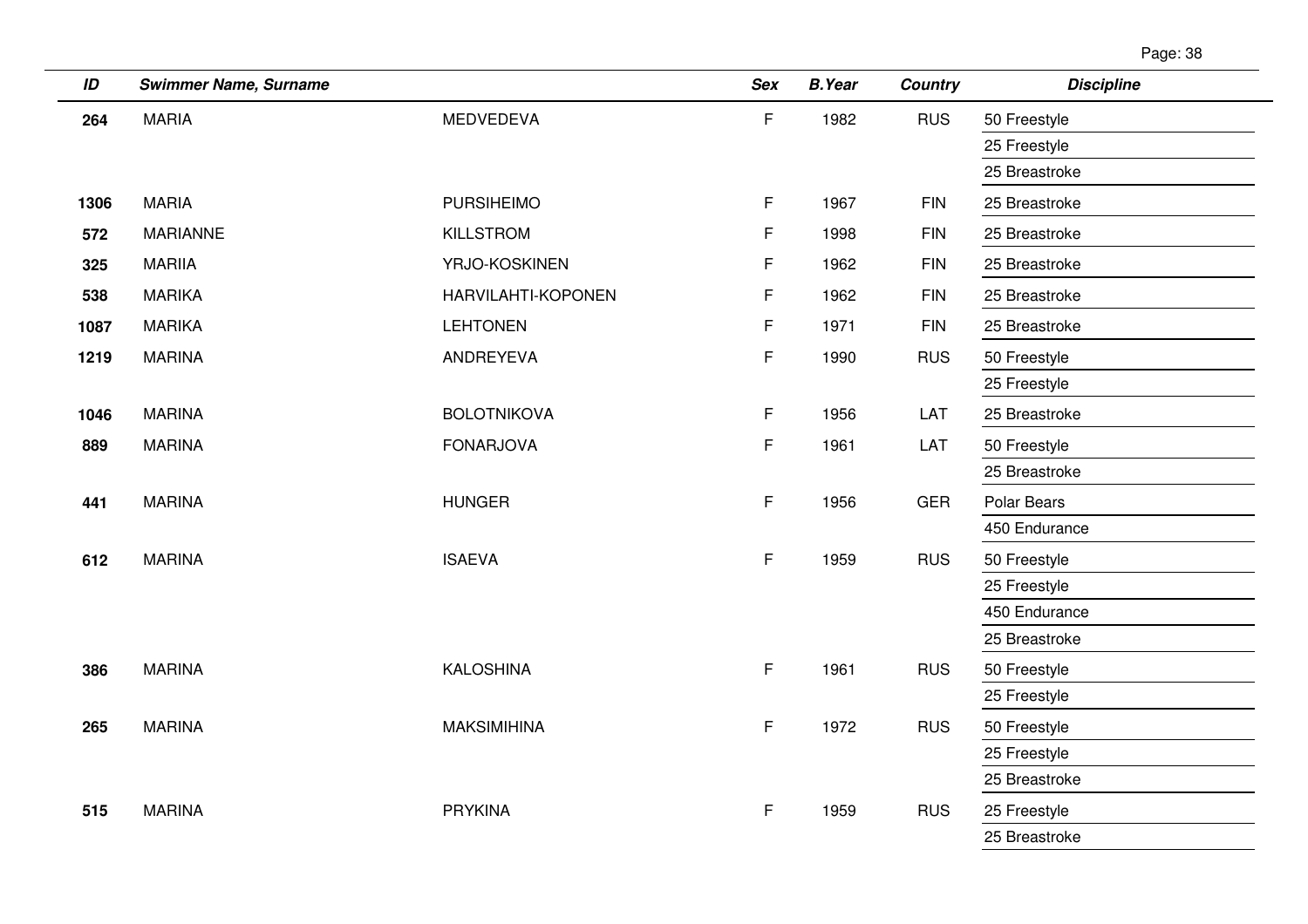| ID | Swimmer Name, Surname | | Sex | B.Year | Country | Discipline |
|---|---|---|---|---|---|---|
| 264 | MARIA | MEDVEDEVA | F | 1982 | RUS | 50 Freestyle |
| | | | | | | 25 Freestyle |
| | | | | | | 25 Breastroke |
| 1306 | MARIA | PURSIHEIMO | F | 1967 | FIN | 25 Breastroke |
| 572 | MARIANNE | KILLSTROM | F | 1998 | FIN | 25 Breastroke |
| 325 | MARIIA | YRJO-KOSKINEN | F | 1962 | FIN | 25 Breastroke |
| 538 | MARIKA | HARVILAHTI-KOPONEN | F | 1962 | FIN | 25 Breastroke |
| 1087 | MARIKA | LEHTONEN | F | 1971 | FIN | 25 Breastroke |
| 1219 | MARINA | ANDREYEVA | F | 1990 | RUS | 50 Freestyle |
| | | | | | | 25 Freestyle |
| 1046 | MARINA | BOLOTNIKOVA | F | 1956 | LAT | 25 Breastroke |
| 889 | MARINA | FONARJOVA | F | 1961 | LAT | 50 Freestyle |
| | | | | | | 25 Breastroke |
| 441 | MARINA | HUNGER | F | 1956 | GER | Polar Bears |
| | | | | | | 450 Endurance |
| 612 | MARINA | ISAEVA | F | 1959 | RUS | 50 Freestyle |
| | | | | | | 25 Freestyle |
| | | | | | | 450 Endurance |
| | | | | | | 25 Breastroke |
| 386 | MARINA | KALOSHINA | F | 1961 | RUS | 50 Freestyle |
| | | | | | | 25 Freestyle |
| 265 | MARINA | MAKSIMIHINA | F | 1972 | RUS | 50 Freestyle |
| | | | | | | 25 Freestyle |
| | | | | | | 25 Breastroke |
| 515 | MARINA | PRYKINA | F | 1959 | RUS | 25 Freestyle |
| | | | | | | 25 Breastroke |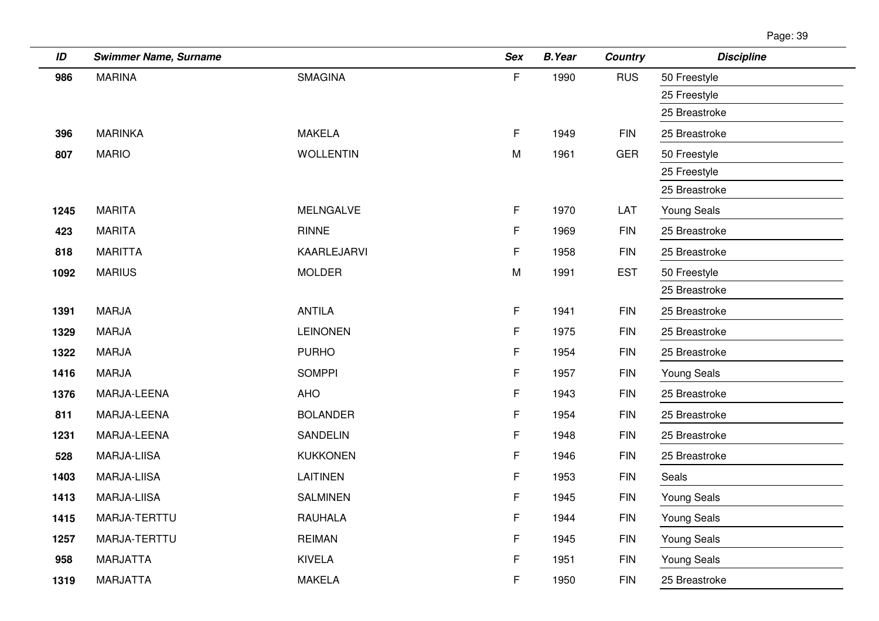| ID | Swimmer Name, Surname | | Sex | B.Year | Country | Discipline |
|---|---|---|---|---|---|---|
| 986 | MARINA | SMAGINA | F | 1990 | RUS | 50 Freestyle |
| | | | | | | 25 Freestyle |
| | | | | | | 25 Breastroke |
| 396 | MARINKA | MAKELA | F | 1949 | FIN | 25 Breastroke |
| 807 | MARIO | WOLLENTIN | M | 1961 | GER | 50 Freestyle |
| | | | | | | 25 Freestyle |
| | | | | | | 25 Breastroke |
| 1245 | MARITA | MELNGALVE | F | 1970 | LAT | Young Seals |
| 423 | MARITA | RINNE | F | 1969 | FIN | 25 Breastroke |
| 818 | MARITTA | KAARLEJARVI | F | 1958 | FIN | 25 Breastroke |
| 1092 | MARIUS | MOLDER | M | 1991 | EST | 50 Freestyle |
| | | | | | | 25 Breastroke |
| 1391 | MARJA | ANTILA | F | 1941 | FIN | 25 Breastroke |
| 1329 | MARJA | LEINONEN | F | 1975 | FIN | 25 Breastroke |
| 1322 | MARJA | PURHO | F | 1954 | FIN | 25 Breastroke |
| 1416 | MARJA | SOMPPI | F | 1957 | FIN | Young Seals |
| 1376 | MARJA-LEENA | AHO | F | 1943 | FIN | 25 Breastroke |
| 811 | MARJA-LEENA | BOLANDER | F | 1954 | FIN | 25 Breastroke |
| 1231 | MARJA-LEENA | SANDELIN | F | 1948 | FIN | 25 Breastroke |
| 528 | MARJA-LIISA | KUKKONEN | F | 1946 | FIN | 25 Breastroke |
| 1403 | MARJA-LIISA | LAITINEN | F | 1953 | FIN | Seals |
| 1413 | MARJA-LIISA | SALMINEN | F | 1945 | FIN | Young Seals |
| 1415 | MARJA-TERTTU | RAUHALA | F | 1944 | FIN | Young Seals |
| 1257 | MARJA-TERTTU | REIMAN | F | 1945 | FIN | Young Seals |
| 958 | MARJATTA | KIVELA | F | 1951 | FIN | Young Seals |
| 1319 | MARJATTA | MAKELA | F | 1950 | FIN | 25 Breastroke |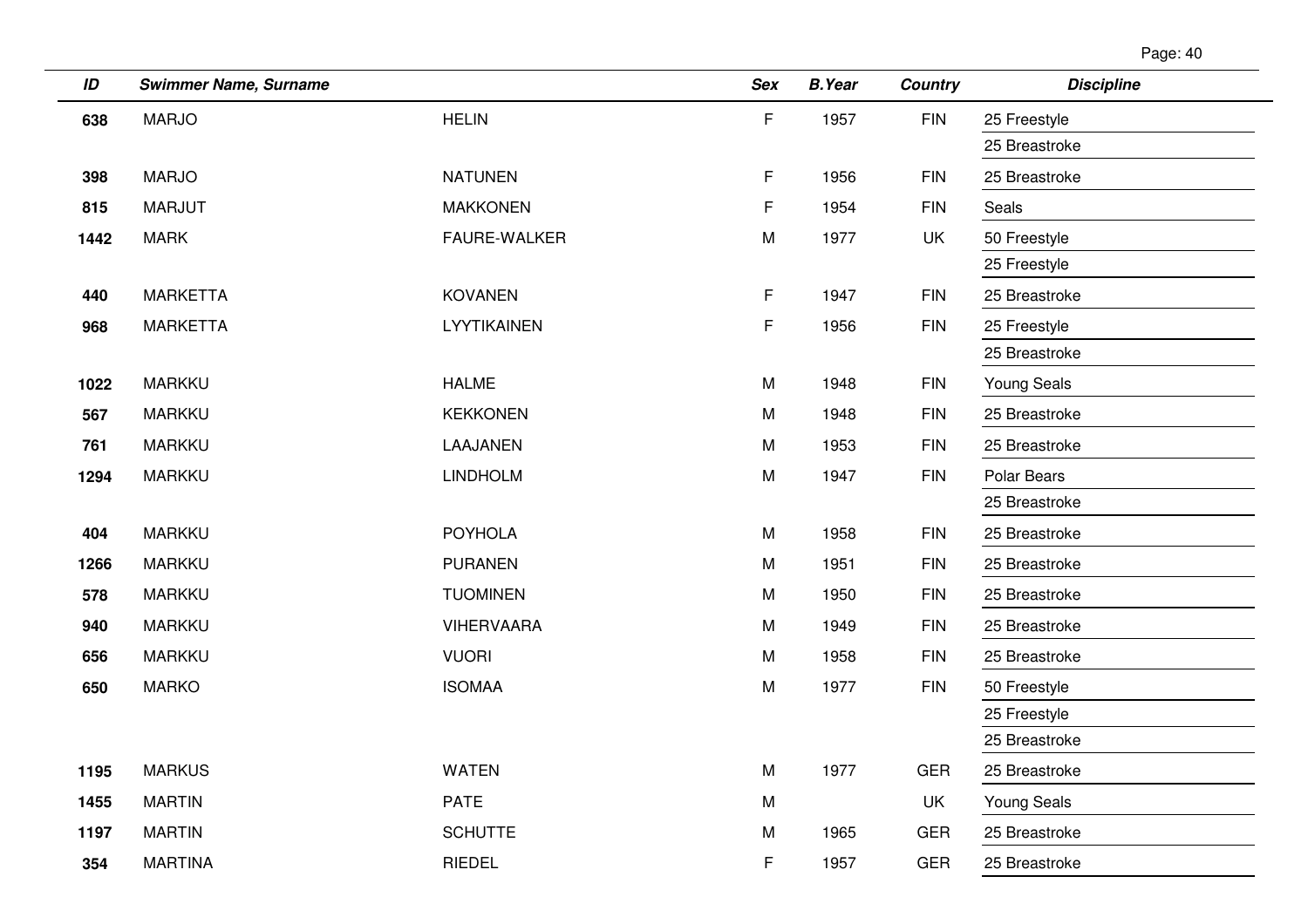| ID | Swimmer Name, Surname | | Sex | B.Year | Country | Discipline |
|---|---|---|---|---|---|---|
| 638 | MARJO | HELIN | F | 1957 | FIN | 25 Freestyle |
| | | | | | | 25 Breastroke |
| 398 | MARJO | NATUNEN | F | 1956 | FIN | 25 Breastroke |
| 815 | MARJUT | MAKKONEN | F | 1954 | FIN | Seals |
| 1442 | MARK | FAURE-WALKER | M | 1977 | UK | 50 Freestyle |
| | | | | | | 25 Freestyle |
| 440 | MARKETTA | KOVANEN | F | 1947 | FIN | 25 Breastroke |
| 968 | MARKETTA | LYYTIKAINEN | F | 1956 | FIN | 25 Freestyle |
| | | | | | | 25 Breastroke |
| 1022 | MARKKU | HALME | M | 1948 | FIN | Young Seals |
| 567 | MARKKU | KEKKONEN | M | 1948 | FIN | 25 Breastroke |
| 761 | MARKKU | LAAJANEN | M | 1953 | FIN | 25 Breastroke |
| 1294 | MARKKU | LINDHOLM | M | 1947 | FIN | Polar Bears |
| | | | | | | 25 Breastroke |
| 404 | MARKKU | POYHOLA | M | 1958 | FIN | 25 Breastroke |
| 1266 | MARKKU | PURANEN | M | 1951 | FIN | 25 Breastroke |
| 578 | MARKKU | TUOMINEN | M | 1950 | FIN | 25 Breastroke |
| 940 | MARKKU | VIHERVAARA | M | 1949 | FIN | 25 Breastroke |
| 656 | MARKKU | VUORI | M | 1958 | FIN | 25 Breastroke |
| 650 | MARKO | ISOMAA | M | 1977 | FIN | 50 Freestyle |
| | | | | | | 25 Freestyle |
| | | | | | | 25 Breastroke |
| 1195 | MARKUS | WATEN | M | 1977 | GER | 25 Breastroke |
| 1455 | MARTIN | PATE | M | | UK | Young Seals |
| 1197 | MARTIN | SCHUTTE | M | 1965 | GER | 25 Breastroke |
| 354 | MARTINA | RIEDEL | F | 1957 | GER | 25 Breastroke |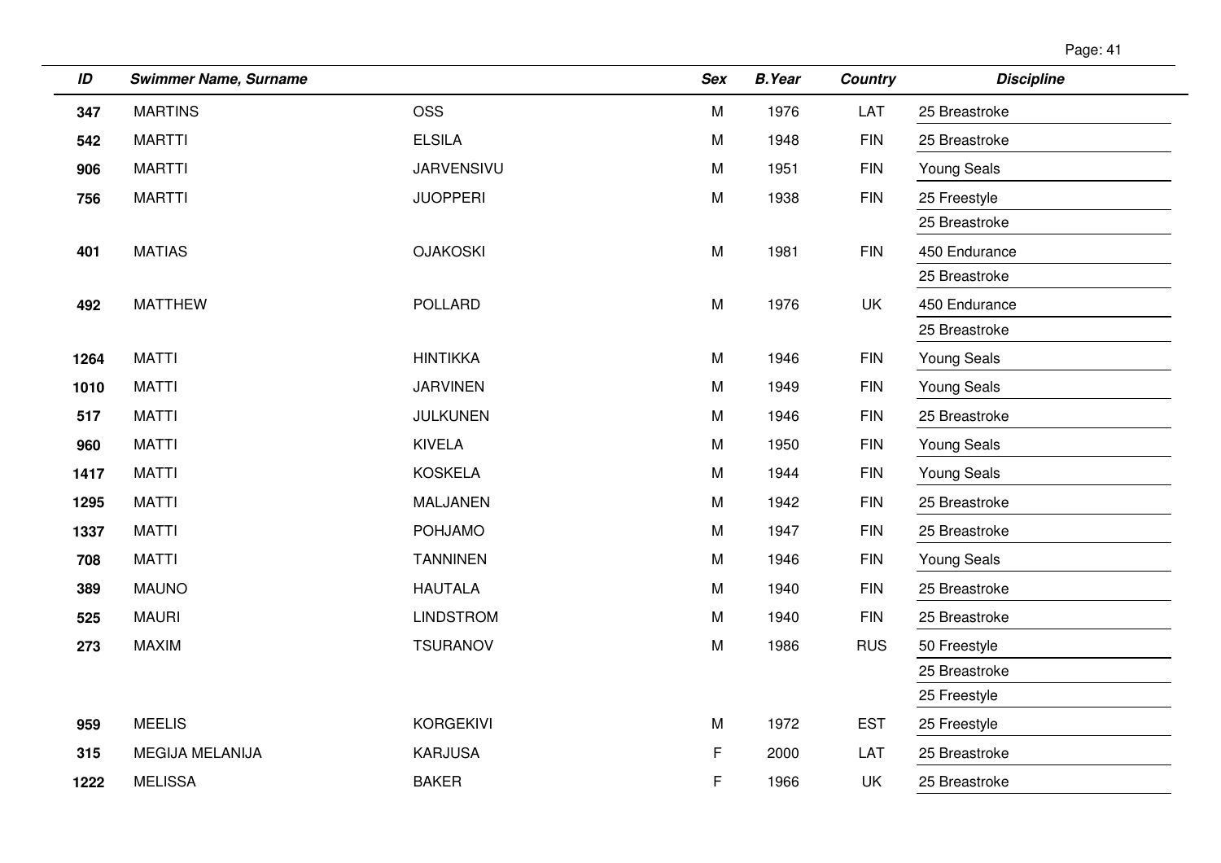| ID | Swimmer Name, Surname | | Sex | B.Year | Country | Discipline |
|---|---|---|---|---|---|---|
| **347** | MARTINS | OSS | M | 1976 | LAT | 25 Breastroke |
| **542** | MARTTI | ELSILA | M | 1948 | FIN | 25 Breastroke |
| **906** | MARTTI | JARVENSIVU | M | 1951 | FIN | Young Seals |
| **756** | MARTTI | JUOPPERI | M | 1938 | FIN | 25 Freestyle |
| | | | | | | 25 Breastroke |
| **401** | MATIAS | OJAKOSKI | M | 1981 | FIN | 450 Endurance |
| | | | | | | 25 Breastroke |
| **492** | MATTHEW | POLLARD | M | 1976 | UK | 450 Endurance |
| | | | | | | 25 Breastroke |
| **1264** | MATTI | HINTIKKA | M | 1946 | FIN | Young Seals |
| **1010** | MATTI | JARVINEN | M | 1949 | FIN | Young Seals |
| **517** | MATTI | JULKUNEN | M | 1946 | FIN | 25 Breastroke |
| **960** | MATTI | KIVELA | M | 1950 | FIN | Young Seals |
| **1417** | MATTI | KOSKELA | M | 1944 | FIN | Young Seals |
| **1295** | MATTI | MALJANEN | M | 1942 | FIN | 25 Breastroke |
| **1337** | MATTI | POHJAMO | M | 1947 | FIN | 25 Breastroke |
| **708** | MATTI | TANNINEN | M | 1946 | FIN | Young Seals |
| **389** | MAUNO | HAUTALA | M | 1940 | FIN | 25 Breastroke |
| **525** | MAURI | LINDSTROM | M | 1940 | FIN | 25 Breastroke |
| **273** | MAXIM | TSURANOV | M | 1986 | RUS | 50 Freestyle |
| | | | | | | 25 Breastroke |
| | | | | | | 25 Freestyle |
| **959** | MEELIS | KORGEKIVI | M | 1972 | EST | 25 Freestyle |
| **315** | MEGIJA MELANIJA | KARJUSA | F | 2000 | LAT | 25 Breastroke |
| **1222** | MELISSA | BAKER | F | 1966 | UK | 25 Breastroke |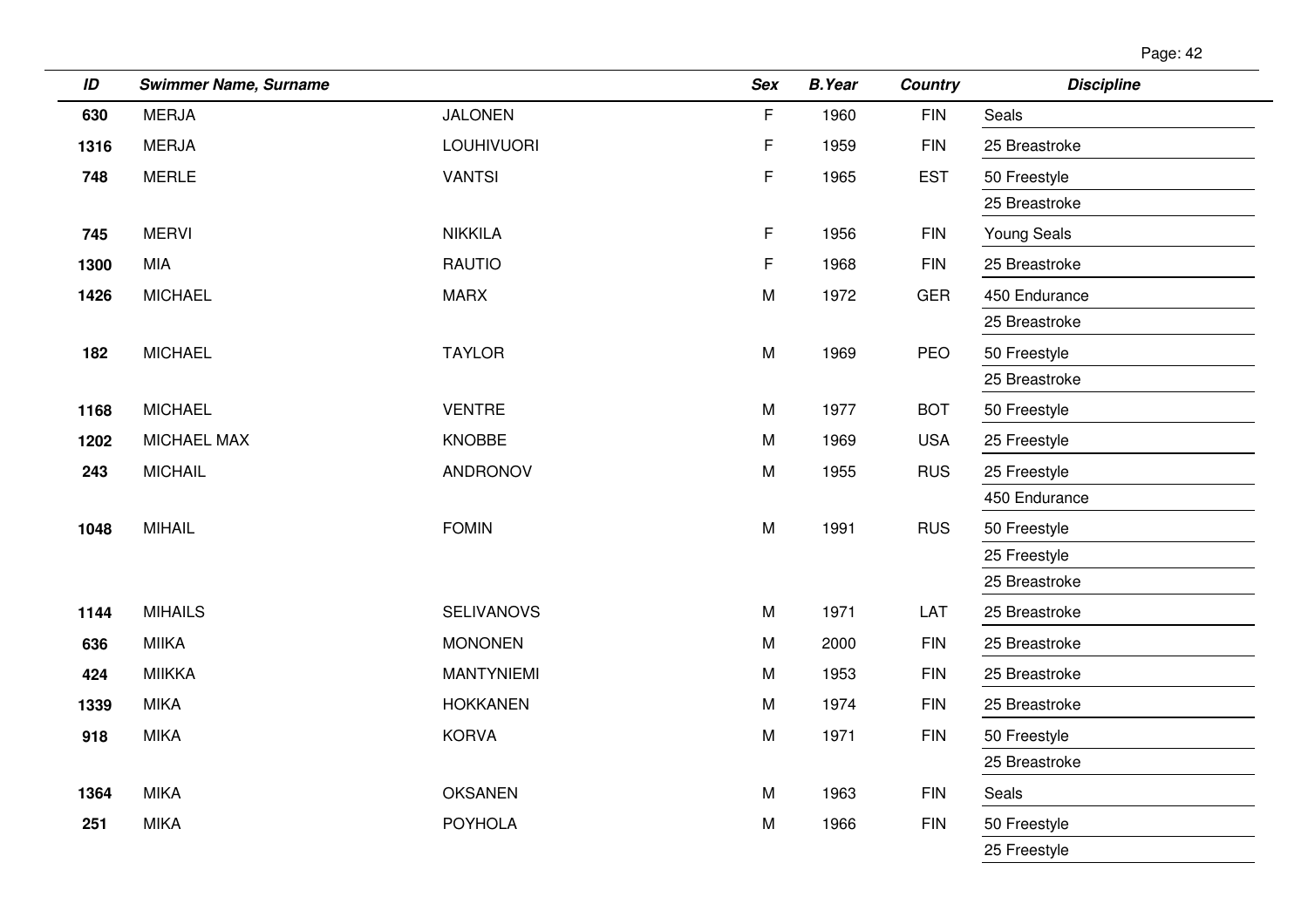| ID | Swimmer Name, Surname | | Sex | B.Year | Country | Discipline |
|---|---|---|---|---|---|---|
| 630 | MERJA | JALONEN | F | 1960 | FIN | Seals |
| 1316 | MERJA | LOUHIVUORI | F | 1959 | FIN | 25 Breastroke |
| 748 | MERLE | VANTSI | F | 1965 | EST | 50 Freestyle |
| | | | | | | 25 Breastroke |
| 745 | MERVI | NIKKILA | F | 1956 | FIN | Young Seals |
| 1300 | MIA | RAUTIO | F | 1968 | FIN | 25 Breastroke |
| 1426 | MICHAEL | MARX | M | 1972 | GER | 450 Endurance |
| | | | | | | 25 Breastroke |
| 182 | MICHAEL | TAYLOR | M | 1969 | PEO | 50 Freestyle |
| | | | | | | 25 Breastroke |
| 1168 | MICHAEL | VENTRE | M | 1977 | BOT | 50 Freestyle |
| 1202 | MICHAEL MAX | KNOBBE | M | 1969 | USA | 25 Freestyle |
| 243 | MICHAIL | ANDRONOV | M | 1955 | RUS | 25 Freestyle |
| | | | | | | 450 Endurance |
| 1048 | MIHAIL | FOMIN | M | 1991 | RUS | 50 Freestyle |
| | | | | | | 25 Freestyle |
| | | | | | | 25 Breastroke |
| 1144 | MIHAILS | SELIVANOVS | M | 1971 | LAT | 25 Breastroke |
| 636 | MIIKA | MONONEN | M | 2000 | FIN | 25 Breastroke |
| 424 | MIIKKA | MANTYNIEMI | M | 1953 | FIN | 25 Breastroke |
| 1339 | MIKA | HOKKANEN | M | 1974 | FIN | 25 Breastroke |
| 918 | MIKA | KORVA | M | 1971 | FIN | 50 Freestyle |
| | | | | | | 25 Breastroke |
| 1364 | MIKA | OKSANEN | M | 1963 | FIN | Seals |
| 251 | MIKA | POYHOLA | M | 1966 | FIN | 50 Freestyle |
| | | | | | | 25 Freestyle |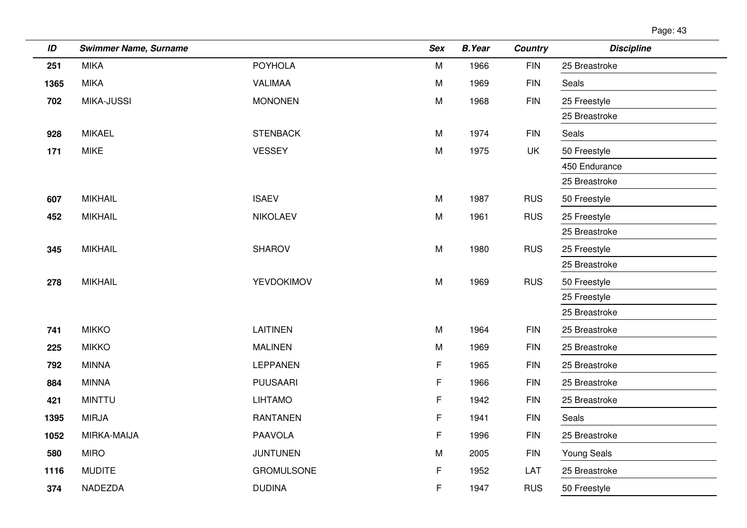| ID | Swimmer Name, Surname | | Sex | B.Year | Country | Discipline |
|---|---|---|---|---|---|---|
| **251** | MIKA | POYHOLA | M | 1966 | FIN | 25 Breastroke |
| **1365** | MIKA | VALIMAA | M | 1969 | FIN | Seals |
| **702** | MIKA-JUSSI | MONONEN | M | 1968 | FIN | 25 Freestyle |
| | | | | | | 25 Breastroke |
| **928** | MIKAEL | STENBACK | M | 1974 | FIN | Seals |
| **171** | MIKE | VESSEY | M | 1975 | UK | 50 Freestyle |
| | | | | | | 450 Endurance |
| | | | | | | 25 Breastroke |
| **607** | MIKHAIL | ISAEV | M | 1987 | RUS | 50 Freestyle |
| **452** | MIKHAIL | NIKOLAEV | M | 1961 | RUS | 25 Freestyle |
| | | | | | | 25 Breastroke |
| **345** | MIKHAIL | SHAROV | M | 1980 | RUS | 25 Freestyle |
| | | | | | | 25 Breastroke |
| **278** | MIKHAIL | YEVDOKIMOV | M | 1969 | RUS | 50 Freestyle |
| | | | | | | 25 Freestyle |
| | | | | | | 25 Breastroke |
| **741** | MIKKO | LAITINEN | M | 1964 | FIN | 25 Breastroke |
| **225** | MIKKO | MALINEN | M | 1969 | FIN | 25 Breastroke |
| **792** | MINNA | LEPPANEN | F | 1965 | FIN | 25 Breastroke |
| **884** | MINNA | PUUSAARI | F | 1966 | FIN | 25 Breastroke |
| **421** | MINTTU | LIHTAMO | F | 1942 | FIN | 25 Breastroke |
| **1395** | MIRJA | RANTANEN | F | 1941 | FIN | Seals |
| **1052** | MIRKA-MAIJA | PAAVOLA | F | 1996 | FIN | 25 Breastroke |
| **580** | MIRO | JUNTUNEN | M | 2005 | FIN | Young Seals |
| **1116** | MUDITE | GROMULSONE | F | 1952 | LAT | 25 Breastroke |
| **374** | NADEZDA | DUDINA | F | 1947 | RUS | 50 Freestyle |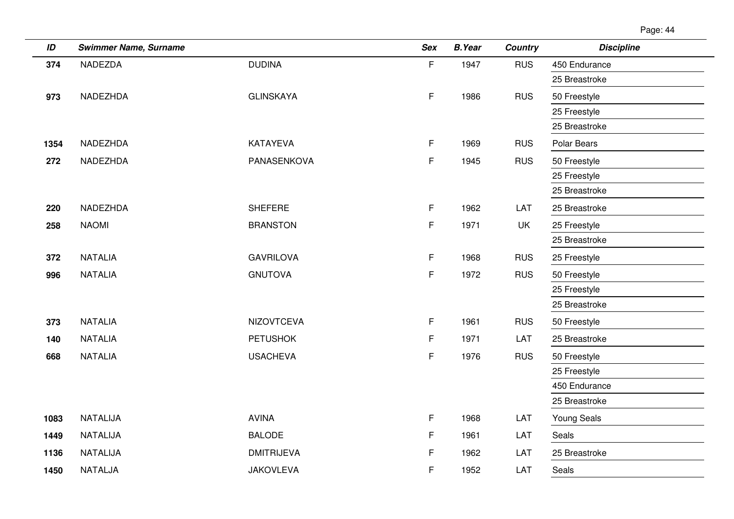| ID | Swimmer Name, Surname | | Sex | B.Year | Country | Discipline |
|---|---|---|---|---|---|---|
| 374 | NADEZDA | DUDINA | F | 1947 | RUS | 450 Endurance |
| | | | | | | 25 Breastroke |
| 973 | NADEZHDA | GLINSKAYA | F | 1986 | RUS | 50 Freestyle |
| | | | | | | 25 Freestyle |
| | | | | | | 25 Breastroke |
| 1354 | NADEZHDA | KATAYEVA | F | 1969 | RUS | Polar Bears |
| 272 | NADEZHDA | PANASENKOVA | F | 1945 | RUS | 50 Freestyle |
| | | | | | | 25 Freestyle |
| | | | | | | 25 Breastroke |
| 220 | NADEZHDA | SHEFERE | F | 1962 | LAT | 25 Breastroke |
| 258 | NAOMI | BRANSTON | F | 1971 | UK | 25 Freestyle |
| | | | | | | 25 Breastroke |
| 372 | NATALIA | GAVRILOVA | F | 1968 | RUS | 25 Freestyle |
| 996 | NATALIA | GNUTOVA | F | 1972 | RUS | 50 Freestyle |
| | | | | | | 25 Freestyle |
| | | | | | | 25 Breastroke |
| 373 | NATALIA | NIZOVTCEVA | F | 1961 | RUS | 50 Freestyle |
| 140 | NATALIA | PETUSHOK | F | 1971 | LAT | 25 Breastroke |
| 668 | NATALIA | USACHEVA | F | 1976 | RUS | 50 Freestyle |
| | | | | | | 25 Freestyle |
| | | | | | | 450 Endurance |
| | | | | | | 25 Breastroke |
| 1083 | NATALIJA | AVINA | F | 1968 | LAT | Young Seals |
| 1449 | NATALIJA | BALODE | F | 1961 | LAT | Seals |
| 1136 | NATALIJA | DMITRIJEVA | F | 1962 | LAT | 25 Breastroke |
| 1450 | NATALJA | JAKOVLEVA | F | 1952 | LAT | Seals |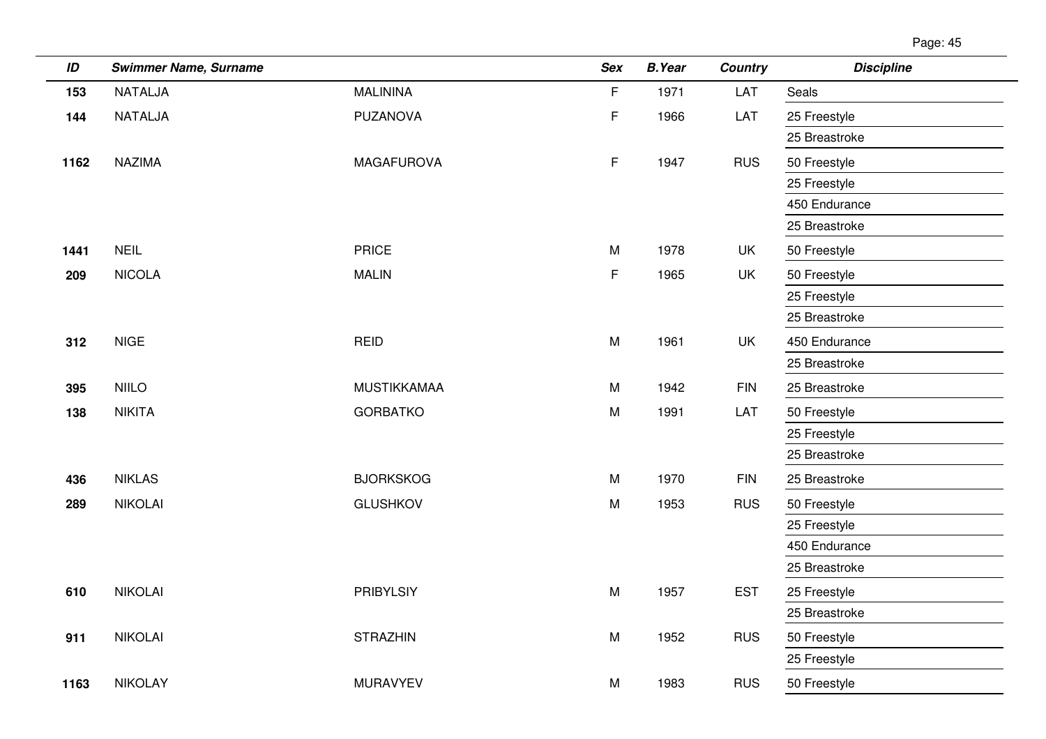| ID | Swimmer Name, Surname | | Sex | B.Year | Country | Discipline |
|---|---|---|---|---|---|---|
| **153** | NATALJA | MALININA | F | 1971 | LAT | Seals |
| **144** | NATALJA | PUZANOVA | F | 1966 | LAT | 25 Freestyle |
| | | | | | | 25 Breastroke |
| **1162** | NAZIMA | MAGAFUROVA | F | 1947 | RUS | 50 Freestyle |
| | | | | | | 25 Freestyle |
| | | | | | | 450 Endurance |
| | | | | | | 25 Breastroke |
| **1441** | NEIL | PRICE | M | 1978 | UK | 50 Freestyle |
| **209** | NICOLA | MALIN | F | 1965 | UK | 50 Freestyle |
| | | | | | | 25 Freestyle |
| | | | | | | 25 Breastroke |
| **312** | NIGE | REID | M | 1961 | UK | 450 Endurance |
| | | | | | | 25 Breastroke |
| **395** | NIILO | MUSTIKKAMAA | M | 1942 | FIN | 25 Breastroke |
| **138** | NIKITA | GORBATKO | M | 1991 | LAT | 50 Freestyle |
| | | | | | | 25 Freestyle |
| | | | | | | 25 Breastroke |
| **436** | NIKLAS | BJORKSKOG | M | 1970 | FIN | 25 Breastroke |
| **289** | NIKOLAI | GLUSHKOV | M | 1953 | RUS | 50 Freestyle |
| | | | | | | 25 Freestyle |
| | | | | | | 450 Endurance |
| | | | | | | 25 Breastroke |
| **610** | NIKOLAI | PRIBYLSIY | M | 1957 | EST | 25 Freestyle |
| | | | | | | 25 Breastroke |
| **911** | NIKOLAI | STRAZHIN | M | 1952 | RUS | 50 Freestyle |
| | | | | | | 25 Freestyle |
| **1163** | NIKOLAY | MURAVYEV | M | 1983 | RUS | 50 Freestyle |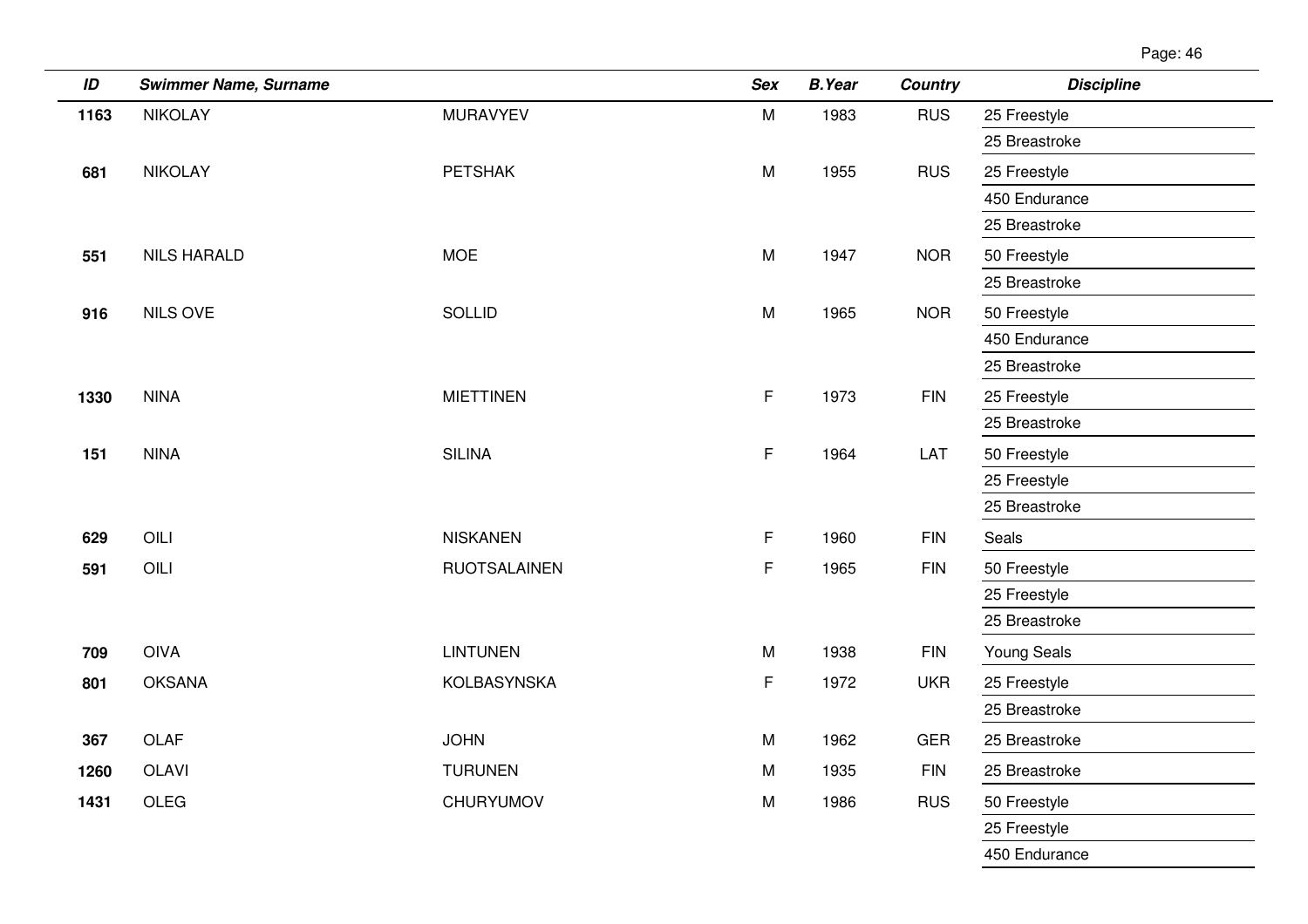| ID | Swimmer Name, Surname | | Sex | B.Year | Country | Discipline |
|---|---|---|---|---|---|---|
| **1163** | NIKOLAY | MURAVYEV | M | 1983 | RUS | 25 Freestyle |
| | | | | | | 25 Breastroke |
| **681** | NIKOLAY | PETSHAK | M | 1955 | RUS | 25 Freestyle |
| | | | | | | 450 Endurance |
| | | | | | | 25 Breastroke |
| **551** | NILS HARALD | MOE | M | 1947 | NOR | 50 Freestyle |
| | | | | | | 25 Breastroke |
| **916** | NILS OVE | SOLLID | M | 1965 | NOR | 50 Freestyle |
| | | | | | | 450 Endurance |
| | | | | | | 25 Breastroke |
| **1330** | NINA | MIETTINEN | F | 1973 | FIN | 25 Freestyle |
| | | | | | | 25 Breastroke |
| **151** | NINA | SILINA | F | 1964 | LAT | 50 Freestyle |
| | | | | | | 25 Freestyle |
| | | | | | | 25 Breastroke |
| **629** | OILI | NISKANEN | F | 1960 | FIN | Seals |
| **591** | OILI | RUOTSALAINEN | F | 1965 | FIN | 50 Freestyle |
| | | | | | | 25 Freestyle |
| | | | | | | 25 Breastroke |
| **709** | OIVA | LINTUNEN | M | 1938 | FIN | Young Seals |
| **801** | OKSANA | KOLBASYNSKA | F | 1972 | UKR | 25 Freestyle |
| | | | | | | 25 Breastroke |
| **367** | OLAF | JOHN | M | 1962 | GER | 25 Breastroke |
| **1260** | OLAVI | TURUNEN | M | 1935 | FIN | 25 Breastroke |
| **1431** | OLEG | CHURYUMOV | M | 1986 | RUS | 50 Freestyle |
| | | | | | | 25 Freestyle |
| | | | | | | 450 Endurance |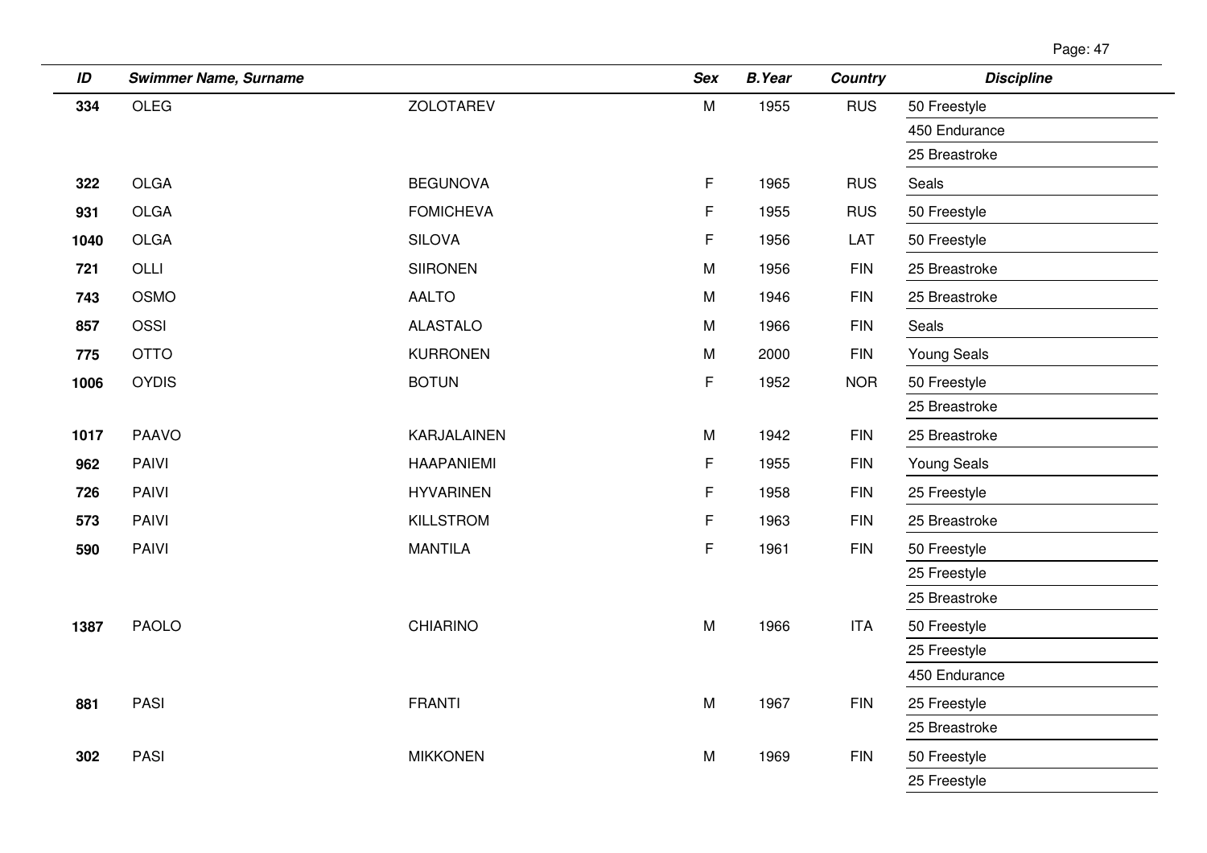| ID | Swimmer Name, Surname | | Sex | B.Year | Country | Discipline |
|---|---|---|---|---|---|---|
| 334 | OLEG | ZOLOTAREV | M | 1955 | RUS | 50 Freestyle |
| | | | | | | 450 Endurance |
| | | | | | | 25 Breastroke |
| 322 | OLGA | BEGUNOVA | F | 1965 | RUS | Seals |
| 931 | OLGA | FOMICHEVA | F | 1955 | RUS | 50 Freestyle |
| 1040 | OLGA | SILOVA | F | 1956 | LAT | 50 Freestyle |
| 721 | OLLI | SIIRONEN | M | 1956 | FIN | 25 Breastroke |
| 743 | OSMO | AALTO | M | 1946 | FIN | 25 Breastroke |
| 857 | OSSI | ALASTALO | M | 1966 | FIN | Seals |
| 775 | OTTO | KURRONEN | M | 2000 | FIN | Young Seals |
| 1006 | OYDIS | BOTUN | F | 1952 | NOR | 50 Freestyle |
| | | | | | | 25 Breastroke |
| 1017 | PAAVO | KARJALAINEN | M | 1942 | FIN | 25 Breastroke |
| 962 | PAIVI | HAAPANIEMI | F | 1955 | FIN | Young Seals |
| 726 | PAIVI | HYVARINEN | F | 1958 | FIN | 25 Freestyle |
| 573 | PAIVI | KILLSTROM | F | 1963 | FIN | 25 Breastroke |
| 590 | PAIVI | MANTILA | F | 1961 | FIN | 50 Freestyle |
| | | | | | | 25 Freestyle |
| | | | | | | 25 Breastroke |
| 1387 | PAOLO | CHIARINO | M | 1966 | ITA | 50 Freestyle |
| | | | | | | 25 Freestyle |
| | | | | | | 450 Endurance |
| 881 | PASI | FRANTI | M | 1967 | FIN | 25 Freestyle |
| | | | | | | 25 Breastroke |
| 302 | PASI | MIKKONEN | M | 1969 | FIN | 50 Freestyle |
| | | | | | | 25 Freestyle |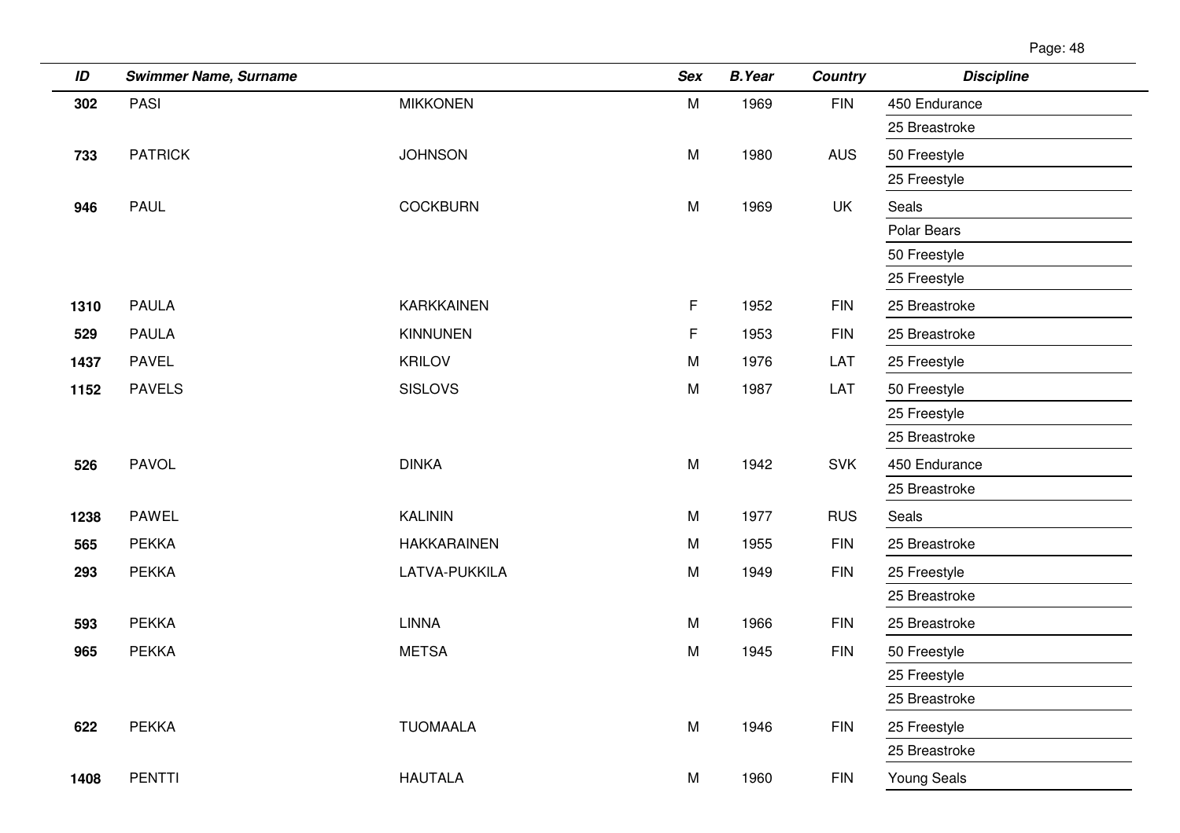| ID | Swimmer Name, Surname | | Sex | B.Year | Country | Discipline |
|---|---|---|---|---|---|---|
| 302 | PASI | MIKKONEN | M | 1969 | FIN | 450 Endurance |
| | | | | | | 25 Breastroke |
| 733 | PATRICK | JOHNSON | M | 1980 | AUS | 50 Freestyle |
| | | | | | | 25 Freestyle |
| 946 | PAUL | COCKBURN | M | 1969 | UK | Seals |
| | | | | | | Polar Bears |
| | | | | | | 50 Freestyle |
| | | | | | | 25 Freestyle |
| 1310 | PAULA | KARKKAINEN | F | 1952 | FIN | 25 Breastroke |
| 529 | PAULA | KINNUNEN | F | 1953 | FIN | 25 Breastroke |
| 1437 | PAVEL | KRILOV | M | 1976 | LAT | 25 Freestyle |
| 1152 | PAVELS | SISLOVS | M | 1987 | LAT | 50 Freestyle |
| | | | | | | 25 Freestyle |
| | | | | | | 25 Breastroke |
| 526 | PAVOL | DINKA | M | 1942 | SVK | 450 Endurance |
| | | | | | | 25 Breastroke |
| 1238 | PAWEL | KALININ | M | 1977 | RUS | Seals |
| 565 | PEKKA | HAKKARAINEN | M | 1955 | FIN | 25 Breastroke |
| 293 | PEKKA | LATVA-PUKKILA | M | 1949 | FIN | 25 Freestyle |
| | | | | | | 25 Breastroke |
| 593 | PEKKA | LINNA | M | 1966 | FIN | 25 Breastroke |
| 965 | PEKKA | METSA | M | 1945 | FIN | 50 Freestyle |
| | | | | | | 25 Freestyle |
| | | | | | | 25 Breastroke |
| 622 | PEKKA | TUOMAALA | M | 1946 | FIN | 25 Freestyle |
| | | | | | | 25 Breastroke |
| 1408 | PENTTI | HAUTALA | M | 1960 | FIN | Young Seals |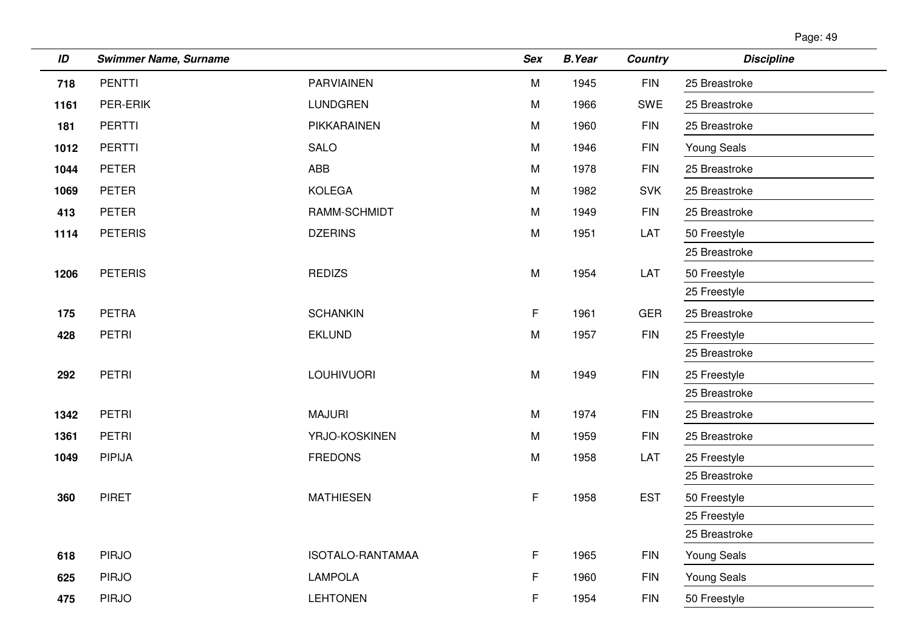| ID | Swimmer Name, Surname | | Sex | B.Year | Country | Discipline |
|---|---|---|---|---|---|---|
| 718 | PENTTI | PARVIAINEN | M | 1945 | FIN | 25 Breastroke |
| 1161 | PER-ERIK | LUNDGREN | M | 1966 | SWE | 25 Breastroke |
| 181 | PERTTI | PIKKARAINEN | M | 1960 | FIN | 25 Breastroke |
| 1012 | PERTTI | SALO | M | 1946 | FIN | Young Seals |
| 1044 | PETER | ABB | M | 1978 | FIN | 25 Breastroke |
| 1069 | PETER | KOLEGA | M | 1982 | SVK | 25 Breastroke |
| 413 | PETER | RAMM-SCHMIDT | M | 1949 | FIN | 25 Breastroke |
| 1114 | PETERIS | DZERINS | M | 1951 | LAT | 50 Freestyle |
| | | | | | | 25 Breastroke |
| 1206 | PETERIS | REDIZS | M | 1954 | LAT | 50 Freestyle |
| | | | | | | 25 Freestyle |
| 175 | PETRA | SCHANKIN | F | 1961 | GER | 25 Breastroke |
| 428 | PETRI | EKLUND | M | 1957 | FIN | 25 Freestyle |
| | | | | | | 25 Breastroke |
| 292 | PETRI | LOUHIVUORI | M | 1949 | FIN | 25 Freestyle |
| | | | | | | 25 Breastroke |
| 1342 | PETRI | MAJURI | M | 1974 | FIN | 25 Breastroke |
| 1361 | PETRI | YRJO-KOSKINEN | M | 1959 | FIN | 25 Breastroke |
| 1049 | PIPIJA | FREDONS | M | 1958 | LAT | 25 Freestyle |
| | | | | | | 25 Breastroke |
| 360 | PIRET | MATHIESEN | F | 1958 | EST | 50 Freestyle |
| | | | | | | 25 Freestyle |
| | | | | | | 25 Breastroke |
| 618 | PIRJO | ISOTALO-RANTAMAA | F | 1965 | FIN | Young Seals |
| 625 | PIRJO | LAMPOLA | F | 1960 | FIN | Young Seals |
| 475 | PIRJO | LEHTONEN | F | 1954 | FIN | 50 Freestyle |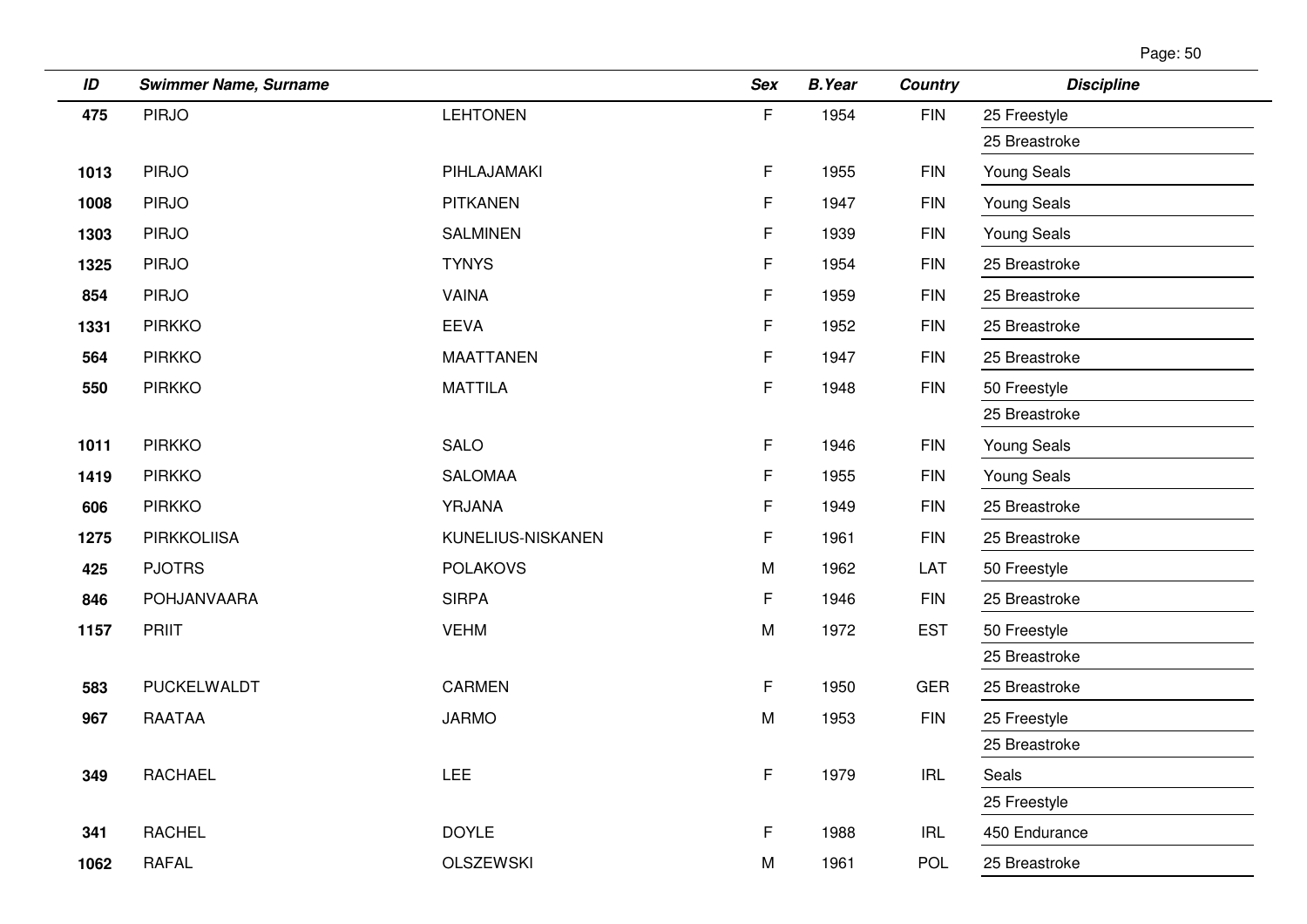| ID | Swimmer Name, Surname | | Sex | B.Year | Country | Discipline |
|---|---|---|---|---|---|---|
| 475 | PIRJO | LEHTONEN | F | 1954 | FIN | 25 Freestyle |
| | | | | | | 25 Breastroke |
| 1013 | PIRJO | PIHLAJAMAKI | F | 1955 | FIN | Young Seals |
| 1008 | PIRJO | PITKANEN | F | 1947 | FIN | Young Seals |
| 1303 | PIRJO | SALMINEN | F | 1939 | FIN | Young Seals |
| 1325 | PIRJO | TYNYS | F | 1954 | FIN | 25 Breastroke |
| 854 | PIRJO | VAINA | F | 1959 | FIN | 25 Breastroke |
| 1331 | PIRKKO | EEVA | F | 1952 | FIN | 25 Breastroke |
| 564 | PIRKKO | MAATTANEN | F | 1947 | FIN | 25 Breastroke |
| 550 | PIRKKO | MATTILA | F | 1948 | FIN | 50 Freestyle |
| | | | | | | 25 Breastroke |
| 1011 | PIRKKO | SALO | F | 1946 | FIN | Young Seals |
| 1419 | PIRKKO | SALOMAA | F | 1955 | FIN | Young Seals |
| 606 | PIRKKO | YRJANA | F | 1949 | FIN | 25 Breastroke |
| 1275 | PIRKKOLIISA | KUNELIUS-NISKANEN | F | 1961 | FIN | 25 Breastroke |
| 425 | PJOTRS | POLAKOVS | M | 1962 | LAT | 50 Freestyle |
| 846 | POHJANVAARA | SIRPA | F | 1946 | FIN | 25 Breastroke |
| 1157 | PRIIT | VEHM | M | 1972 | EST | 50 Freestyle |
| | | | | | | 25 Breastroke |
| 583 | PUCKELWALDT | CARMEN | F | 1950 | GER | 25 Breastroke |
| 967 | RAATAA | JARMO | M | 1953 | FIN | 25 Freestyle |
| | | | | | | 25 Breastroke |
| 349 | RACHAEL | LEE | F | 1979 | IRL | Seals |
| | | | | | | 25 Freestyle |
| 341 | RACHEL | DOYLE | F | 1988 | IRL | 450 Endurance |
| 1062 | RAFAL | OLSZEWSKI | M | 1961 | POL | 25 Breastroke |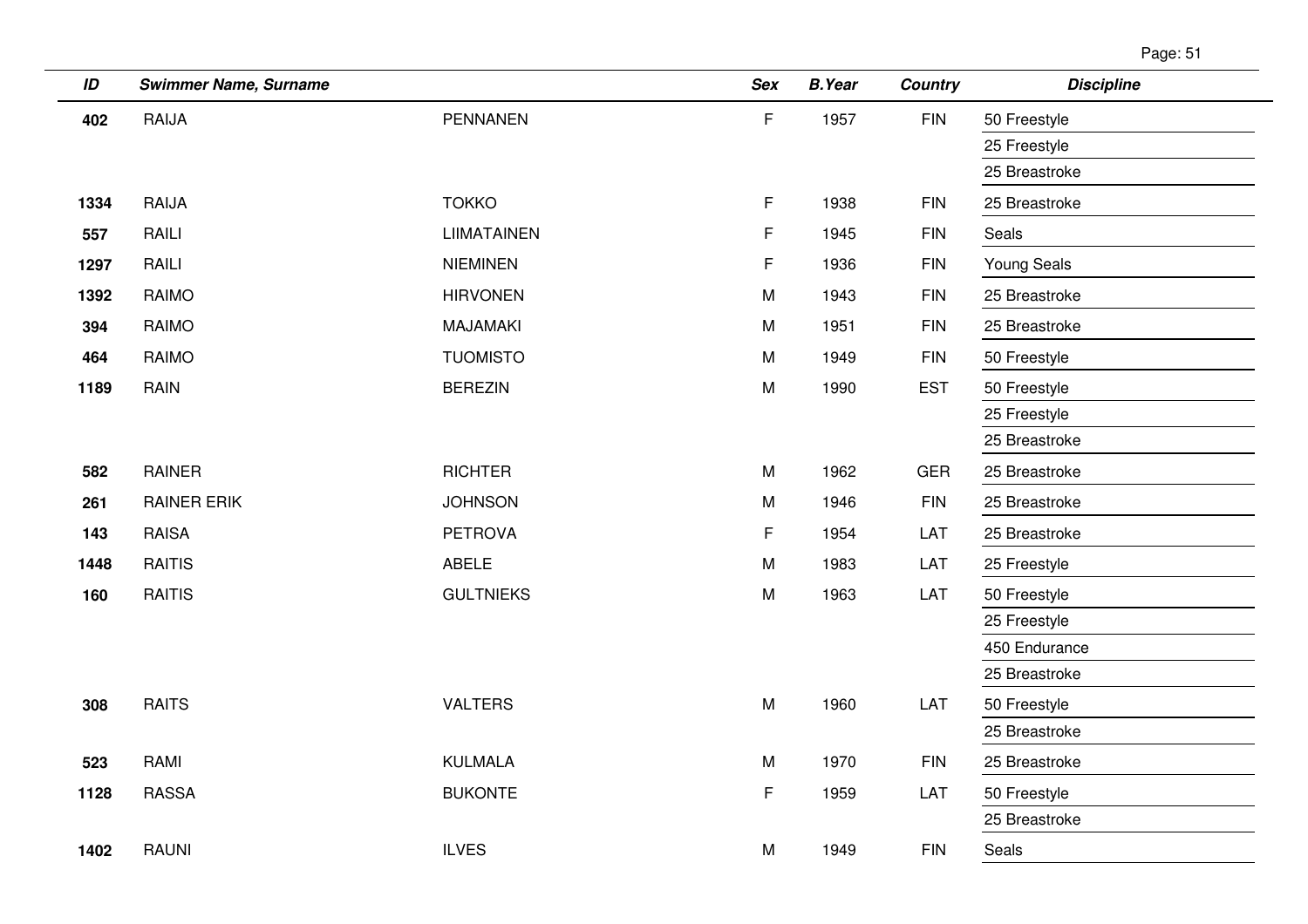| ID | Swimmer Name, Surname | | Sex | B.Year | Country | Discipline |
|---|---|---|---|---|---|---|
| **402** | RAIJA | PENNANEN | F | 1957 | FIN | 50 Freestyle |
| | | | | | | 25 Freestyle |
| | | | | | | 25 Breastroke |
| **1334** | RAIJA | TOKKO | F | 1938 | FIN | 25 Breastroke |
| **557** | RAILI | LIIMATAINEN | F | 1945 | FIN | Seals |
| **1297** | RAILI | NIEMINEN | F | 1936 | FIN | Young Seals |
| **1392** | RAIMO | HIRVONEN | M | 1943 | FIN | 25 Breastroke |
| **394** | RAIMO | MAJAMAKI | M | 1951 | FIN | 25 Breastroke |
| **464** | RAIMO | TUOMISTO | M | 1949 | FIN | 50 Freestyle |
| **1189** | RAIN | BEREZIN | M | 1990 | EST | 50 Freestyle |
| | | | | | | 25 Freestyle |
| | | | | | | 25 Breastroke |
| **582** | RAINER | RICHTER | M | 1962 | GER | 25 Breastroke |
| **261** | RAINER ERIK | JOHNSON | M | 1946 | FIN | 25 Breastroke |
| **143** | RAISA | PETROVA | F | 1954 | LAT | 25 Breastroke |
| **1448** | RAITIS | ABELE | M | 1983 | LAT | 25 Freestyle |
| **160** | RAITIS | GULTNIEKS | M | 1963 | LAT | 50 Freestyle |
| | | | | | | 25 Freestyle |
| | | | | | | 450 Endurance |
| | | | | | | 25 Breastroke |
| **308** | RAITS | VALTERS | M | 1960 | LAT | 50 Freestyle |
| | | | | | | 25 Breastroke |
| **523** | RAMI | KULMALA | M | 1970 | FIN | 25 Breastroke |
| **1128** | RASSA | BUKONTE | F | 1959 | LAT | 50 Freestyle |
| | | | | | | 25 Breastroke |
| **1402** | RAUNI | ILVES | M | 1949 | FIN | Seals |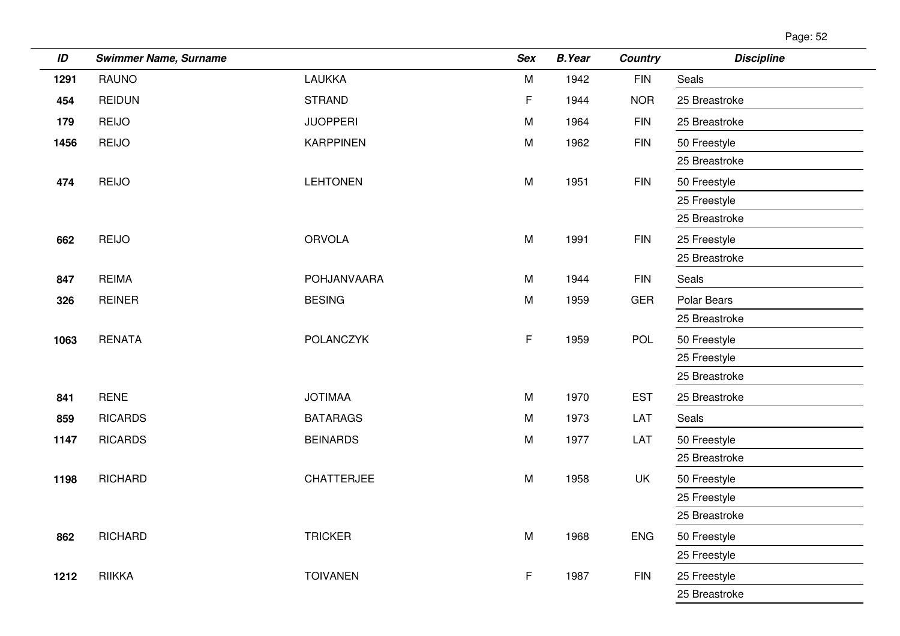| ID | Swimmer Name, Surname | | Sex | B.Year | Country | Discipline |
|---|---|---|---|---|---|---|
| 1291 | RAUNO | LAUKKA | M | 1942 | FIN | Seals |
| 454 | REIDUN | STRAND | F | 1944 | NOR | 25 Breastroke |
| 179 | REIJO | JUOPPERI | M | 1964 | FIN | 25 Breastroke |
| 1456 | REIJO | KARPPINEN | M | 1962 | FIN | 50 Freestyle |
| | | | | | | 25 Breastroke |
| 474 | REIJO | LEHTONEN | M | 1951 | FIN | 50 Freestyle |
| | | | | | | 25 Freestyle |
| | | | | | | 25 Breastroke |
| 662 | REIJO | ORVOLA | M | 1991 | FIN | 25 Freestyle |
| | | | | | | 25 Breastroke |
| 847 | REIMA | POHJANVAARA | M | 1944 | FIN | Seals |
| 326 | REINER | BESING | M | 1959 | GER | Polar Bears |
| | | | | | | 25 Breastroke |
| 1063 | RENATA | POLANCZYK | F | 1959 | POL | 50 Freestyle |
| | | | | | | 25 Freestyle |
| | | | | | | 25 Breastroke |
| 841 | RENE | JOTIMAA | M | 1970 | EST | 25 Breastroke |
| 859 | RICARDS | BATARAGS | M | 1973 | LAT | Seals |
| 1147 | RICARDS | BEINARDS | M | 1977 | LAT | 50 Freestyle |
| | | | | | | 25 Breastroke |
| 1198 | RICHARD | CHATTERJEE | M | 1958 | UK | 50 Freestyle |
| | | | | | | 25 Freestyle |
| | | | | | | 25 Breastroke |
| 862 | RICHARD | TRICKER | M | 1968 | ENG | 50 Freestyle |
| | | | | | | 25 Freestyle |
| 1212 | RIIKKA | TOIVANEN | F | 1987 | FIN | 25 Freestyle |
| | | | | | | 25 Breastroke |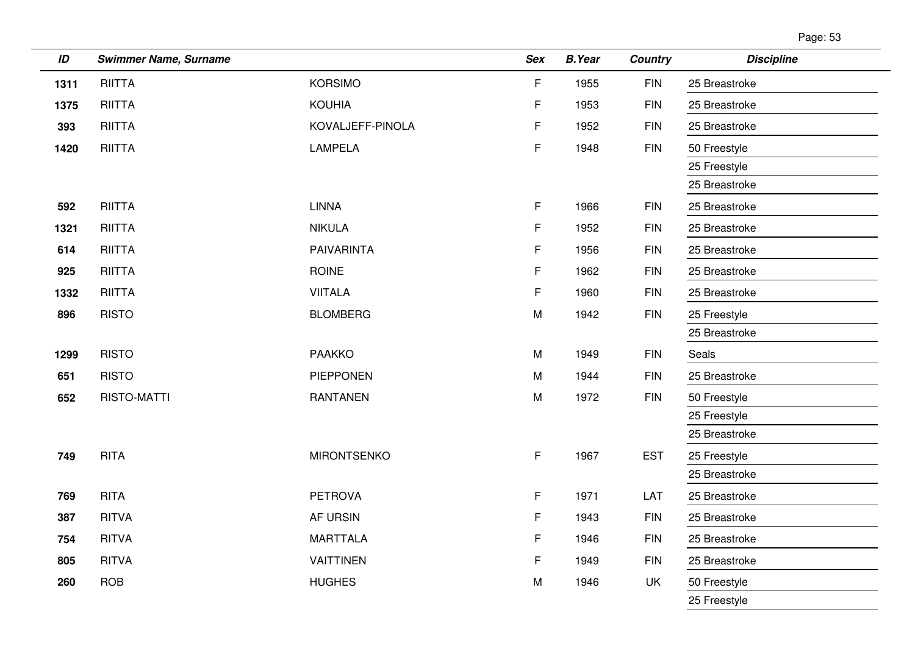| ID | Swimmer Name, Surname | | Sex | B.Year | Country | Discipline |
|---|---|---|---|---|---|---|
| 1311 | RIITTA | KORSIMO | F | 1955 | FIN | 25 Breastroke |
| 1375 | RIITTA | KOUHIA | F | 1953 | FIN | 25 Breastroke |
| 393 | RIITTA | KOVALJEFF-PINOLA | F | 1952 | FIN | 25 Breastroke |
| 1420 | RIITTA | LAMPELA | F | 1948 | FIN | 50 Freestyle |
| | | | | | | 25 Freestyle |
| | | | | | | 25 Breastroke |
| 592 | RIITTA | LINNA | F | 1966 | FIN | 25 Breastroke |
| 1321 | RIITTA | NIKULA | F | 1952 | FIN | 25 Breastroke |
| 614 | RIITTA | PAIVARINTA | F | 1956 | FIN | 25 Breastroke |
| 925 | RIITTA | ROINE | F | 1962 | FIN | 25 Breastroke |
| 1332 | RIITTA | VIITALA | F | 1960 | FIN | 25 Breastroke |
| 896 | RISTO | BLOMBERG | M | 1942 | FIN | 25 Freestyle |
| | | | | | | 25 Breastroke |
| 1299 | RISTO | PAAKKO | M | 1949 | FIN | Seals |
| 651 | RISTO | PIEPPONEN | M | 1944 | FIN | 25 Breastroke |
| 652 | RISTO-MATTI | RANTANEN | M | 1972 | FIN | 50 Freestyle |
| | | | | | | 25 Freestyle |
| | | | | | | 25 Breastroke |
| 749 | RITA | MIRONTSENKO | F | 1967 | EST | 25 Freestyle |
| | | | | | | 25 Breastroke |
| 769 | RITA | PETROVA | F | 1971 | LAT | 25 Breastroke |
| 387 | RITVA | AF URSIN | F | 1943 | FIN | 25 Breastroke |
| 754 | RITVA | MARTTALA | F | 1946 | FIN | 25 Breastroke |
| 805 | RITVA | VAITTINEN | F | 1949 | FIN | 25 Breastroke |
| 260 | ROB | HUGHES | M | 1946 | UK | 50 Freestyle |
| | | | | | | 25 Freestyle |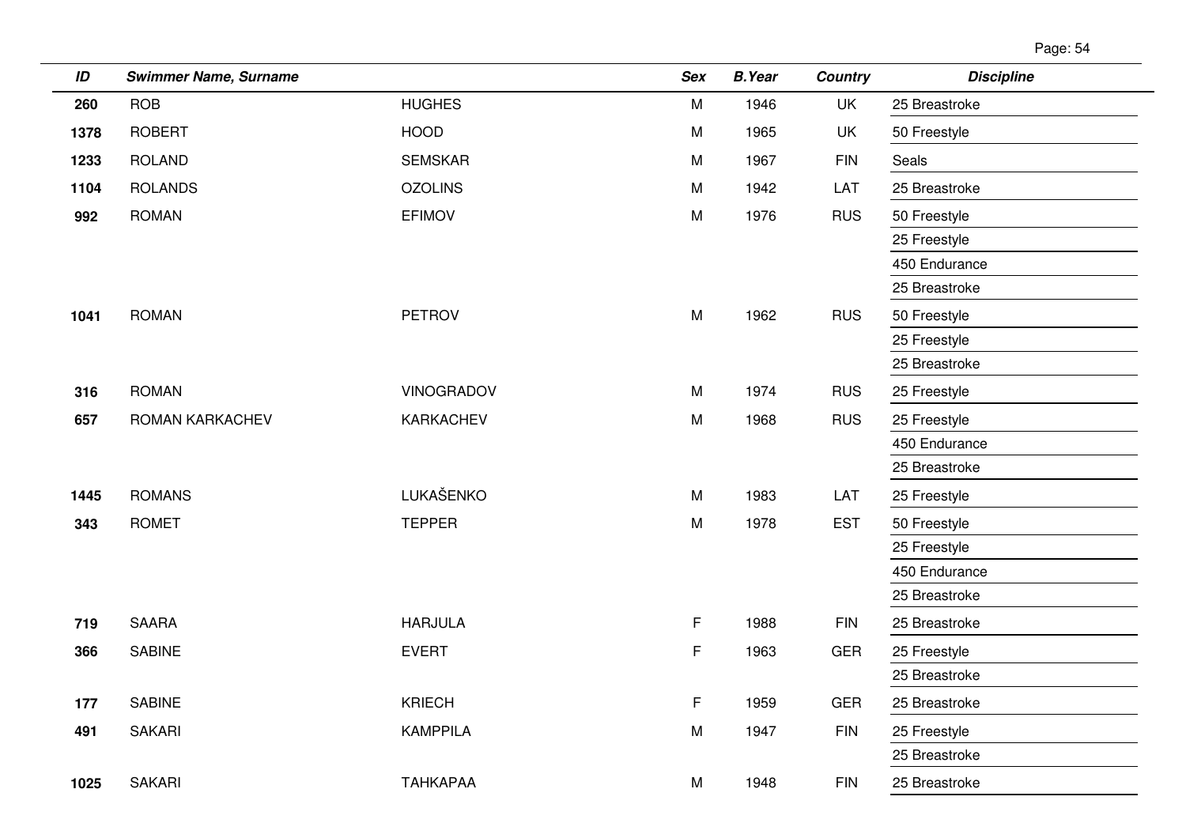| ID | Swimmer Name, Surname | | Sex | B.Year | Country | Discipline |
|---|---|---|---|---|---|---|
| **260** | ROB | HUGHES | M | 1946 | UK | 25 Breastroke |
| **1378** | ROBERT | HOOD | M | 1965 | UK | 50 Freestyle |
| **1233** | ROLAND | SEMSKAR | M | 1967 | FIN | Seals |
| **1104** | ROLANDS | OZOLINS | M | 1942 | LAT | 25 Breastroke |
| **992** | ROMAN | EFIMOV | M | 1976 | RUS | 50 Freestyle |
| | | | | | | 25 Freestyle |
| | | | | | | 450 Endurance |
| | | | | | | 25 Breastroke |
| **1041** | ROMAN | PETROV | M | 1962 | RUS | 50 Freestyle |
| | | | | | | 25 Freestyle |
| | | | | | | 25 Breastroke |
| **316** | ROMAN | VINOGRADOV | M | 1974 | RUS | 25 Freestyle |
| **657** | ROMAN KARKACHEV | KARKACHEV | M | 1968 | RUS | 25 Freestyle |
| | | | | | | 450 Endurance |
| | | | | | | 25 Breastroke |
| **1445** | ROMANS | LUKAŠENKO | M | 1983 | LAT | 25 Freestyle |
| **343** | ROMET | TEPPER | M | 1978 | EST | 50 Freestyle |
| | | | | | | 25 Freestyle |
| | | | | | | 450 Endurance |
| | | | | | | 25 Breastroke |
| **719** | SAARA | HARJULA | F | 1988 | FIN | 25 Breastroke |
| **366** | SABINE | EVERT | F | 1963 | GER | 25 Freestyle |
| | | | | | | 25 Breastroke |
| **177** | SABINE | KRIECH | F | 1959 | GER | 25 Breastroke |
| **491** | SAKARI | KAMPPILA | M | 1947 | FIN | 25 Freestyle |
| | | | | | | 25 Breastroke |
| **1025** | SAKARI | TAHKAPAA | M | 1948 | FIN | 25 Breastroke |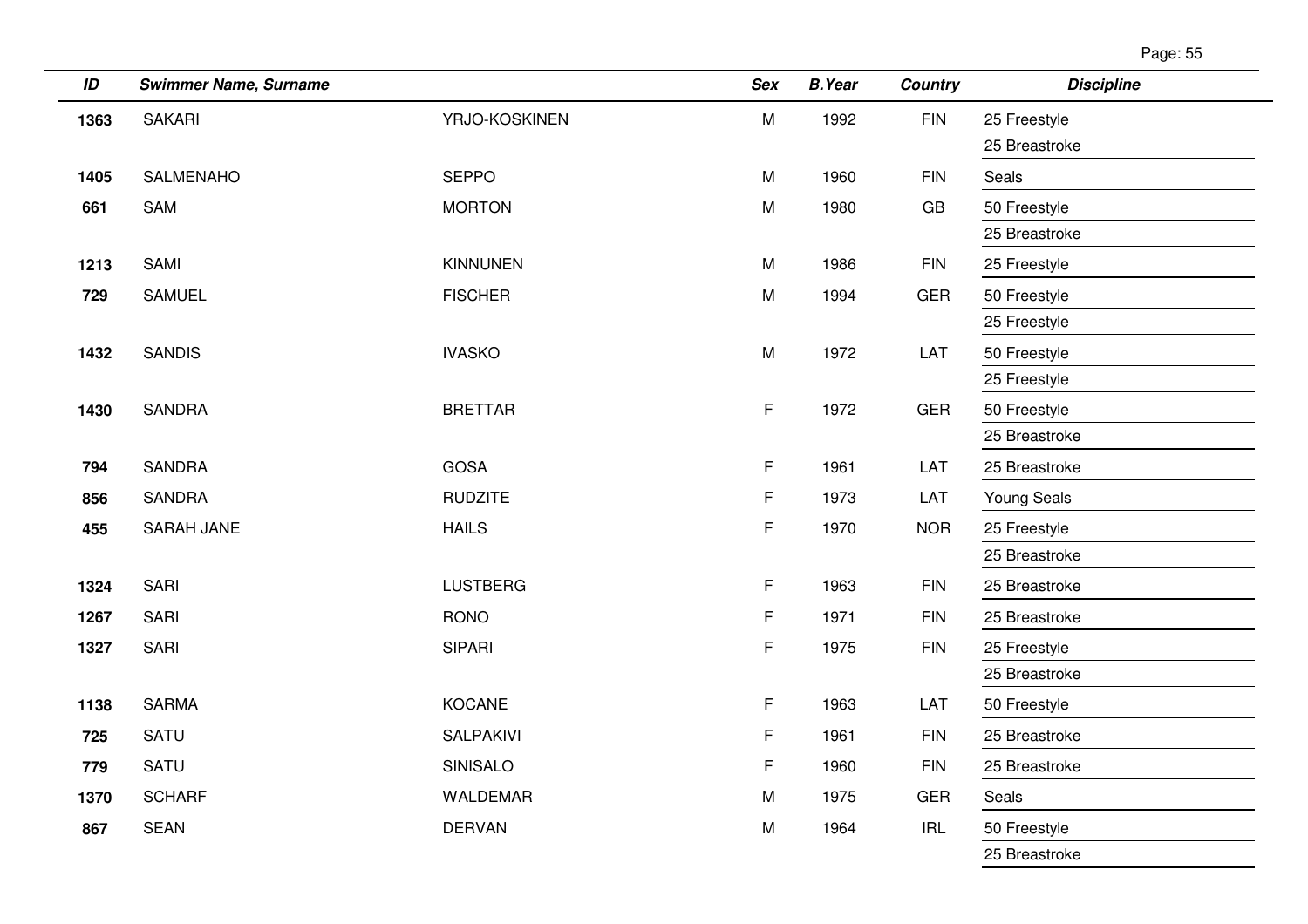| ID | Swimmer Name, Surname | | Sex | B.Year | Country | Discipline |
|---|---|---|---|---|---|---|
| 1363 | SAKARI | YRJO-KOSKINEN | M | 1992 | FIN | 25 Freestyle |
| | | | | | | 25 Breastroke |
| 1405 | SALMENAHO | SEPPO | M | 1960 | FIN | Seals |
| 661 | SAM | MORTON | M | 1980 | GB | 50 Freestyle |
| | | | | | | 25 Breastroke |
| 1213 | SAMI | KINNUNEN | M | 1986 | FIN | 25 Freestyle |
| 729 | SAMUEL | FISCHER | M | 1994 | GER | 50 Freestyle |
| | | | | | | 25 Freestyle |
| 1432 | SANDIS | IVASKO | M | 1972 | LAT | 50 Freestyle |
| | | | | | | 25 Freestyle |
| 1430 | SANDRA | BRETTAR | F | 1972 | GER | 50 Freestyle |
| | | | | | | 25 Breastroke |
| 794 | SANDRA | GOSA | F | 1961 | LAT | 25 Breastroke |
| 856 | SANDRA | RUDZITE | F | 1973 | LAT | Young Seals |
| 455 | SARAH JANE | HAILS | F | 1970 | NOR | 25 Freestyle |
| | | | | | | 25 Breastroke |
| 1324 | SARI | LUSTBERG | F | 1963 | FIN | 25 Breastroke |
| 1267 | SARI | RONO | F | 1971 | FIN | 25 Breastroke |
| 1327 | SARI | SIPARI | F | 1975 | FIN | 25 Freestyle |
| | | | | | | 25 Breastroke |
| 1138 | SARMA | KOCANE | F | 1963 | LAT | 50 Freestyle |
| 725 | SATU | SALPAKIVI | F | 1961 | FIN | 25 Breastroke |
| 779 | SATU | SINISALO | F | 1960 | FIN | 25 Breastroke |
| 1370 | SCHARF | WALDEMAR | M | 1975 | GER | Seals |
| 867 | SEAN | DERVAN | M | 1964 | IRL | 50 Freestyle |
| | | | | | | 25 Breastroke |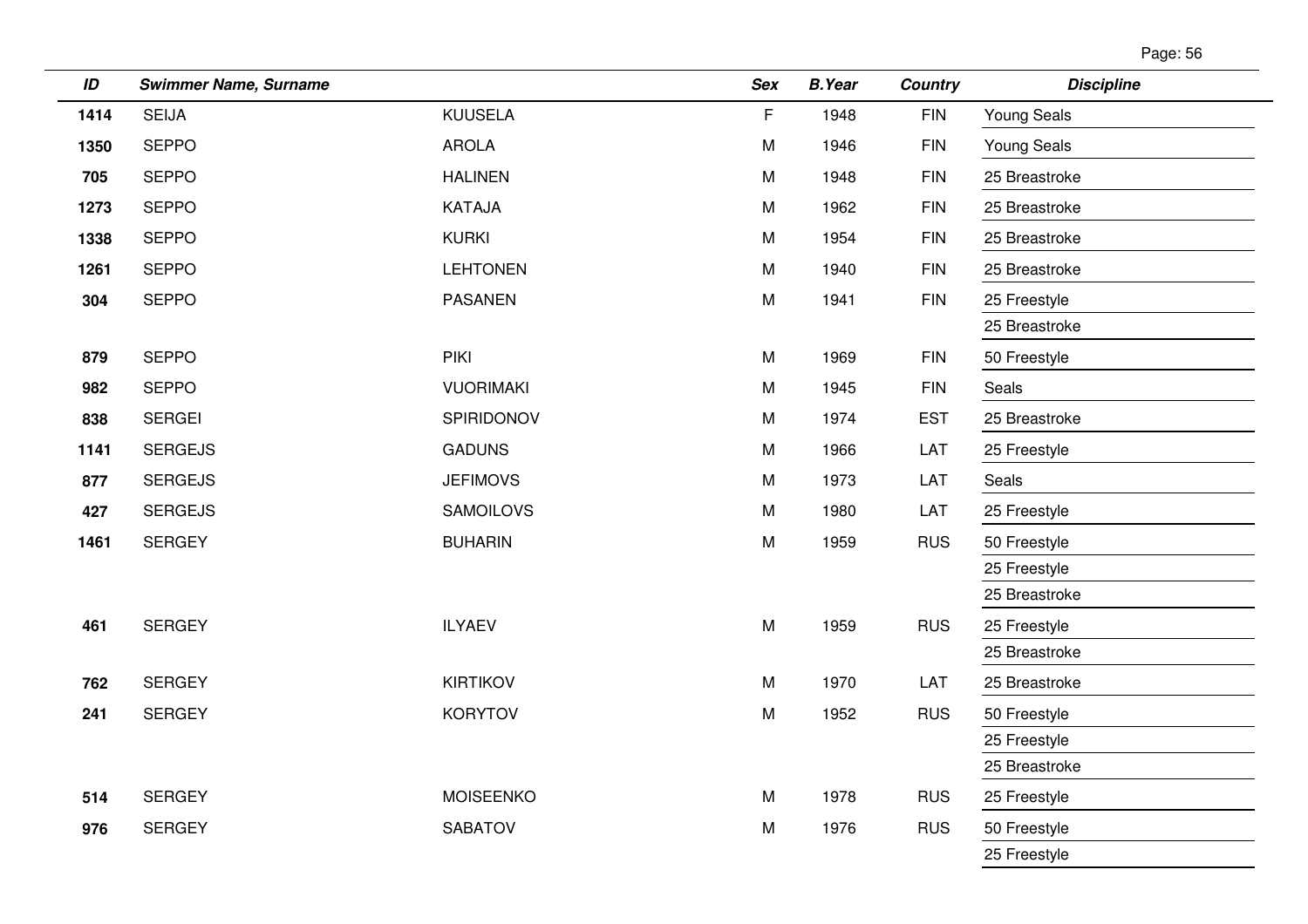| ID | Swimmer Name, Surname | | Sex | B.Year | Country | Discipline |
|---|---|---|---|---|---|---|
| 1414 | SEIJA | KUUSELA | F | 1948 | FIN | Young Seals |
| 1350 | SEPPO | AROLA | M | 1946 | FIN | Young Seals |
| 705 | SEPPO | HALINEN | M | 1948 | FIN | 25 Breastroke |
| 1273 | SEPPO | KATAJA | M | 1962 | FIN | 25 Breastroke |
| 1338 | SEPPO | KURKI | M | 1954 | FIN | 25 Breastroke |
| 1261 | SEPPO | LEHTONEN | M | 1940 | FIN | 25 Breastroke |
| 304 | SEPPO | PASANEN | M | 1941 | FIN | 25 Freestyle |
| | | | | | | 25 Breastroke |
| 879 | SEPPO | PIKI | M | 1969 | FIN | 50 Freestyle |
| 982 | SEPPO | VUORIMAKI | M | 1945 | FIN | Seals |
| 838 | SERGEI | SPIRIDONOV | M | 1974 | EST | 25 Breastroke |
| 1141 | SERGEJS | GADUNS | M | 1966 | LAT | 25 Freestyle |
| 877 | SERGEJS | JEFIMOVS | M | 1973 | LAT | Seals |
| 427 | SERGEJS | SAMOILOVS | M | 1980 | LAT | 25 Freestyle |
| 1461 | SERGEY | BUHARIN | M | 1959 | RUS | 50 Freestyle |
| | | | | | | 25 Freestyle |
| | | | | | | 25 Breastroke |
| 461 | SERGEY | ILYAEV | M | 1959 | RUS | 25 Freestyle |
| | | | | | | 25 Breastroke |
| 762 | SERGEY | KIRTIKOV | M | 1970 | LAT | 25 Breastroke |
| 241 | SERGEY | KORYTOV | M | 1952 | RUS | 50 Freestyle |
| | | | | | | 25 Freestyle |
| | | | | | | 25 Breastroke |
| 514 | SERGEY | MOISEENKO | M | 1978 | RUS | 25 Freestyle |
| 976 | SERGEY | SABATOV | M | 1976 | RUS | 50 Freestyle |
| | | | | | | 25 Freestyle |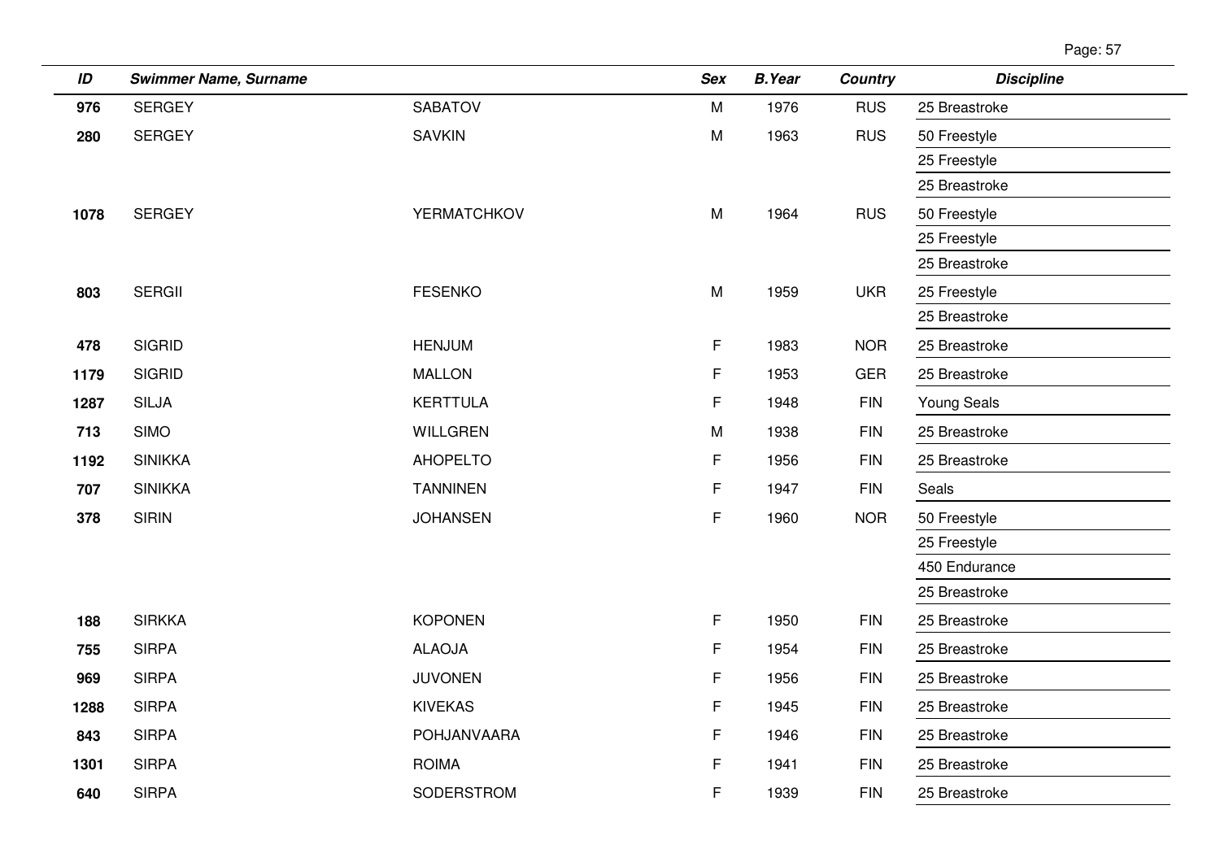| ID | Swimmer Name, Surname | | Sex | B.Year | Country | Discipline |
|---|---|---|---|---|---|---|
| 976 | SERGEY | SABATOV | M | 1976 | RUS | 25 Breastroke |
| 280 | SERGEY | SAVKIN | M | 1963 | RUS | 50 Freestyle |
| | | | | | | 25 Freestyle |
| | | | | | | 25 Breastroke |
| 1078 | SERGEY | YERMATCHKOV | M | 1964 | RUS | 50 Freestyle |
| | | | | | | 25 Freestyle |
| | | | | | | 25 Breastroke |
| 803 | SERGII | FESENKO | M | 1959 | UKR | 25 Freestyle |
| | | | | | | 25 Breastroke |
| 478 | SIGRID | HENJUM | F | 1983 | NOR | 25 Breastroke |
| 1179 | SIGRID | MALLON | F | 1953 | GER | 25 Breastroke |
| 1287 | SILJA | KERTTULA | F | 1948 | FIN | Young Seals |
| 713 | SIMO | WILLGREN | M | 1938 | FIN | 25 Breastroke |
| 1192 | SINIKKA | AHOPELTO | F | 1956 | FIN | 25 Breastroke |
| 707 | SINIKKA | TANNINEN | F | 1947 | FIN | Seals |
| 378 | SIRIN | JOHANSEN | F | 1960 | NOR | 50 Freestyle |
| | | | | | | 25 Freestyle |
| | | | | | | 450 Endurance |
| | | | | | | 25 Breastroke |
| 188 | SIRKKA | KOPONEN | F | 1950 | FIN | 25 Breastroke |
| 755 | SIRPA | ALAOJA | F | 1954 | FIN | 25 Breastroke |
| 969 | SIRPA | JUVONEN | F | 1956 | FIN | 25 Breastroke |
| 1288 | SIRPA | KIVEKAS | F | 1945 | FIN | 25 Breastroke |
| 843 | SIRPA | POHJANVAARA | F | 1946 | FIN | 25 Breastroke |
| 1301 | SIRPA | ROIMA | F | 1941 | FIN | 25 Breastroke |
| 640 | SIRPA | SODERSTROM | F | 1939 | FIN | 25 Breastroke |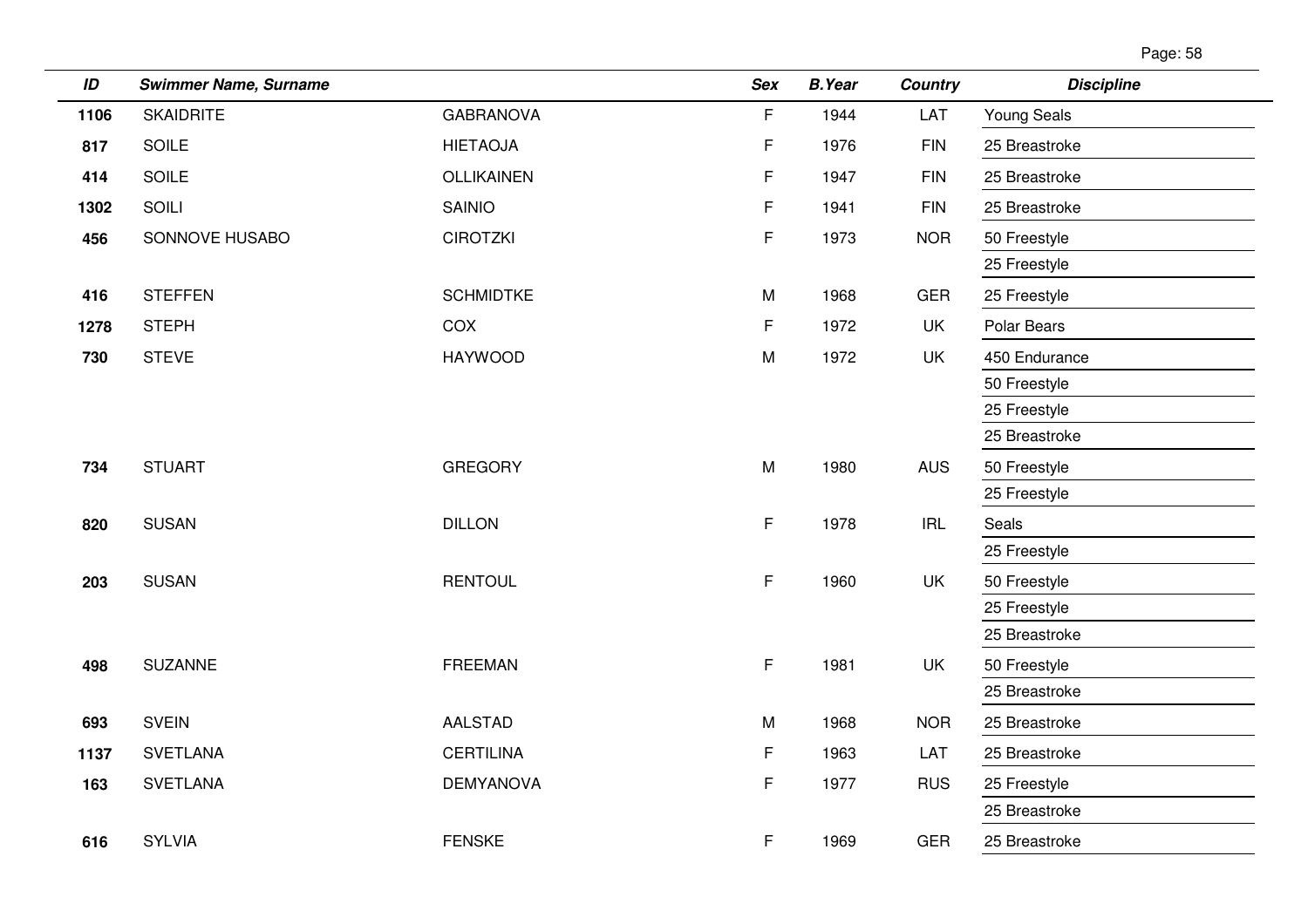| ID | Swimmer Name, Surname | | Sex | B.Year | Country | Discipline |
|---|---|---|---|---|---|---|
| 1106 | SKAIDRITE | GABRANOVA | F | 1944 | LAT | Young Seals |
| 817 | SOILE | HIETAOJA | F | 1976 | FIN | 25 Breastroke |
| 414 | SOILE | OLLIKAINEN | F | 1947 | FIN | 25 Breastroke |
| 1302 | SOILI | SAINIO | F | 1941 | FIN | 25 Breastroke |
| 456 | SONNOVE HUSABO | CIROTZKI | F | 1973 | NOR | 50 Freestyle |
| | | | | | | 25 Freestyle |
| 416 | STEFFEN | SCHMIDTKE | M | 1968 | GER | 25 Freestyle |
| 1278 | STEPH | COX | F | 1972 | UK | Polar Bears |
| 730 | STEVE | HAYWOOD | M | 1972 | UK | 450 Endurance |
| | | | | | | 50 Freestyle |
| | | | | | | 25 Freestyle |
| | | | | | | 25 Breastroke |
| 734 | STUART | GREGORY | M | 1980 | AUS | 50 Freestyle |
| | | | | | | 25 Freestyle |
| 820 | SUSAN | DILLON | F | 1978 | IRL | Seals |
| | | | | | | 25 Freestyle |
| 203 | SUSAN | RENTOUL | F | 1960 | UK | 50 Freestyle |
| | | | | | | 25 Freestyle |
| | | | | | | 25 Breastroke |
| 498 | SUZANNE | FREEMAN | F | 1981 | UK | 50 Freestyle |
| | | | | | | 25 Breastroke |
| 693 | SVEIN | AALSTAD | M | 1968 | NOR | 25 Breastroke |
| 1137 | SVETLANA | CERTILINA | F | 1963 | LAT | 25 Breastroke |
| 163 | SVETLANA | DEMYANOVA | F | 1977 | RUS | 25 Freestyle |
| | | | | | | 25 Breastroke |
| 616 | SYLVIA | FENSKE | F | 1969 | GER | 25 Breastroke |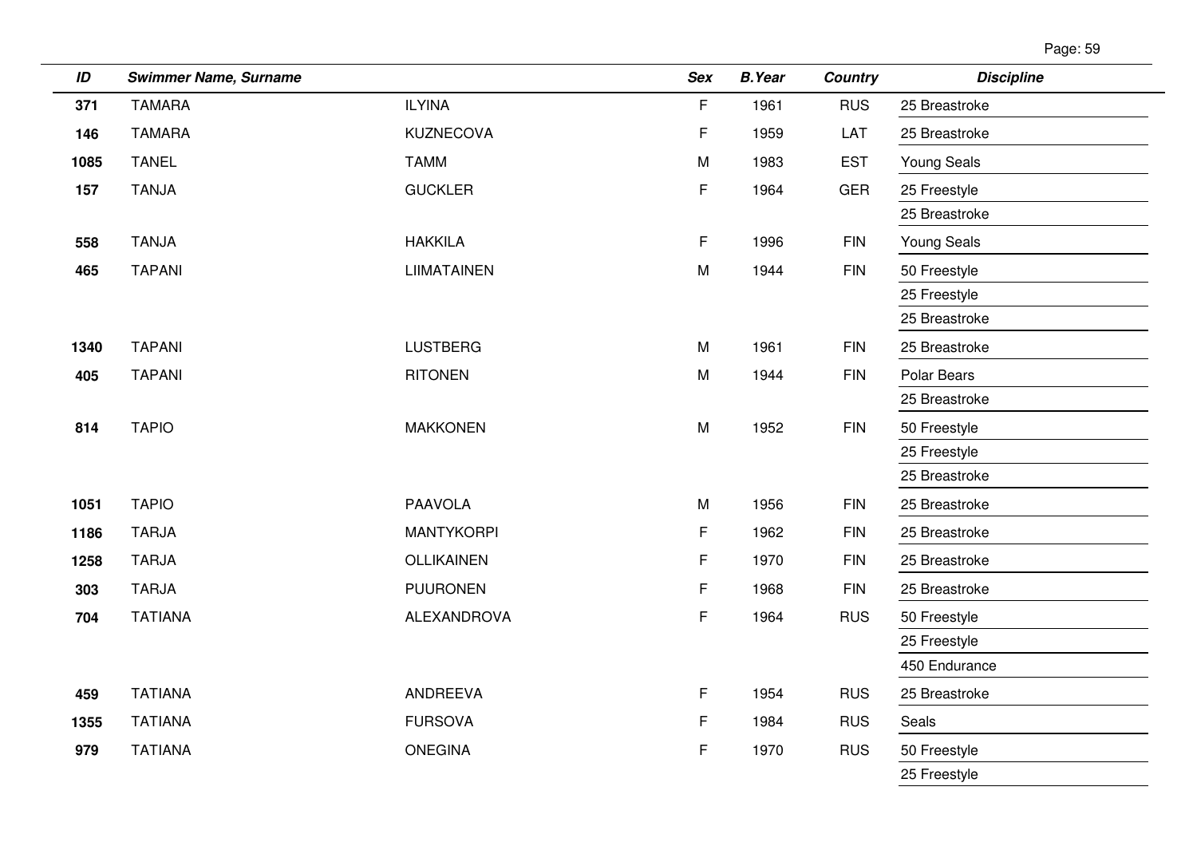| ID | Swimmer Name, Surname | | Sex | B.Year | Country | Discipline |
|---|---|---|---|---|---|---|
| **371** | TAMARA | ILYINA | F | 1961 | RUS | 25 Breastroke |
| **146** | TAMARA | KUZNECOVA | F | 1959 | LAT | 25 Breastroke |
| **1085** | TANEL | TAMM | M | 1983 | EST | Young Seals |
| **157** | TANJA | GUCKLER | F | 1964 | GER | 25 Freestyle |
| | | | | | | 25 Breastroke |
| **558** | TANJA | HAKKILA | F | 1996 | FIN | Young Seals |
| **465** | TAPANI | LIIMATAINEN | M | 1944 | FIN | 50 Freestyle |
| | | | | | | 25 Freestyle |
| | | | | | | 25 Breastroke |
| **1340** | TAPANI | LUSTBERG | M | 1961 | FIN | 25 Breastroke |
| **405** | TAPANI | RITONEN | M | 1944 | FIN | Polar Bears |
| | | | | | | 25 Breastroke |
| **814** | TAPIO | MAKKONEN | M | 1952 | FIN | 50 Freestyle |
| | | | | | | 25 Freestyle |
| | | | | | | 25 Breastroke |
| **1051** | TAPIO | PAAVOLA | M | 1956 | FIN | 25 Breastroke |
| **1186** | TARJA | MANTYKORPI | F | 1962 | FIN | 25 Breastroke |
| **1258** | TARJA | OLLIKAINEN | F | 1970 | FIN | 25 Breastroke |
| **303** | TARJA | PUURONEN | F | 1968 | FIN | 25 Breastroke |
| **704** | TATIANA | ALEXANDROVA | F | 1964 | RUS | 50 Freestyle |
| | | | | | | 25 Freestyle |
| | | | | | | 450 Endurance |
| **459** | TATIANA | ANDREEVA | F | 1954 | RUS | 25 Breastroke |
| **1355** | TATIANA | FURSOVA | F | 1984 | RUS | Seals |
| **979** | TATIANA | ONEGINA | F | 1970 | RUS | 50 Freestyle |
| | | | | | | 25 Freestyle |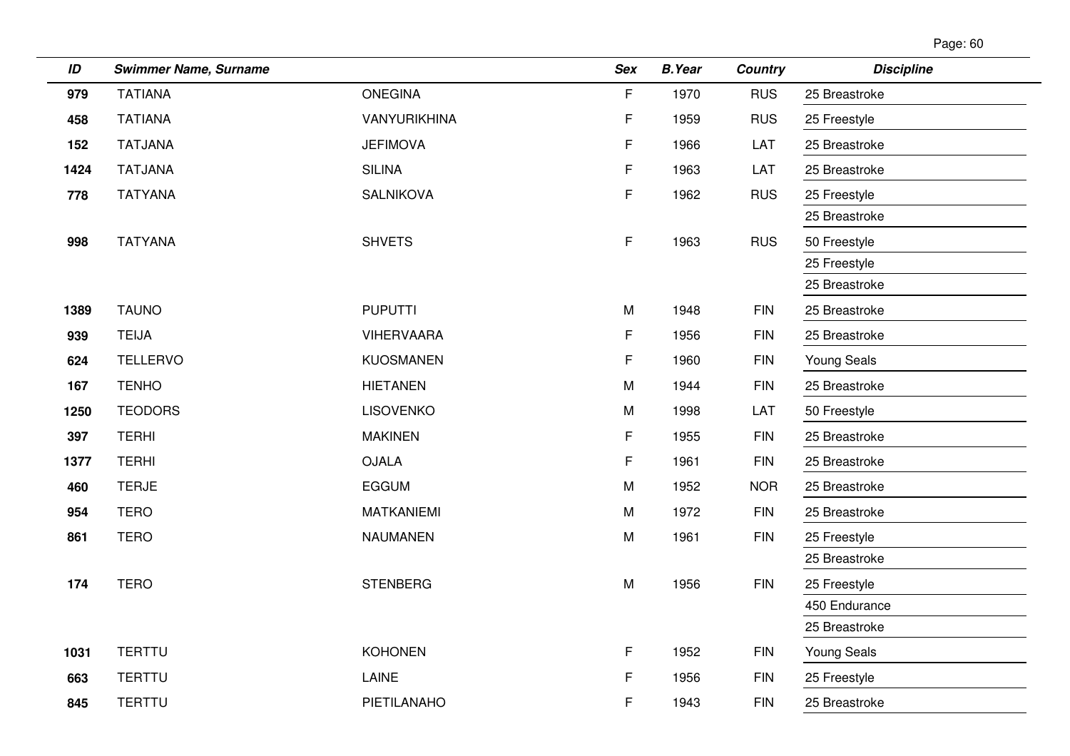| ID | Swimmer Name, Surname | | Sex | B.Year | Country | Discipline |
|---|---|---|---|---|---|---|
| 979 | TATIANA | ONEGINA | F | 1970 | RUS | 25 Breastroke |
| 458 | TATIANA | VANYURIKHINA | F | 1959 | RUS | 25 Freestyle |
| 152 | TATJANA | JEFIMOVA | F | 1966 | LAT | 25 Breastroke |
| 1424 | TATJANA | SILINA | F | 1963 | LAT | 25 Breastroke |
| 778 | TATYANA | SALNIKOVA | F | 1962 | RUS | 25 Freestyle |
| | | | | | | 25 Breastroke |
| 998 | TATYANA | SHVETS | F | 1963 | RUS | 50 Freestyle |
| | | | | | | 25 Freestyle |
| | | | | | | 25 Breastroke |
| 1389 | TAUNO | PUPUTTI | M | 1948 | FIN | 25 Breastroke |
| 939 | TEIJA | VIHERVAARA | F | 1956 | FIN | 25 Breastroke |
| 624 | TELLERVO | KUOSMANEN | F | 1960 | FIN | Young Seals |
| 167 | TENHO | HIETANEN | M | 1944 | FIN | 25 Breastroke |
| 1250 | TEODORS | LISOVENKO | M | 1998 | LAT | 50 Freestyle |
| 397 | TERHI | MAKINEN | F | 1955 | FIN | 25 Breastroke |
| 1377 | TERHI | OJALA | F | 1961 | FIN | 25 Breastroke |
| 460 | TERJE | EGGUM | M | 1952 | NOR | 25 Breastroke |
| 954 | TERO | MATKANIEMI | M | 1972 | FIN | 25 Breastroke |
| 861 | TERO | NAUMANEN | M | 1961 | FIN | 25 Freestyle |
| | | | | | | 25 Breastroke |
| 174 | TERO | STENBERG | M | 1956 | FIN | 25 Freestyle |
| | | | | | | 450 Endurance |
| | | | | | | 25 Breastroke |
| 1031 | TERTTU | KOHONEN | F | 1952 | FIN | Young Seals |
| 663 | TERTTU | LAINE | F | 1956 | FIN | 25 Freestyle |
| 845 | TERTTU | PIETILANAHO | F | 1943 | FIN | 25 Breastroke |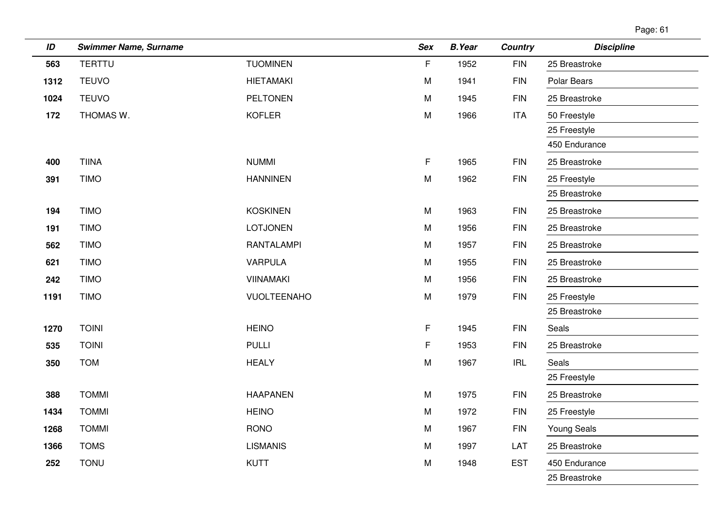| ID | Swimmer Name, Surname | | Sex | B.Year | Country | Discipline |
|---|---|---|---|---|---|---|
| 563 | TERTTU | TUOMINEN | F | 1952 | FIN | 25 Breastroke |
| 1312 | TEUVO | HIETAMAKI | M | 1941 | FIN | Polar Bears |
| 1024 | TEUVO | PELTONEN | M | 1945 | FIN | 25 Breastroke |
| 172 | THOMAS W. | KOFLER | M | 1966 | ITA | 50 Freestyle |
| | | | | | | 25 Freestyle |
| | | | | | | 450 Endurance |
| 400 | TIINA | NUMMI | F | 1965 | FIN | 25 Breastroke |
| 391 | TIMO | HANNINEN | M | 1962 | FIN | 25 Freestyle |
| | | | | | | 25 Breastroke |
| 194 | TIMO | KOSKINEN | M | 1963 | FIN | 25 Breastroke |
| 191 | TIMO | LOTJONEN | M | 1956 | FIN | 25 Breastroke |
| 562 | TIMO | RANTALAMPI | M | 1957 | FIN | 25 Breastroke |
| 621 | TIMO | VARPULA | M | 1955 | FIN | 25 Breastroke |
| 242 | TIMO | VIINAMAKI | M | 1956 | FIN | 25 Breastroke |
| 1191 | TIMO | VUOLTEENAHO | M | 1979 | FIN | 25 Freestyle |
| | | | | | | 25 Breastroke |
| 1270 | TOINI | HEINO | F | 1945 | FIN | Seals |
| 535 | TOINI | PULLI | F | 1953 | FIN | 25 Breastroke |
| 350 | TOM | HEALY | M | 1967 | IRL | Seals |
| | | | | | | 25 Freestyle |
| 388 | TOMMI | HAAPANEN | M | 1975 | FIN | 25 Breastroke |
| 1434 | TOMMI | HEINO | M | 1972 | FIN | 25 Freestyle |
| 1268 | TOMMI | RONO | M | 1967 | FIN | Young Seals |
| 1366 | TOMS | LISMANIS | M | 1997 | LAT | 25 Breastroke |
| 252 | TONU | KUTT | M | 1948 | EST | 450 Endurance |
| | | | | | | 25 Breastroke |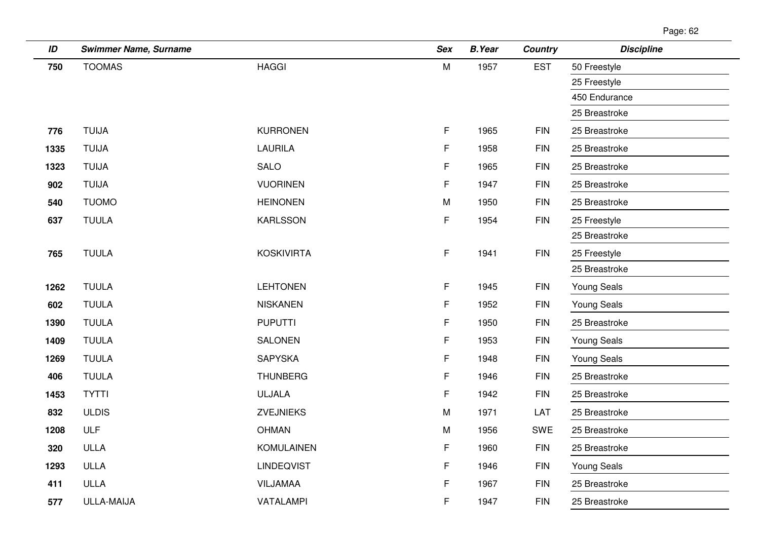| ID | Swimmer Name, Surname | | Sex | B.Year | Country | Discipline |
|---|---|---|---|---|---|---|
| 750 | TOOMAS | HAGGI | M | 1957 | EST | 50 Freestyle |
| | | | | | | 25 Freestyle |
| | | | | | | 450 Endurance |
| | | | | | | 25 Breastroke |
| 776 | TUIJA | KURRONEN | F | 1965 | FIN | 25 Breastroke |
| 1335 | TUIJA | LAURILA | F | 1958 | FIN | 25 Breastroke |
| 1323 | TUIJA | SALO | F | 1965 | FIN | 25 Breastroke |
| 902 | TUIJA | VUORINEN | F | 1947 | FIN | 25 Breastroke |
| 540 | TUOMO | HEINONEN | M | 1950 | FIN | 25 Breastroke |
| 637 | TUULA | KARLSSON | F | 1954 | FIN | 25 Freestyle |
| | | | | | | 25 Breastroke |
| 765 | TUULA | KOSKIVIRTA | F | 1941 | FIN | 25 Freestyle |
| | | | | | | 25 Breastroke |
| 1262 | TUULA | LEHTONEN | F | 1945 | FIN | Young Seals |
| 602 | TUULA | NISKANEN | F | 1952 | FIN | Young Seals |
| 1390 | TUULA | PUPUTTI | F | 1950 | FIN | 25 Breastroke |
| 1409 | TUULA | SALONEN | F | 1953 | FIN | Young Seals |
| 1269 | TUULA | SAPYSKA | F | 1948 | FIN | Young Seals |
| 406 | TUULA | THUNBERG | F | 1946 | FIN | 25 Breastroke |
| 1453 | TYTTI | ULJALA | F | 1942 | FIN | 25 Breastroke |
| 832 | ULDIS | ZVEJNIEKS | M | 1971 | LAT | 25 Breastroke |
| 1208 | ULF | OHMAN | M | 1956 | SWE | 25 Breastroke |
| 320 | ULLA | KOMULAINEN | F | 1960 | FIN | 25 Breastroke |
| 1293 | ULLA | LINDEQVIST | F | 1946 | FIN | Young Seals |
| 411 | ULLA | VILJAMAA | F | 1967 | FIN | 25 Breastroke |
| 577 | ULLA-MAIJA | VATALAMPI | F | 1947 | FIN | 25 Breastroke |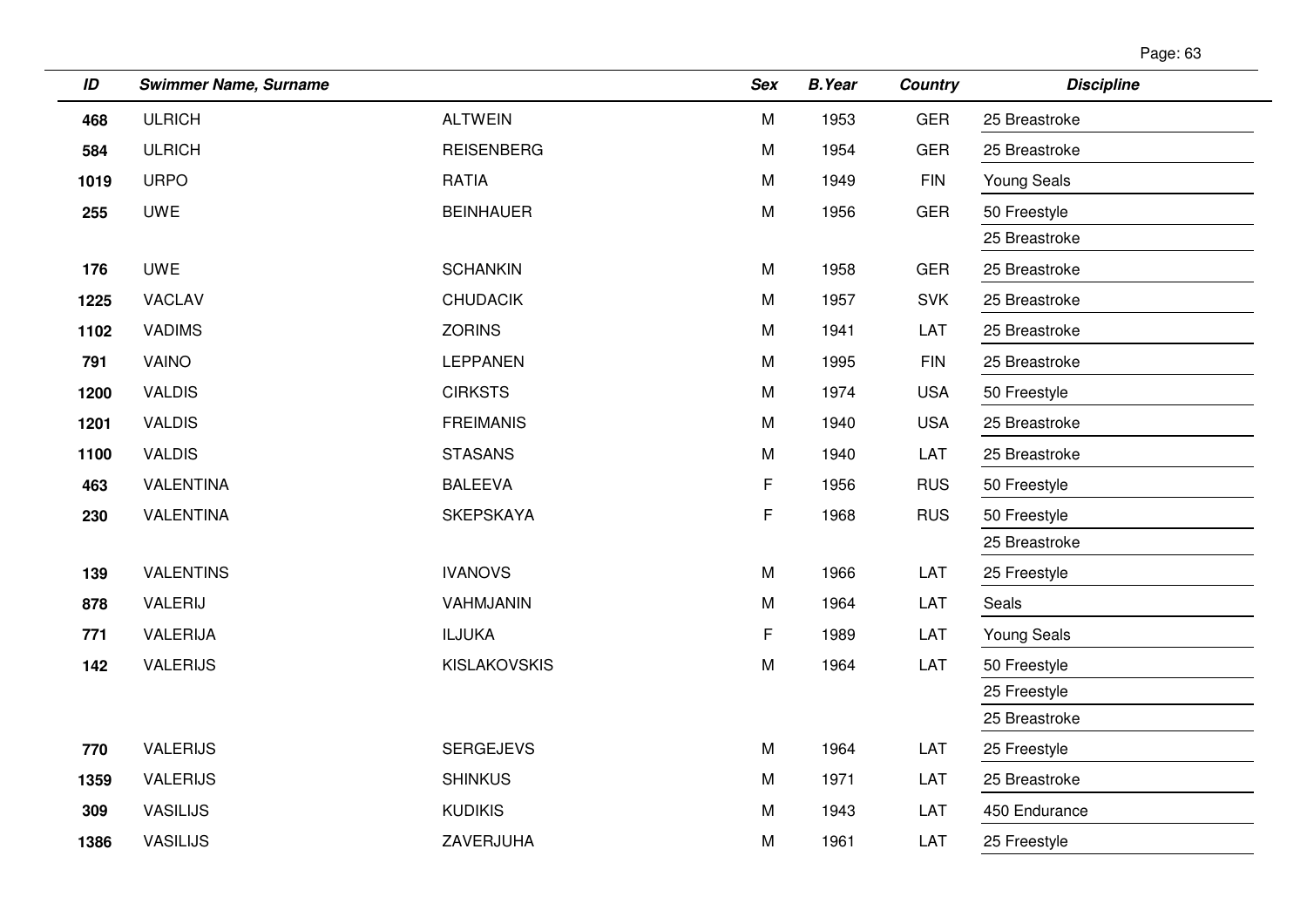| ID | Swimmer Name, Surname | | Sex | B.Year | Country | Discipline |
|---|---|---|---|---|---|---|
| 468 | ULRICH | ALTWEIN | M | 1953 | GER | 25 Breastroke |
| 584 | ULRICH | REISENBERG | M | 1954 | GER | 25 Breastroke |
| 1019 | URPO | RATIA | M | 1949 | FIN | Young Seals |
| 255 | UWE | BEINHAUER | M | 1956 | GER | 50 Freestyle |
| | | | | | | 25 Breastroke |
| 176 | UWE | SCHANKIN | M | 1958 | GER | 25 Breastroke |
| 1225 | VACLAV | CHUDACIK | M | 1957 | SVK | 25 Breastroke |
| 1102 | VADIMS | ZORINS | M | 1941 | LAT | 25 Breastroke |
| 791 | VAINO | LEPPANEN | M | 1995 | FIN | 25 Breastroke |
| 1200 | VALDIS | CIRKSTS | M | 1974 | USA | 50 Freestyle |
| 1201 | VALDIS | FREIMANIS | M | 1940 | USA | 25 Breastroke |
| 1100 | VALDIS | STASANS | M | 1940 | LAT | 25 Breastroke |
| 463 | VALENTINA | BALEEVA | F | 1956 | RUS | 50 Freestyle |
| 230 | VALENTINA | SKEPSKAYA | F | 1968 | RUS | 50 Freestyle |
| | | | | | | 25 Breastroke |
| 139 | VALENTINS | IVANOVS | M | 1966 | LAT | 25 Freestyle |
| 878 | VALERIJ | VAHMJANIN | M | 1964 | LAT | Seals |
| 771 | VALERIJA | ILJUKA | F | 1989 | LAT | Young Seals |
| 142 | VALERIJS | KISLAKOVSKIS | M | 1964 | LAT | 50 Freestyle |
| | | | | | | 25 Freestyle |
| | | | | | | 25 Breastroke |
| 770 | VALERIJS | SERGEJEVS | M | 1964 | LAT | 25 Freestyle |
| 1359 | VALERIJS | SHINKUS | M | 1971 | LAT | 25 Breastroke |
| 309 | VASILIJS | KUDIKIS | M | 1943 | LAT | 450 Endurance |
| 1386 | VASILIJS | ZAVERJUHA | M | 1961 | LAT | 25 Freestyle |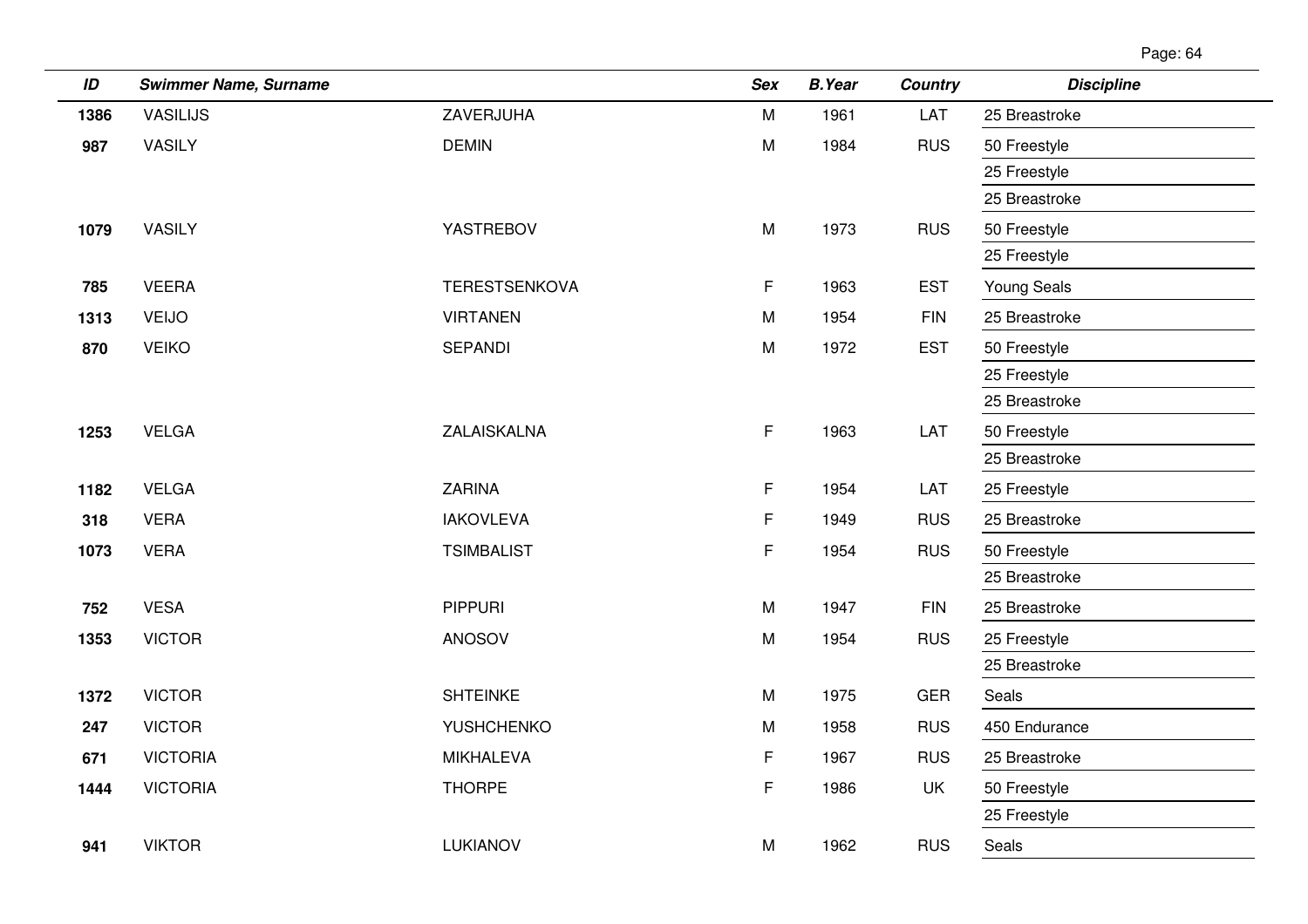| ID | Swimmer Name, Surname | | Sex | B.Year | Country | Discipline |
|---|---|---|---|---|---|---|
| 1386 | VASILIJS | ZAVERJUHA | M | 1961 | LAT | 25 Breastroke |
| 987 | VASILY | DEMIN | M | 1984 | RUS | 50 Freestyle |
| | | | | | | 25 Freestyle |
| | | | | | | 25 Breastroke |
| 1079 | VASILY | YASTREBOV | M | 1973 | RUS | 50 Freestyle |
| | | | | | | 25 Freestyle |
| 785 | VEERA | TERESTSENKOVA | F | 1963 | EST | Young Seals |
| 1313 | VEIJO | VIRTANEN | M | 1954 | FIN | 25 Breastroke |
| 870 | VEIKO | SEPANDI | M | 1972 | EST | 50 Freestyle |
| | | | | | | 25 Freestyle |
| | | | | | | 25 Breastroke |
| 1253 | VELGA | ZALAISKALNA | F | 1963 | LAT | 50 Freestyle |
| | | | | | | 25 Breastroke |
| 1182 | VELGA | ZARINA | F | 1954 | LAT | 25 Freestyle |
| 318 | VERA | IAKOVLEVA | F | 1949 | RUS | 25 Breastroke |
| 1073 | VERA | TSIMBALIST | F | 1954 | RUS | 50 Freestyle |
| | | | | | | 25 Breastroke |
| 752 | VESA | PIPPURI | M | 1947 | FIN | 25 Breastroke |
| 1353 | VICTOR | ANOSOV | M | 1954 | RUS | 25 Freestyle |
| | | | | | | 25 Breastroke |
| 1372 | VICTOR | SHTEINKE | M | 1975 | GER | Seals |
| 247 | VICTOR | YUSHCHENKO | M | 1958 | RUS | 450 Endurance |
| 671 | VICTORIA | MIKHALEVA | F | 1967 | RUS | 25 Breastroke |
| 1444 | VICTORIA | THORPE | F | 1986 | UK | 50 Freestyle |
| | | | | | | 25 Freestyle |
| 941 | VIKTOR | LUKIANOV | M | 1962 | RUS | Seals |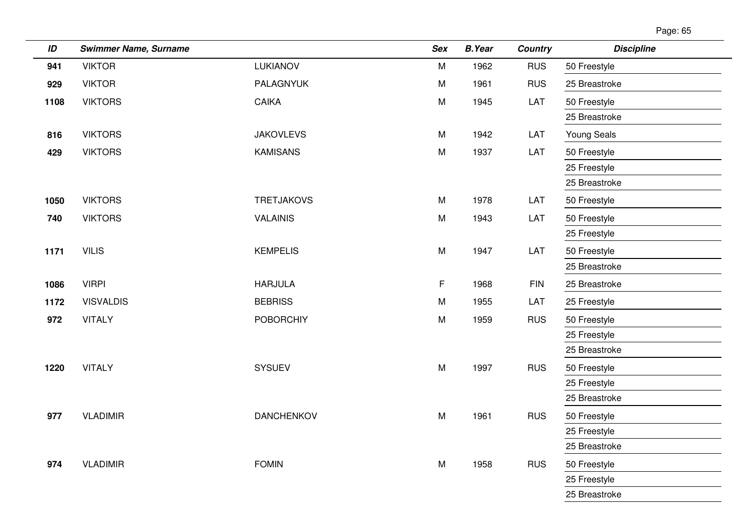| ID | Swimmer Name, Surname | | Sex | B.Year | Country | Discipline |
|---|---|---|---|---|---|---|
| 941 | VIKTOR | LUKIANOV | M | 1962 | RUS | 50 Freestyle |
| 929 | VIKTOR | PALAGNYUK | M | 1961 | RUS | 25 Breastroke |
| 1108 | VIKTORS | CAIKA | M | 1945 | LAT | 50 Freestyle |
| | | | | | | 25 Breastroke |
| 816 | VIKTORS | JAKOVLEVS | M | 1942 | LAT | Young Seals |
| 429 | VIKTORS | KAMISANS | M | 1937 | LAT | 50 Freestyle |
| | | | | | | 25 Freestyle |
| | | | | | | 25 Breastroke |
| 1050 | VIKTORS | TRETJAKOVS | M | 1978 | LAT | 50 Freestyle |
| 740 | VIKTORS | VALAINIS | M | 1943 | LAT | 50 Freestyle |
| | | | | | | 25 Freestyle |
| 1171 | VILIS | KEMPELIS | M | 1947 | LAT | 50 Freestyle |
| | | | | | | 25 Breastroke |
| 1086 | VIRPI | HARJULA | F | 1968 | FIN | 25 Breastroke |
| 1172 | VISVALDIS | BEBRISS | M | 1955 | LAT | 25 Freestyle |
| 972 | VITALY | POBORCHIY | M | 1959 | RUS | 50 Freestyle |
| | | | | | | 25 Freestyle |
| | | | | | | 25 Breastroke |
| 1220 | VITALY | SYSUEV | M | 1997 | RUS | 50 Freestyle |
| | | | | | | 25 Freestyle |
| | | | | | | 25 Breastroke |
| 977 | VLADIMIR | DANCHENKOV | M | 1961 | RUS | 50 Freestyle |
| | | | | | | 25 Freestyle |
| | | | | | | 25 Breastroke |
| 974 | VLADIMIR | FOMIN | M | 1958 | RUS | 50 Freestyle |
| | | | | | | 25 Freestyle |
| | | | | | | 25 Breastroke |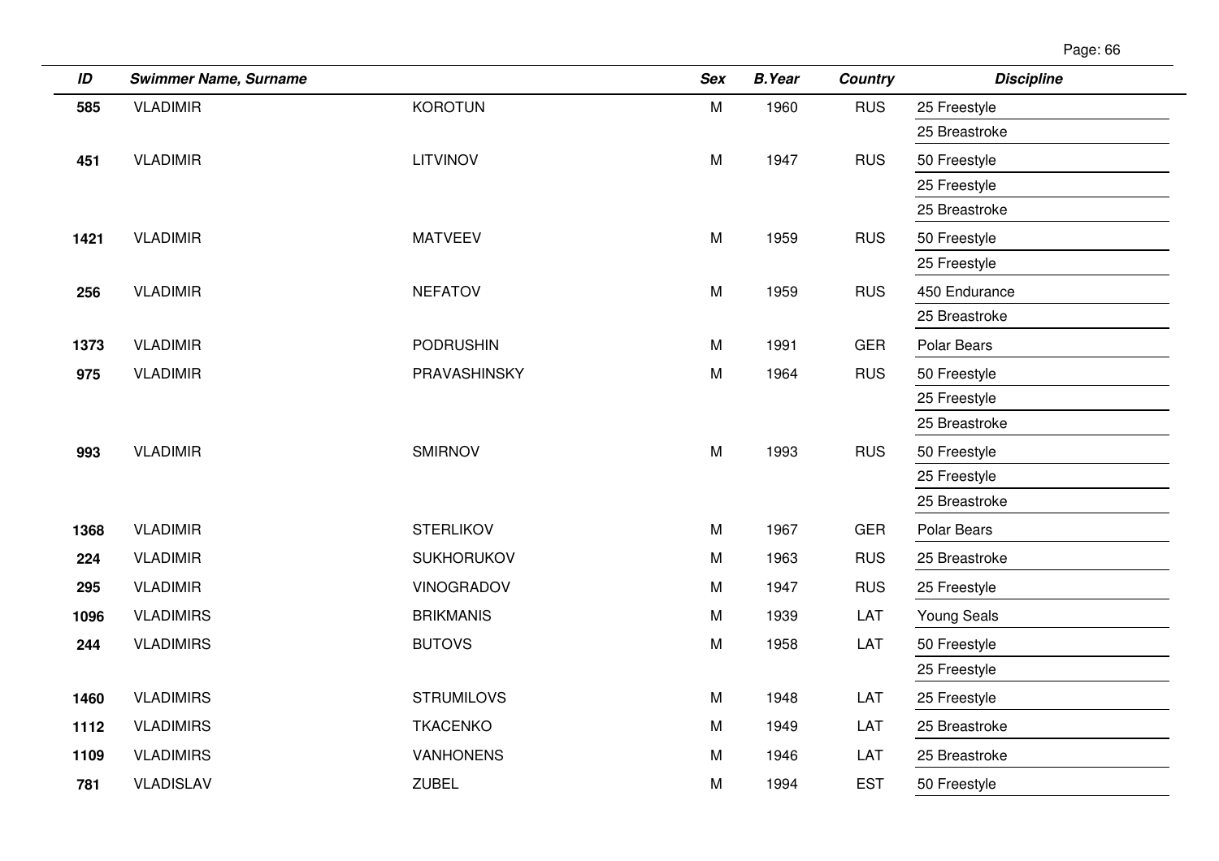| ID | Swimmer Name, Surname | | Sex | B.Year | Country | Discipline |
|---|---|---|---|---|---|---|
| 585 | VLADIMIR | KOROTUN | M | 1960 | RUS | 25 Freestyle |
| | | | | | | 25 Breastroke |
| 451 | VLADIMIR | LITVINOV | M | 1947 | RUS | 50 Freestyle |
| | | | | | | 25 Freestyle |
| | | | | | | 25 Breastroke |
| 1421 | VLADIMIR | MATVEEV | M | 1959 | RUS | 50 Freestyle |
| | | | | | | 25 Freestyle |
| 256 | VLADIMIR | NEFATOV | M | 1959 | RUS | 450 Endurance |
| | | | | | | 25 Breastroke |
| 1373 | VLADIMIR | PODRUSHIN | M | 1991 | GER | Polar Bears |
| 975 | VLADIMIR | PRAVASHINSKY | M | 1964 | RUS | 50 Freestyle |
| | | | | | | 25 Freestyle |
| | | | | | | 25 Breastroke |
| 993 | VLADIMIR | SMIRNOV | M | 1993 | RUS | 50 Freestyle |
| | | | | | | 25 Freestyle |
| | | | | | | 25 Breastroke |
| 1368 | VLADIMIR | STERLIKOV | M | 1967 | GER | Polar Bears |
| 224 | VLADIMIR | SUKHORUKOV | M | 1963 | RUS | 25 Breastroke |
| 295 | VLADIMIR | VINOGRADOV | M | 1947 | RUS | 25 Freestyle |
| 1096 | VLADIMIRS | BRIKMANIS | M | 1939 | LAT | Young Seals |
| 244 | VLADIMIRS | BUTOVS | M | 1958 | LAT | 50 Freestyle |
| | | | | | | 25 Freestyle |
| 1460 | VLADIMIRS | STRUMILOVS | M | 1948 | LAT | 25 Freestyle |
| 1112 | VLADIMIRS | TKACENKO | M | 1949 | LAT | 25 Breastroke |
| 1109 | VLADIMIRS | VANHONENS | M | 1946 | LAT | 25 Breastroke |
| 781 | VLADISLAV | ZUBEL | M | 1994 | EST | 50 Freestyle |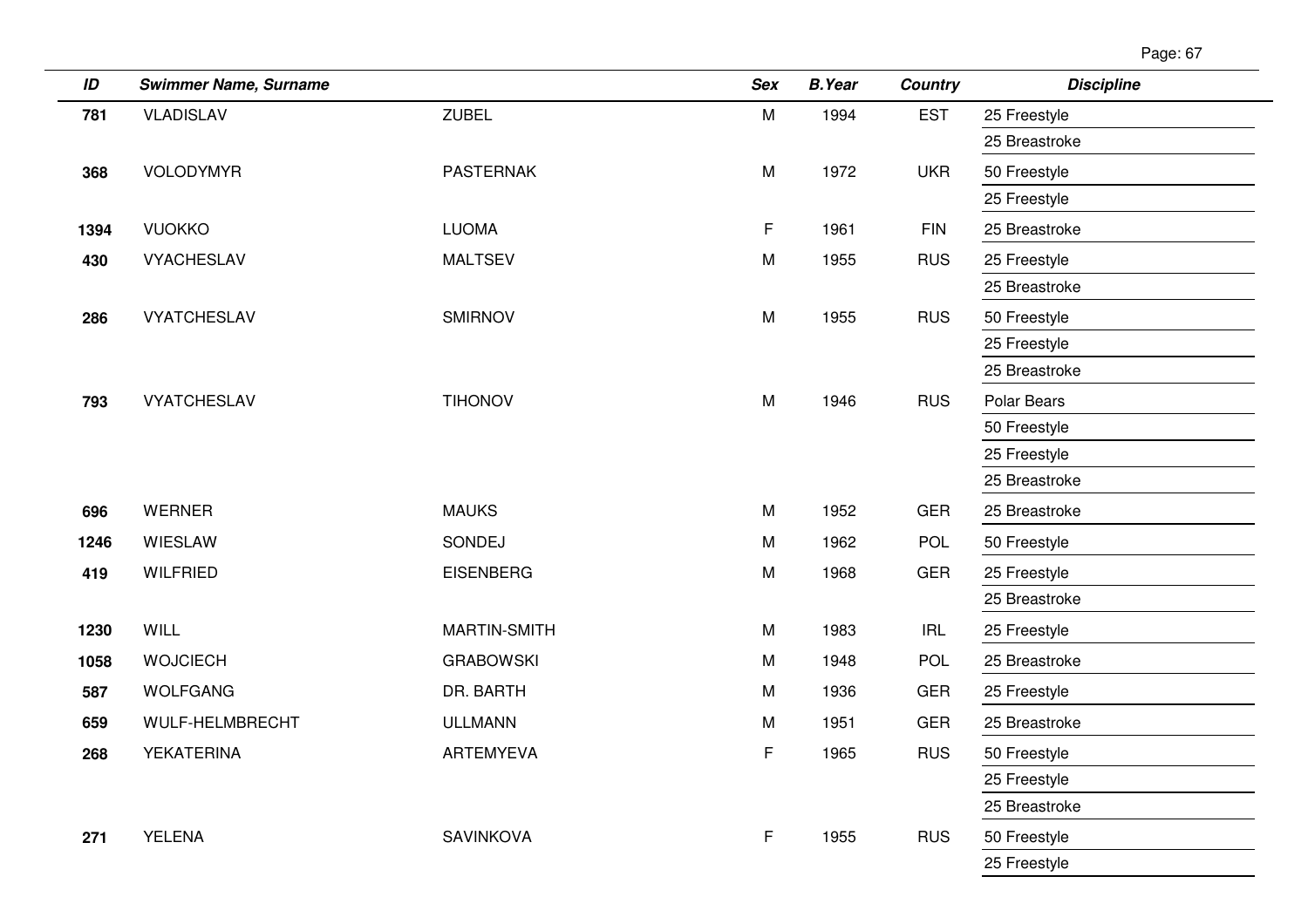| ID | Swimmer Name, Surname | | Sex | B.Year | Country | Discipline |
|---|---|---|---|---|---|---|
| 781 | VLADISLAV | ZUBEL | M | 1994 | EST | 25 Freestyle |
| | | | | | | 25 Breastroke |
| 368 | VOLODYMYR | PASTERNAK | M | 1972 | UKR | 50 Freestyle |
| | | | | | | 25 Freestyle |
| 1394 | VUOKKO | LUOMA | F | 1961 | FIN | 25 Breastroke |
| 430 | VYACHESLAV | MALTSEV | M | 1955 | RUS | 25 Freestyle |
| | | | | | | 25 Breastroke |
| 286 | VYATCHESLAV | SMIRNOV | M | 1955 | RUS | 50 Freestyle |
| | | | | | | 25 Freestyle |
| | | | | | | 25 Breastroke |
| 793 | VYATCHESLAV | TIHONOV | M | 1946 | RUS | Polar Bears |
| | | | | | | 50 Freestyle |
| | | | | | | 25 Freestyle |
| | | | | | | 25 Breastroke |
| 696 | WERNER | MAUKS | M | 1952 | GER | 25 Breastroke |
| 1246 | WIESLAW | SONDEJ | M | 1962 | POL | 50 Freestyle |
| 419 | WILFRIED | EISENBERG | M | 1968 | GER | 25 Freestyle |
| | | | | | | 25 Breastroke |
| 1230 | WILL | MARTIN-SMITH | M | 1983 | IRL | 25 Freestyle |
| 1058 | WOJCIECH | GRABOWSKI | M | 1948 | POL | 25 Breastroke |
| 587 | WOLFGANG | DR. BARTH | M | 1936 | GER | 25 Freestyle |
| 659 | WULF-HELMBRECHT | ULLMANN | M | 1951 | GER | 25 Breastroke |
| 268 | YEKATERINA | ARTEMYEVA | F | 1965 | RUS | 50 Freestyle |
| | | | | | | 25 Freestyle |
| | | | | | | 25 Breastroke |
| 271 | YELENA | SAVINKOVA | F | 1955 | RUS | 50 Freestyle |
| | | | | | | 25 Freestyle |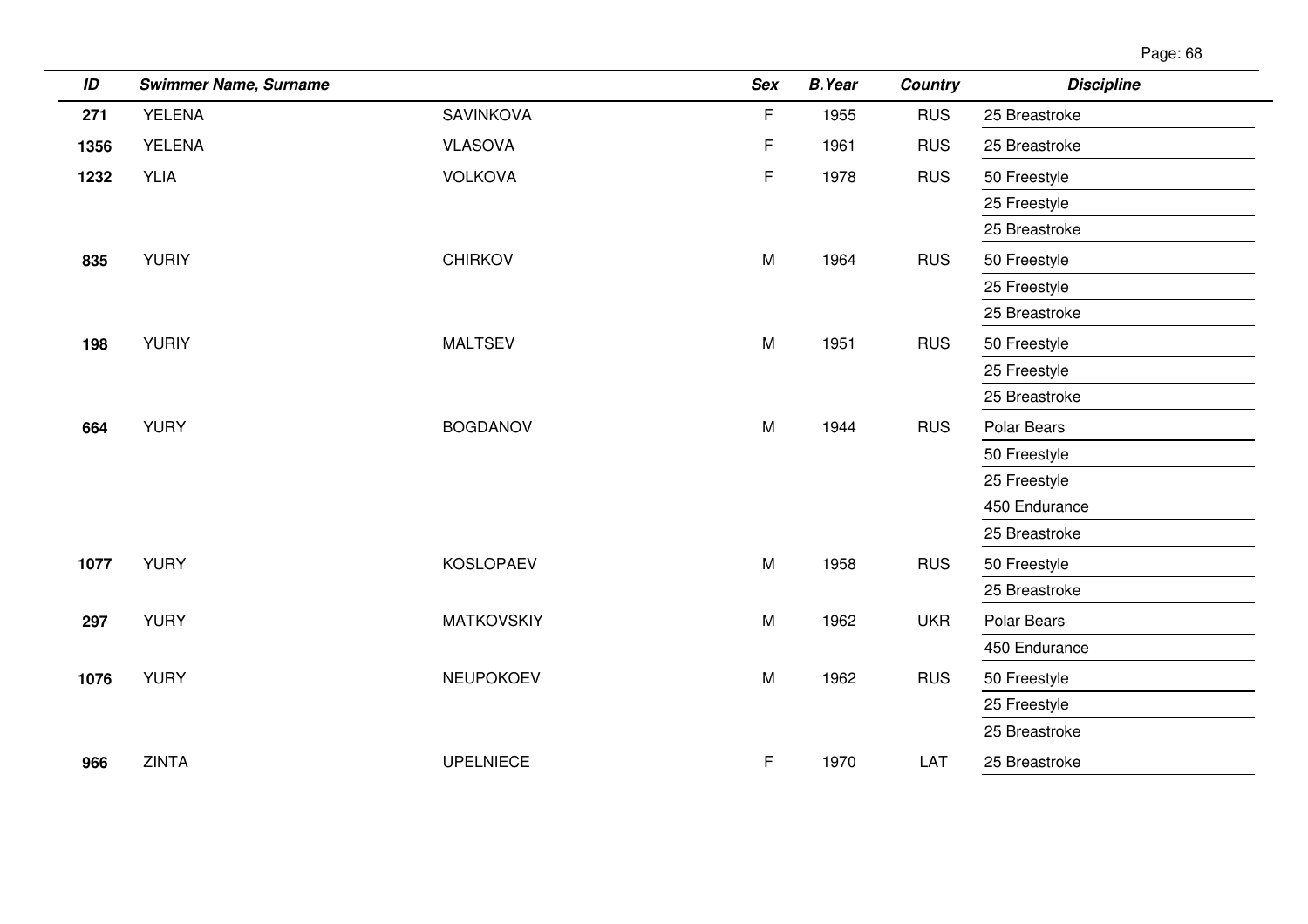| ID | Swimmer Name, Surname | | Sex | B.Year | Country | Discipline |
|---|---|---|---|---|---|---|
| **271** | YELENA | SAVINKOVA | F | 1955 | RUS | 25 Breastroke |
| **1356** | YELENA | VLASOVA | F | 1961 | RUS | 25 Breastroke |
| **1232** | YLIA | VOLKOVA | F | 1978 | RUS | 50 Freestyle |
| | | | | | | 25 Freestyle |
| | | | | | | 25 Breastroke |
| **835** | YURIY | CHIRKOV | M | 1964 | RUS | 50 Freestyle |
| | | | | | | 25 Freestyle |
| | | | | | | 25 Breastroke |
| **198** | YURIY | MALTSEV | M | 1951 | RUS | 50 Freestyle |
| | | | | | | 25 Freestyle |
| | | | | | | 25 Breastroke |
| **664** | YURY | BOGDANOV | M | 1944 | RUS | Polar Bears |
| | | | | | | 50 Freestyle |
| | | | | | | 25 Freestyle |
| | | | | | | 450 Endurance |
| | | | | | | 25 Breastroke |
| **1077** | YURY | KOSLOPAEV | M | 1958 | RUS | 50 Freestyle |
| | | | | | | 25 Breastroke |
| **297** | YURY | MATKOVSKIY | M | 1962 | UKR | Polar Bears |
| | | | | | | 450 Endurance |
| **1076** | YURY | NEUPOKOEV | M | 1962 | RUS | 50 Freestyle |
| | | | | | | 25 Freestyle |
| | | | | | | 25 Breastroke |
| **966** | ZINTA | UPELNIECE | F | 1970 | LAT | 25 Breastroke |